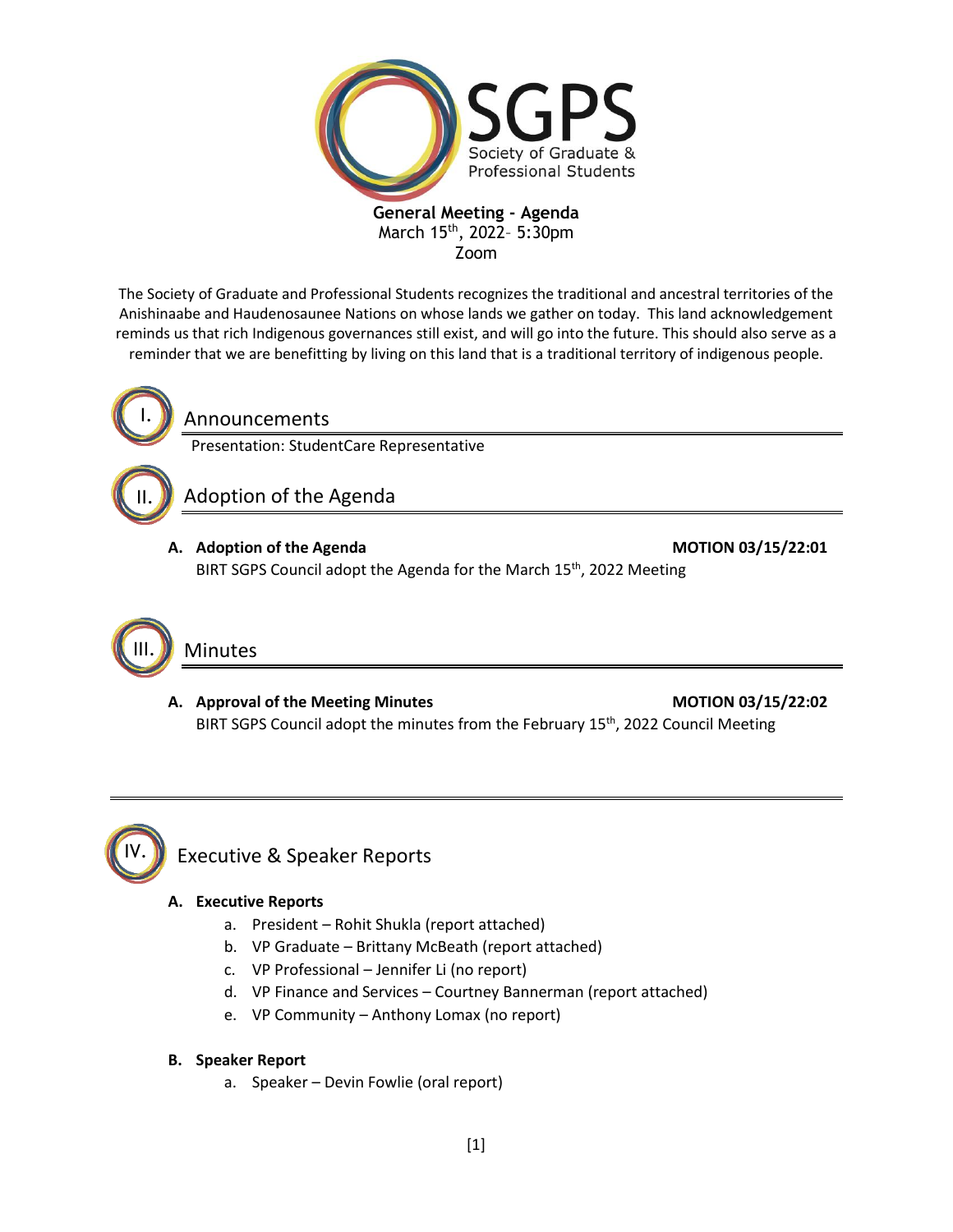# SGPS

Society of Graduate & Professional Students

**General Meeting - Agenda**
March 15th, 2022– 5:30pm
Zoom

The Society of Graduate and Professional Students recognizes the traditional and ancestral territories of the Anishinaabe and Haudenosaunee Nations on whose lands we gather on today. This land acknowledgement reminds us that rich Indigenous governances still exist, and will go into the future. This should also serve as a reminder that we are benefitting by living on this land that is a traditional territory of indigenous people.

## I. Announcements

Presentation: StudentCare Representative

## II. Adoption of the Agenda

**A. Adoption of the Agenda** **MOTION 03/15/22:01**

BIRT SGPS Council adopt the Agenda for the March 15th, 2022 Meeting

## III. Minutes

**A. Approval of the Meeting Minutes** **MOTION 03/15/22:02**

BIRT SGPS Council adopt the minutes from the February 15th, 2022 Council Meeting

---

## IV. Executive & Speaker Reports

**A. Executive Reports**

a. President – Rohit Shukla (report attached)
b. VP Graduate – Brittany McBeath (report attached)
c. VP Professional – Jennifer Li (no report)
d. VP Finance and Services – Courtney Bannerman (report attached)
e. VP Community – Anthony Lomax (no report)

**B. Speaker Report**

a. Speaker – Devin Fowlie (oral report)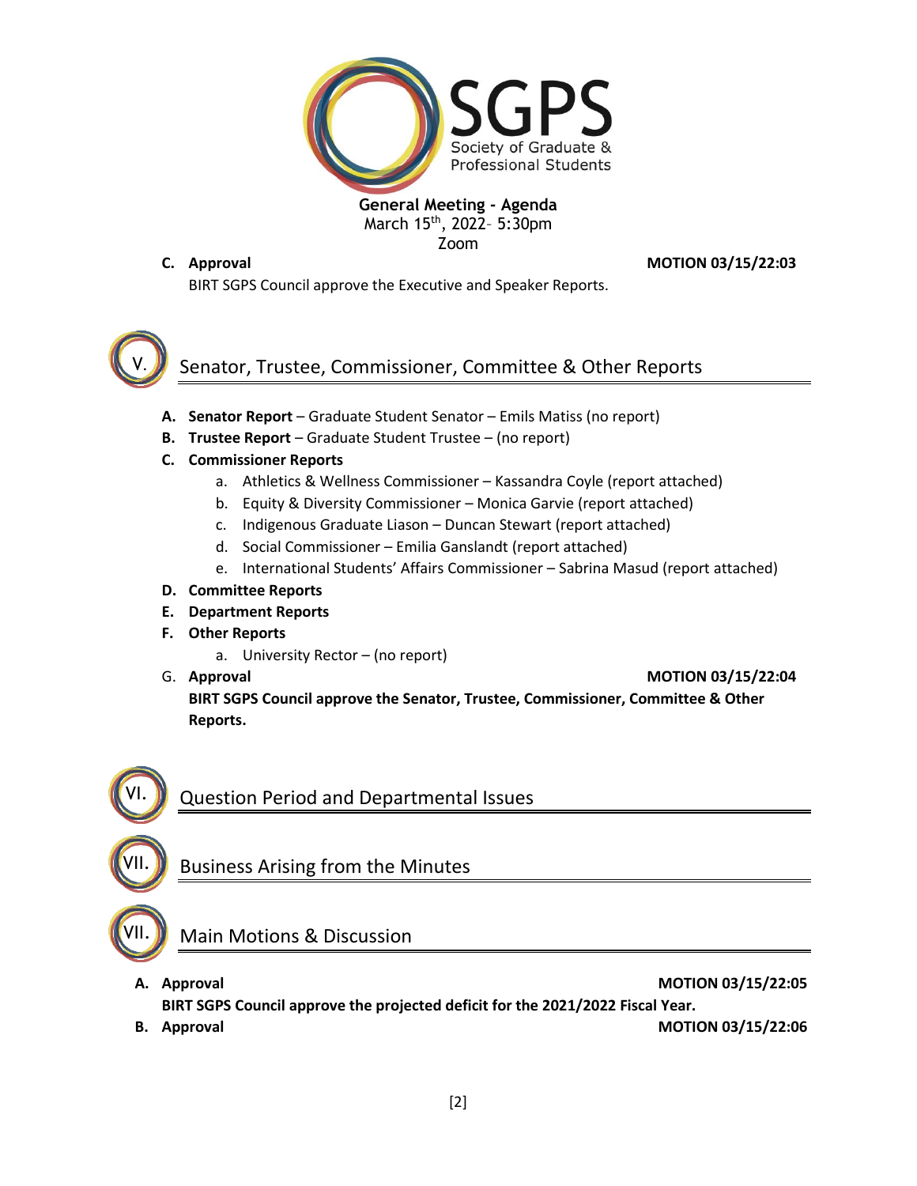**General Meeting - Agenda**
March 15th, 2022– 5:30pm
Zoom

**C. Approval** **MOTION 03/15/22:03**
BIRT SGPS Council approve the Executive and Speaker Reports.

## V. Senator, Trustee, Commissioner, Committee & Other Reports

**A. Senator Report** – Graduate Student Senator – Emils Matiss (no report)
**B. Trustee Report** – Graduate Student Trustee – (no report)
**C. Commissioner Reports**
  a. Athletics & Wellness Commissioner – Kassandra Coyle (report attached)
  b. Equity & Diversity Commissioner – Monica Garvie (report attached)
  c. Indigenous Graduate Liason – Duncan Stewart (report attached)
  d. Social Commissioner – Emilia Ganslandt (report attached)
  e. International Students' Affairs Commissioner – Sabrina Masud (report attached)
**D. Committee Reports**
**E. Department Reports**
**F. Other Reports**
  a. University Rector – (no report)
G. **Approval** **MOTION 03/15/22:04**
**BIRT SGPS Council approve the Senator, Trustee, Commissioner, Committee & Other Reports.**

## VI. Question Period and Departmental Issues

## VII. Business Arising from the Minutes

## VII. Main Motions & Discussion

**A. Approval** **MOTION 03/15/22:05**
**BIRT SGPS Council approve the projected deficit for the 2021/2022 Fiscal Year.**
**B. Approval** **MOTION 03/15/22:06**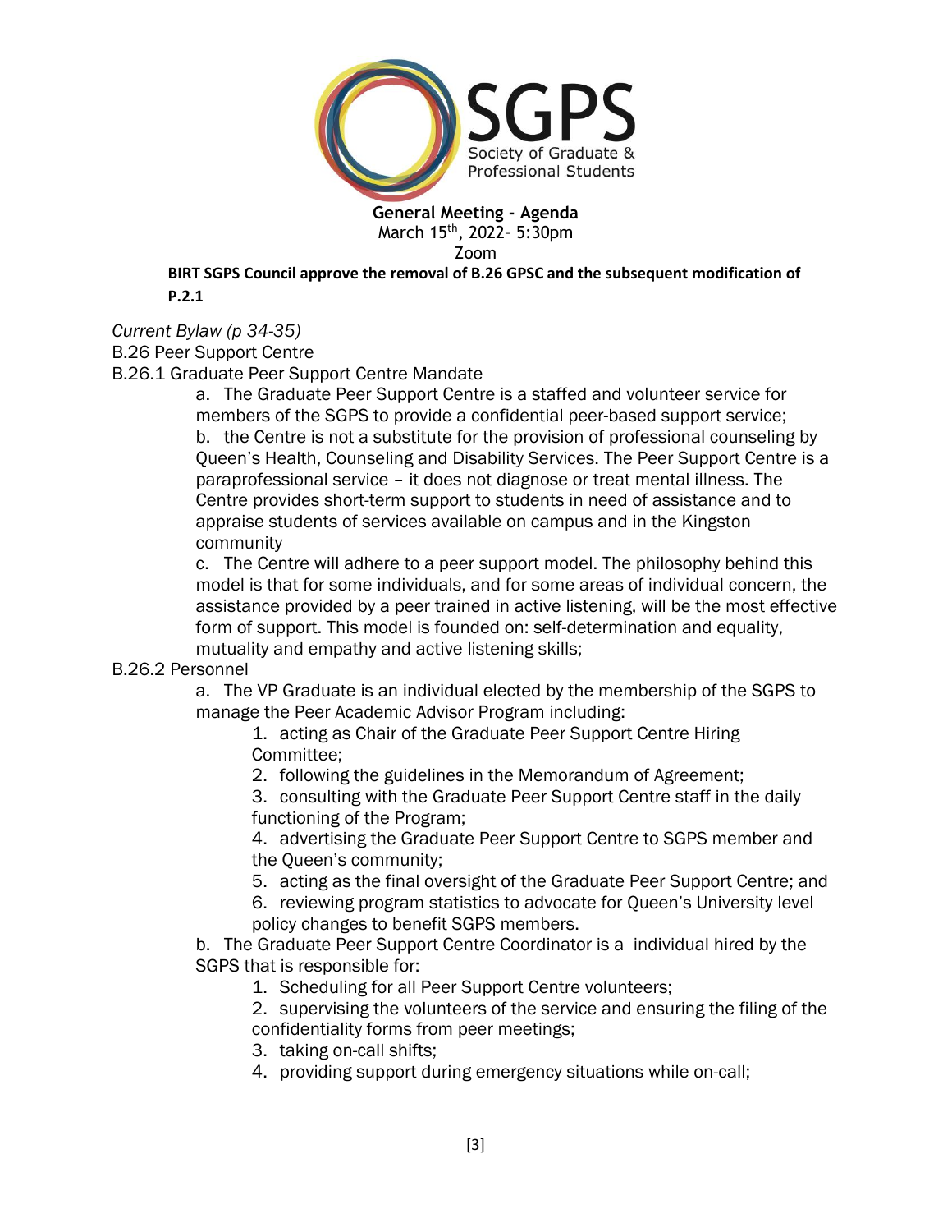**General Meeting - Agenda**
March 15th, 2022– 5:30pm
Zoom

**BIRT SGPS Council approve the removal of B.26 GPSC and the subsequent modification of P.2.1**

*Current Bylaw (p 34-35)*

B.26 Peer Support Centre

B.26.1 Graduate Peer Support Centre Mandate

a. The Graduate Peer Support Centre is a staffed and volunteer service for members of the SGPS to provide a confidential peer-based support service;

b. the Centre is not a substitute for the provision of professional counseling by Queen's Health, Counseling and Disability Services. The Peer Support Centre is a paraprofessional service – it does not diagnose or treat mental illness. The Centre provides short-term support to students in need of assistance and to appraise students of services available on campus and in the Kingston community

c. The Centre will adhere to a peer support model. The philosophy behind this model is that for some individuals, and for some areas of individual concern, the assistance provided by a peer trained in active listening, will be the most effective form of support. This model is founded on: self-determination and equality, mutuality and empathy and active listening skills;

B.26.2 Personnel

a. The VP Graduate is an individual elected by the membership of the SGPS to manage the Peer Academic Advisor Program including:

1. acting as Chair of the Graduate Peer Support Centre Hiring Committee;
2. following the guidelines in the Memorandum of Agreement;
3. consulting with the Graduate Peer Support Centre staff in the daily functioning of the Program;
4. advertising the Graduate Peer Support Centre to SGPS member and the Queen's community;
5. acting as the final oversight of the Graduate Peer Support Centre; and
6. reviewing program statistics to advocate for Queen's University level policy changes to benefit SGPS members.

b. The Graduate Peer Support Centre Coordinator is a individual hired by the SGPS that is responsible for:

1. Scheduling for all Peer Support Centre volunteers;
2. supervising the volunteers of the service and ensuring the filing of the confidentiality forms from peer meetings;
3. taking on-call shifts;
4. providing support during emergency situations while on-call;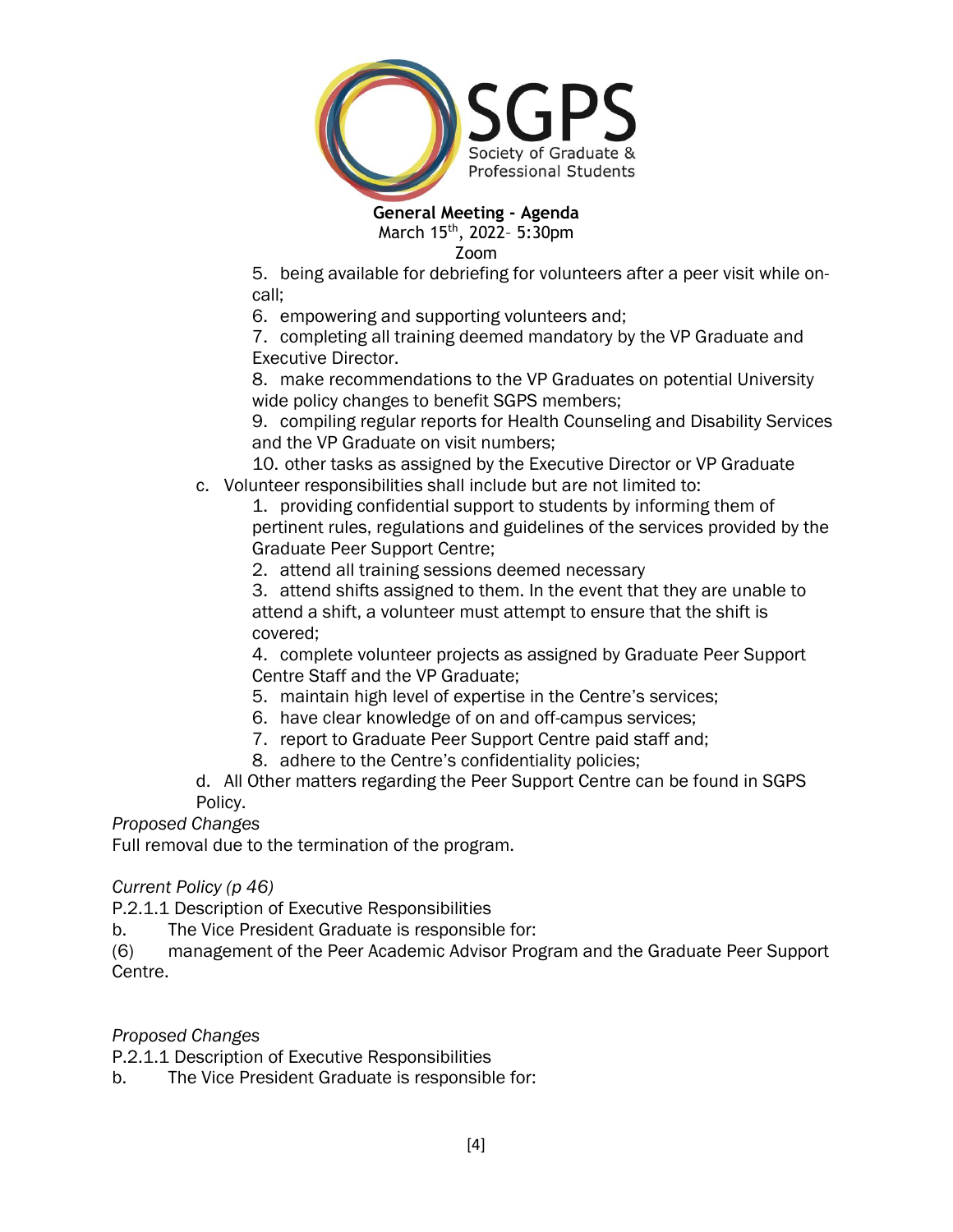5. being available for debriefing for volunteers after a peer visit while on-call;

6. empowering and supporting volunteers and;

7. completing all training deemed mandatory by the VP Graduate and Executive Director.

8. make recommendations to the VP Graduates on potential University wide policy changes to benefit SGPS members;

9. compiling regular reports for Health Counseling and Disability Services and the VP Graduate on visit numbers;

10. other tasks as assigned by the Executive Director or VP Graduate

c. Volunteer responsibilities shall include but are not limited to:

1. providing confidential support to students by informing them of pertinent rules, regulations and guidelines of the services provided by the Graduate Peer Support Centre;

2. attend all training sessions deemed necessary

3. attend shifts assigned to them. In the event that they are unable to attend a shift, a volunteer must attempt to ensure that the shift is covered;

4. complete volunteer projects as assigned by Graduate Peer Support Centre Staff and the VP Graduate;

5. maintain high level of expertise in the Centre's services;

6. have clear knowledge of on and off-campus services;

7. report to Graduate Peer Support Centre paid staff and;

8. adhere to the Centre's confidentiality policies;

d. All Other matters regarding the Peer Support Centre can be found in SGPS Policy.

*Proposed Changes*

Full removal due to the termination of the program.

*Current Policy (p 46)*

P.2.1.1 Description of Executive Responsibilities

b. The Vice President Graduate is responsible for:

(6) management of the Peer Academic Advisor Program and the Graduate Peer Support Centre.

*Proposed Changes*

P.2.1.1 Description of Executive Responsibilities

b. The Vice President Graduate is responsible for: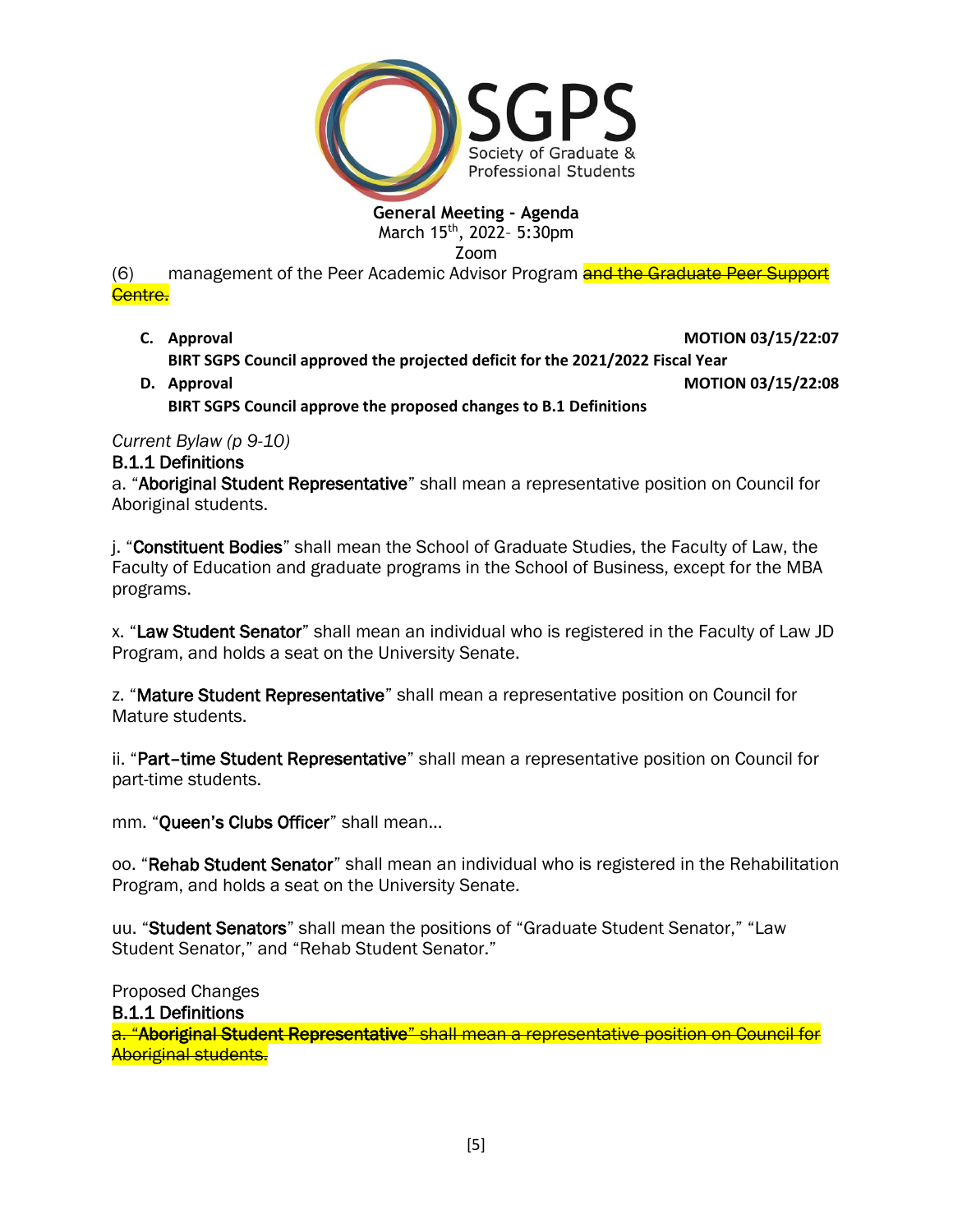(6) management of the Peer Academic Advisor Program ~~and the Graduate Peer Support Centre.~~

**C. Approval** **MOTION 03/15/22:07**

**BIRT SGPS Council approved the projected deficit for the 2021/2022 Fiscal Year**

**D. Approval** **MOTION 03/15/22:08**

**BIRT SGPS Council approve the proposed changes to B.1 Definitions**

*Current Bylaw (p 9-10)*

B.1.1 Definitions

a. "Aboriginal Student Representative" shall mean a representative position on Council for Aboriginal students.

j. "Constituent Bodies" shall mean the School of Graduate Studies, the Faculty of Law, the Faculty of Education and graduate programs in the School of Business, except for the MBA programs.

x. "Law Student Senator" shall mean an individual who is registered in the Faculty of Law JD Program, and holds a seat on the University Senate.

z. "Mature Student Representative" shall mean a representative position on Council for Mature students.

ii. "Part-time Student Representative" shall mean a representative position on Council for part-time students.

mm. "Queen's Clubs Officer" shall mean…

oo. "Rehab Student Senator" shall mean an individual who is registered in the Rehabilitation Program, and holds a seat on the University Senate.

uu. "Student Senators" shall mean the positions of "Graduate Student Senator," "Law Student Senator," and "Rehab Student Senator."

Proposed Changes

B.1.1 Definitions

~~a. "Aboriginal Student Representative" shall mean a representative position on Council for Aboriginal students.~~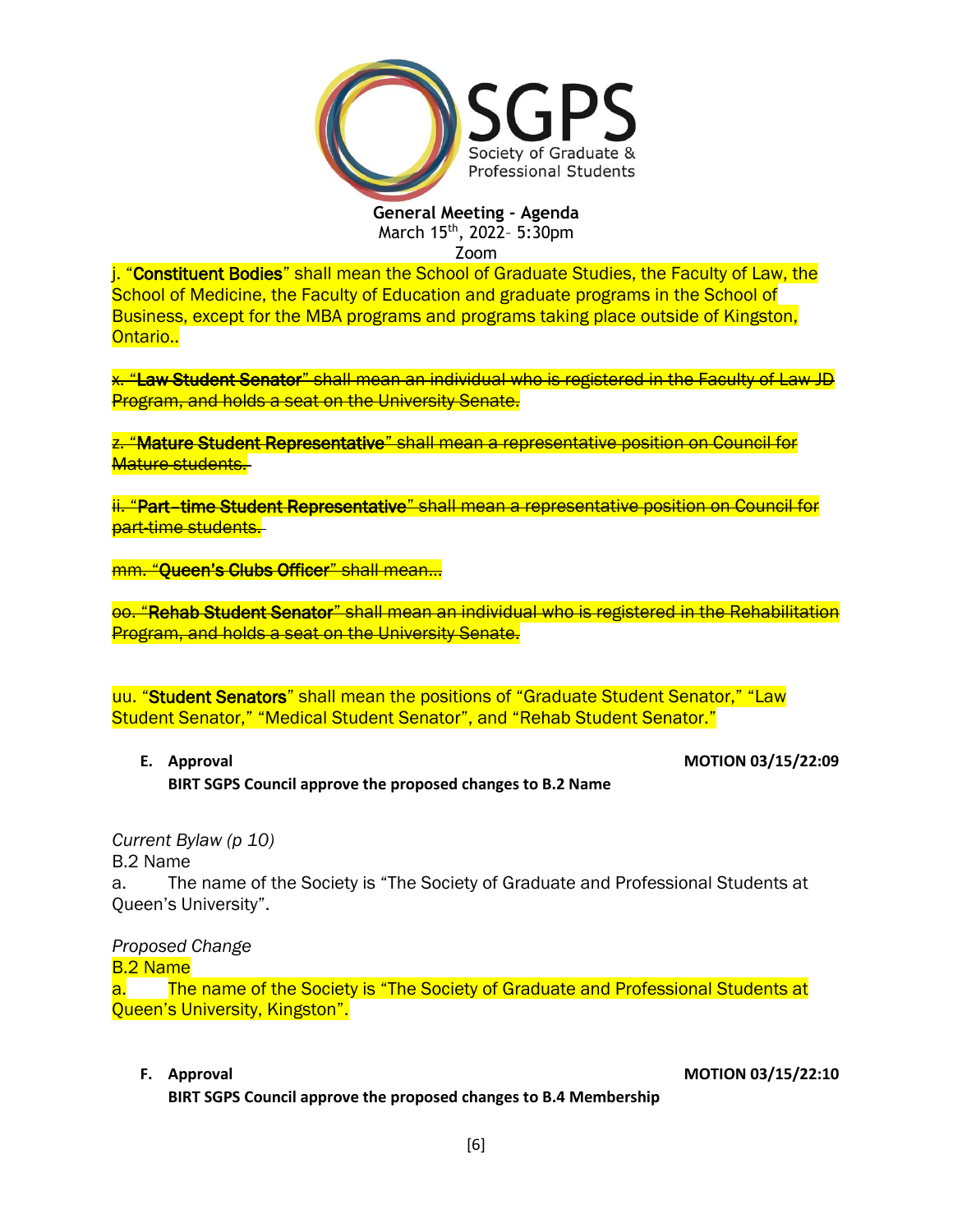j. "**Constituent Bodies**" shall mean the School of Graduate Studies, the Faculty of Law, the School of Medicine, the Faculty of Education and graduate programs in the School of Business, except for the MBA programs and programs taking place outside of Kingston, Ontario..

~~x. "**Law Student Senator**" shall mean an individual who is registered in the Faculty of Law JD Program, and holds a seat on the University Senate.~~

~~z. "**Mature Student Representative**" shall mean a representative position on Council for Mature students.~~

~~ii. "**Part–time Student Representative**" shall mean a representative position on Council for part-time students.~~

~~mm. "**Queen's Clubs Officer**" shall mean…~~

~~oo. "**Rehab Student Senator**" shall mean an individual who is registered in the Rehabilitation Program, and holds a seat on the University Senate.~~

uu. "**Student Senators**" shall mean the positions of "Graduate Student Senator," "Law Student Senator," "Medical Student Senator", and "Rehab Student Senator."

**E. Approval** **MOTION 03/15/22:09**

**BIRT SGPS Council approve the proposed changes to B.2 Name**

*Current Bylaw (p 10)*

B.2 Name

a. The name of the Society is "The Society of Graduate and Professional Students at Queen's University".

*Proposed Change*

B.2 Name

a. The name of the Society is "The Society of Graduate and Professional Students at Queen's University, Kingston".

**F. Approval** **MOTION 03/15/22:10**

**BIRT SGPS Council approve the proposed changes to B.4 Membership**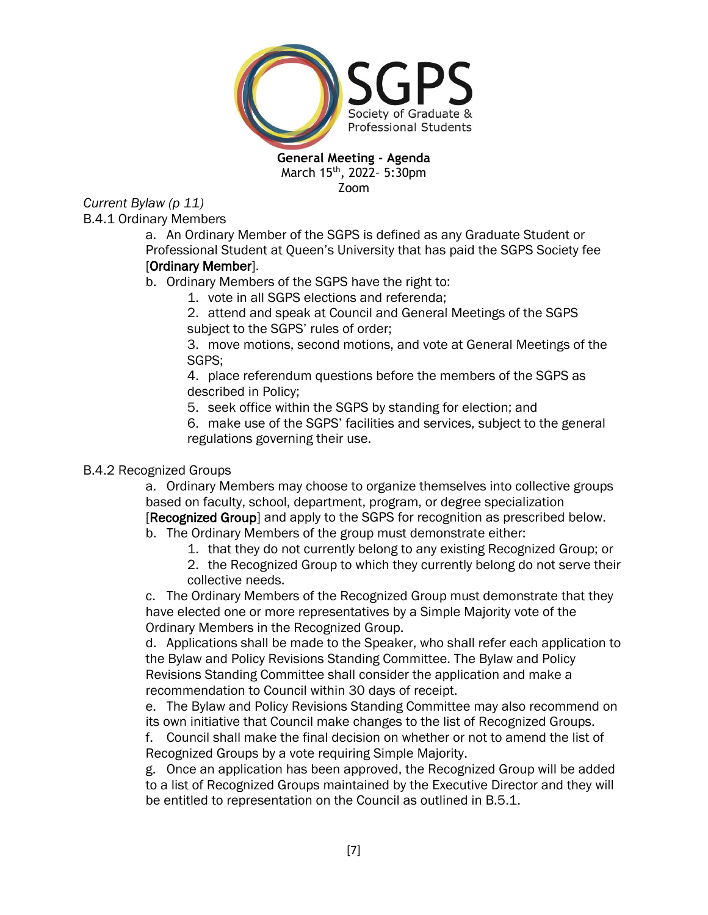**General Meeting - Agenda**
March 15th, 2022– 5:30pm
Zoom

*Current Bylaw (p 11)*

B.4.1 Ordinary Members

a. An Ordinary Member of the SGPS is defined as any Graduate Student or Professional Student at Queen's University that has paid the SGPS Society fee [**Ordinary Member**].

b. Ordinary Members of the SGPS have the right to:

1. vote in all SGPS elections and referenda;
2. attend and speak at Council and General Meetings of the SGPS subject to the SGPS' rules of order;
3. move motions, second motions, and vote at General Meetings of the SGPS;
4. place referendum questions before the members of the SGPS as described in Policy;
5. seek office within the SGPS by standing for election; and
6. make use of the SGPS' facilities and services, subject to the general regulations governing their use.

B.4.2 Recognized Groups

a. Ordinary Members may choose to organize themselves into collective groups based on faculty, school, department, program, or degree specialization [**Recognized Group**] and apply to the SGPS for recognition as prescribed below.

b. The Ordinary Members of the group must demonstrate either:

1. that they do not currently belong to any existing Recognized Group; or
2. the Recognized Group to which they currently belong do not serve their collective needs.

c. The Ordinary Members of the Recognized Group must demonstrate that they have elected one or more representatives by a Simple Majority vote of the Ordinary Members in the Recognized Group.

d. Applications shall be made to the Speaker, who shall refer each application to the Bylaw and Policy Revisions Standing Committee. The Bylaw and Policy Revisions Standing Committee shall consider the application and make a recommendation to Council within 30 days of receipt.

e. The Bylaw and Policy Revisions Standing Committee may also recommend on its own initiative that Council make changes to the list of Recognized Groups.

f. Council shall make the final decision on whether or not to amend the list of Recognized Groups by a vote requiring Simple Majority.

g. Once an application has been approved, the Recognized Group will be added to a list of Recognized Groups maintained by the Executive Director and they will be entitled to representation on the Council as outlined in B.5.1.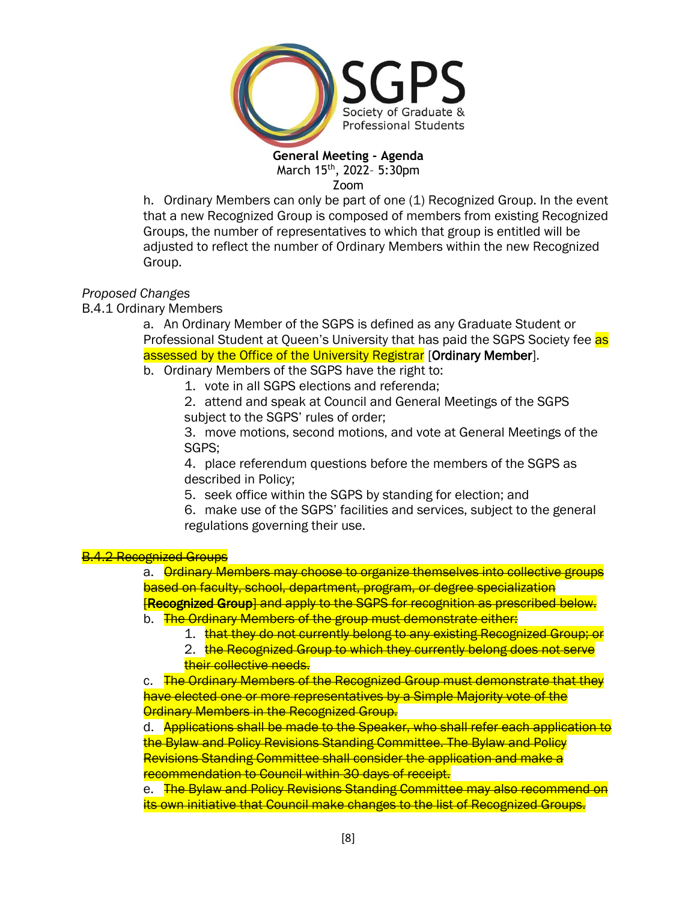h. Ordinary Members can only be part of one (1) Recognized Group. In the event that a new Recognized Group is composed of members from existing Recognized Groups, the number of representatives to which that group is entitled will be adjusted to reflect the number of Ordinary Members within the new Recognized Group.

*Proposed Changes*

B.4.1 Ordinary Members

a. An Ordinary Member of the SGPS is defined as any Graduate Student or Professional Student at Queen's University that has paid the SGPS Society fee as assessed by the Office of the University Registrar [**Ordinary Member**].

b. Ordinary Members of the SGPS have the right to:

1. vote in all SGPS elections and referenda;
2. attend and speak at Council and General Meetings of the SGPS subject to the SGPS' rules of order;
3. move motions, second motions, and vote at General Meetings of the SGPS;
4. place referendum questions before the members of the SGPS as described in Policy;
5. seek office within the SGPS by standing for election; and
6. make use of the SGPS' facilities and services, subject to the general regulations governing their use.

~~B.4.2 Recognized Groups~~

a. ~~Ordinary Members may choose to organize themselves into collective groups based on faculty, school, department, program, or degree specialization [**Recognized Group**] and apply to the SGPS for recognition as prescribed below.~~

b. ~~The Ordinary Members of the group must demonstrate either:~~

1. ~~that they do not currently belong to any existing Recognized Group; or~~
2. ~~the Recognized Group to which they currently belong does not serve their collective needs.~~

c. ~~The Ordinary Members of the Recognized Group must demonstrate that they have elected one or more representatives by a Simple Majority vote of the Ordinary Members in the Recognized Group.~~

d. ~~Applications shall be made to the Speaker, who shall refer each application to the Bylaw and Policy Revisions Standing Committee. The Bylaw and Policy Revisions Standing Committee shall consider the application and make a recommendation to Council within 30 days of receipt.~~

e. ~~The Bylaw and Policy Revisions Standing Committee may also recommend on its own initiative that Council make changes to the list of Recognized Groups.~~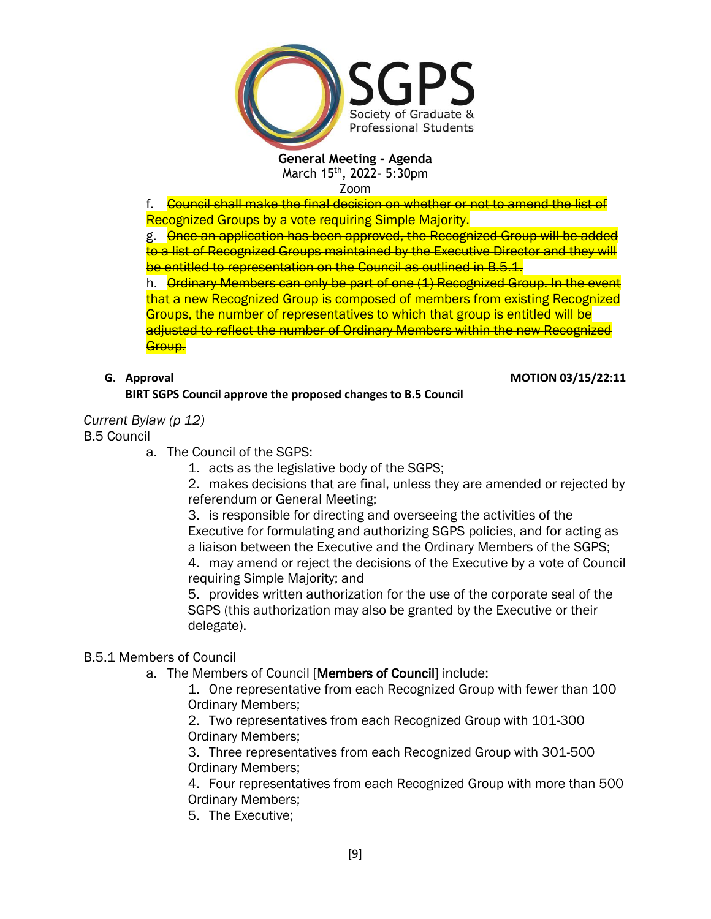f. ~~Council shall make the final decision on whether or not to amend the list of Recognized Groups by a vote requiring Simple Majority.~~

g. ~~Once an application has been approved, the Recognized Group will be added to a list of Recognized Groups maintained by the Executive Director and they will be entitled to representation on the Council as outlined in B.5.1.~~

h. ~~Ordinary Members can only be part of one (1) Recognized Group. In the event that a new Recognized Group is composed of members from existing Recognized Groups, the number of representatives to which that group is entitled will be adjusted to reflect the number of Ordinary Members within the new Recognized Group.~~

**G. Approval** **MOTION 03/15/22:11**

**BIRT SGPS Council approve the proposed changes to B.5 Council**

*Current Bylaw (p 12)*

B.5 Council

a. The Council of the SGPS:

1. acts as the legislative body of the SGPS;
2. makes decisions that are final, unless they are amended or rejected by referendum or General Meeting;
3. is responsible for directing and overseeing the activities of the Executive for formulating and authorizing SGPS policies, and for acting as a liaison between the Executive and the Ordinary Members of the SGPS;
4. may amend or reject the decisions of the Executive by a vote of Council requiring Simple Majority; and
5. provides written authorization for the use of the corporate seal of the SGPS (this authorization may also be granted by the Executive or their delegate).

B.5.1 Members of Council

a. The Members of Council [**Members of Council**] include:

1. One representative from each Recognized Group with fewer than 100 Ordinary Members;
2. Two representatives from each Recognized Group with 101-300 Ordinary Members;
3. Three representatives from each Recognized Group with 301-500 Ordinary Members;
4. Four representatives from each Recognized Group with more than 500 Ordinary Members;
5. The Executive;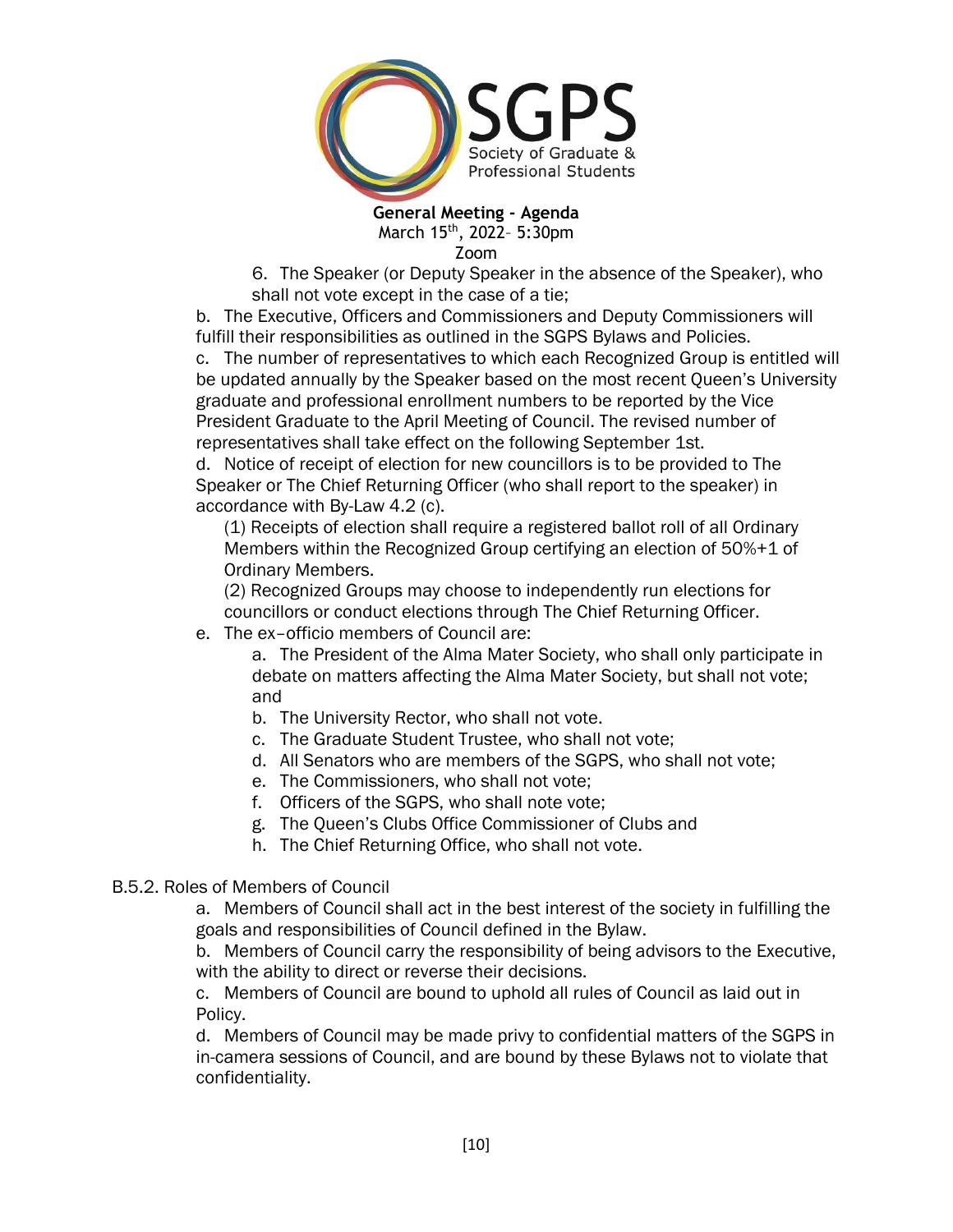6. The Speaker (or Deputy Speaker in the absence of the Speaker), who shall not vote except in the case of a tie;

b. The Executive, Officers and Commissioners and Deputy Commissioners will fulfill their responsibilities as outlined in the SGPS Bylaws and Policies.

c. The number of representatives to which each Recognized Group is entitled will be updated annually by the Speaker based on the most recent Queen's University graduate and professional enrollment numbers to be reported by the Vice President Graduate to the April Meeting of Council. The revised number of representatives shall take effect on the following September 1st.

d. Notice of receipt of election for new councillors is to be provided to The Speaker or The Chief Returning Officer (who shall report to the speaker) in accordance with By-Law 4.2 (c).

(1) Receipts of election shall require a registered ballot roll of all Ordinary Members within the Recognized Group certifying an election of 50%+1 of Ordinary Members.

(2) Recognized Groups may choose to independently run elections for councillors or conduct elections through The Chief Returning Officer.

e. The ex–officio members of Council are:

a. The President of the Alma Mater Society, who shall only participate in debate on matters affecting the Alma Mater Society, but shall not vote; and

b. The University Rector, who shall not vote.

c. The Graduate Student Trustee, who shall not vote;

d. All Senators who are members of the SGPS, who shall not vote;

e. The Commissioners, who shall not vote;

f. Officers of the SGPS, who shall note vote;

g. The Queen's Clubs Office Commissioner of Clubs and

h. The Chief Returning Office, who shall not vote.

B.5.2. Roles of Members of Council

a. Members of Council shall act in the best interest of the society in fulfilling the goals and responsibilities of Council defined in the Bylaw.

b. Members of Council carry the responsibility of being advisors to the Executive, with the ability to direct or reverse their decisions.

c. Members of Council are bound to uphold all rules of Council as laid out in Policy.

d. Members of Council may be made privy to confidential matters of the SGPS in in-camera sessions of Council, and are bound by these Bylaws not to violate that confidentiality.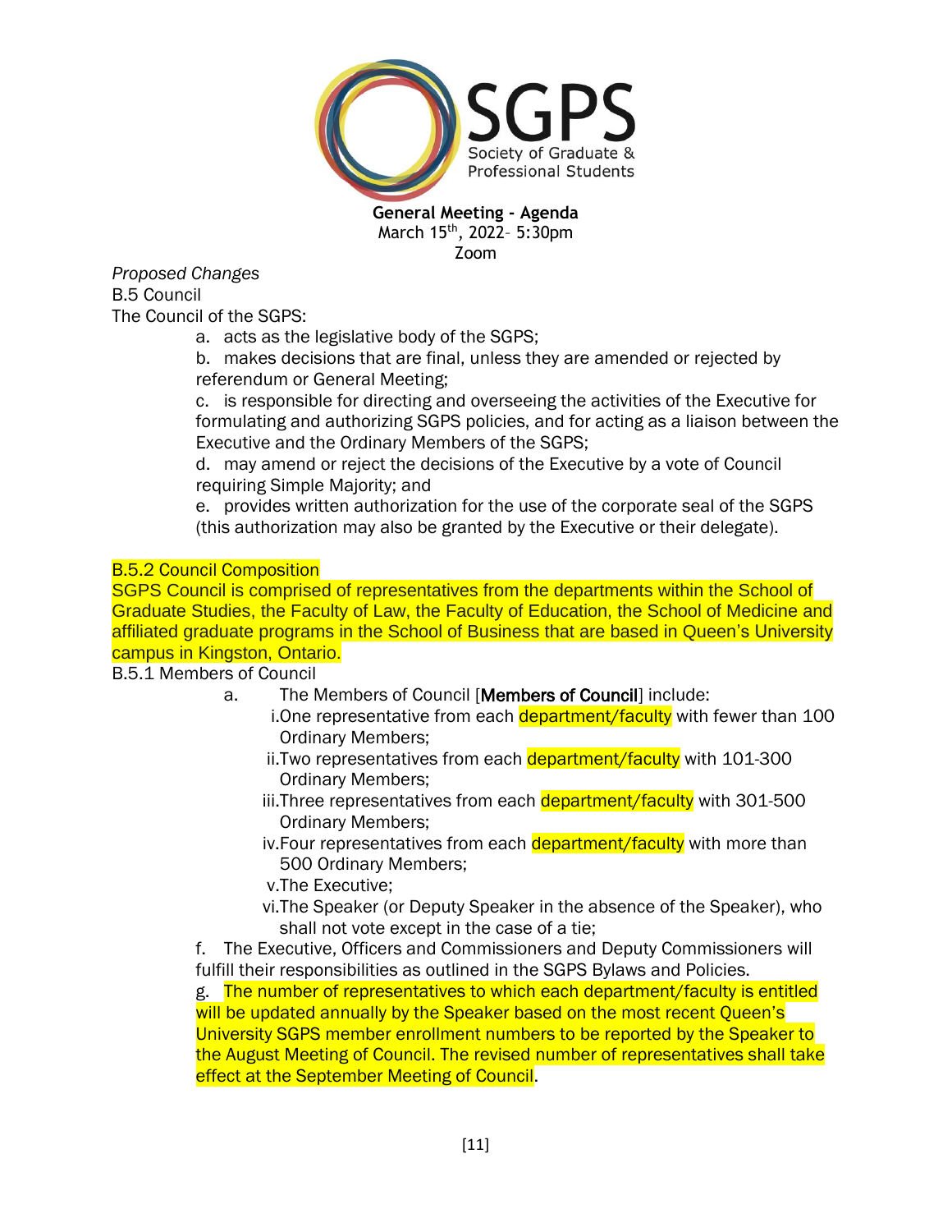**General Meeting - Agenda**
March 15th, 2022– 5:30pm
Zoom

*Proposed Changes*

B.5 Council

The Council of the SGPS:

a. acts as the legislative body of the SGPS;

b. makes decisions that are final, unless they are amended or rejected by referendum or General Meeting;

c. is responsible for directing and overseeing the activities of the Executive for formulating and authorizing SGPS policies, and for acting as a liaison between the Executive and the Ordinary Members of the SGPS;

d. may amend or reject the decisions of the Executive by a vote of Council requiring Simple Majority; and

e. provides written authorization for the use of the corporate seal of the SGPS (this authorization may also be granted by the Executive or their delegate).

B.5.2 Council Composition

SGPS Council is comprised of representatives from the departments within the School of Graduate Studies, the Faculty of Law, the Faculty of Education, the School of Medicine and affiliated graduate programs in the School of Business that are based in Queen's University campus in Kingston, Ontario.

B.5.1 Members of Council

a. The Members of Council [**Members of Council**] include:

i. One representative from each department/faculty with fewer than 100 Ordinary Members;

ii. Two representatives from each department/faculty with 101-300 Ordinary Members;

iii. Three representatives from each department/faculty with 301-500 Ordinary Members;

iv. Four representatives from each department/faculty with more than 500 Ordinary Members;

v. The Executive;

vi. The Speaker (or Deputy Speaker in the absence of the Speaker), who shall not vote except in the case of a tie;

f. The Executive, Officers and Commissioners and Deputy Commissioners will fulfill their responsibilities as outlined in the SGPS Bylaws and Policies.

g. The number of representatives to which each department/faculty is entitled will be updated annually by the Speaker based on the most recent Queen's University SGPS member enrollment numbers to be reported by the Speaker to the August Meeting of Council. The revised number of representatives shall take effect at the September Meeting of Council.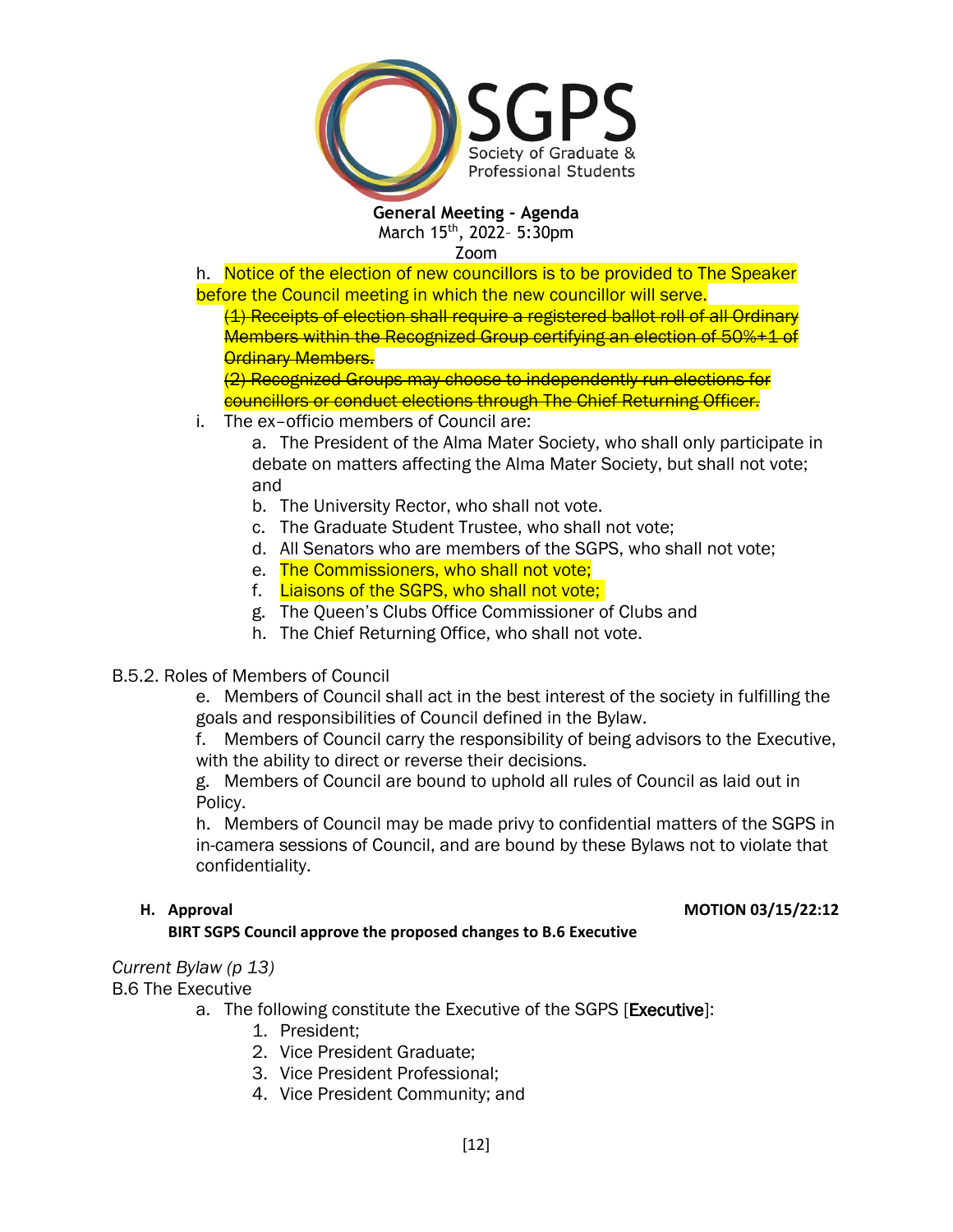h. Notice of the election of new councillors is to be provided to The Speaker before the Council meeting in which the new councillor will serve.

~~(1) Receipts of election shall require a registered ballot roll of all Ordinary Members within the Recognized Group certifying an election of 50%+1 of Ordinary Members.~~

~~(2) Recognized Groups may choose to independently run elections for councillors or conduct elections through The Chief Returning Officer.~~

i. The ex–officio members of Council are:

a. The President of the Alma Mater Society, who shall only participate in debate on matters affecting the Alma Mater Society, but shall not vote; and
b. The University Rector, who shall not vote.
c. The Graduate Student Trustee, who shall not vote;
d. All Senators who are members of the SGPS, who shall not vote;
e. The Commissioners, who shall not vote;
f. Liaisons of the SGPS, who shall not vote;
g. The Queen's Clubs Office Commissioner of Clubs and
h. The Chief Returning Office, who shall not vote.

B.5.2. Roles of Members of Council

e. Members of Council shall act in the best interest of the society in fulfilling the goals and responsibilities of Council defined in the Bylaw.

f. Members of Council carry the responsibility of being advisors to the Executive, with the ability to direct or reverse their decisions.

g. Members of Council are bound to uphold all rules of Council as laid out in Policy.

h. Members of Council may be made privy to confidential matters of the SGPS in in-camera sessions of Council, and are bound by these Bylaws not to violate that confidentiality.

**H. Approval** **MOTION 03/15/22:12**

**BIRT SGPS Council approve the proposed changes to B.6 Executive**

*Current Bylaw (p 13)*

B.6 The Executive

a. The following constitute the Executive of the SGPS [**Executive**]:

1. President;
2. Vice President Graduate;
3. Vice President Professional;
4. Vice President Community; and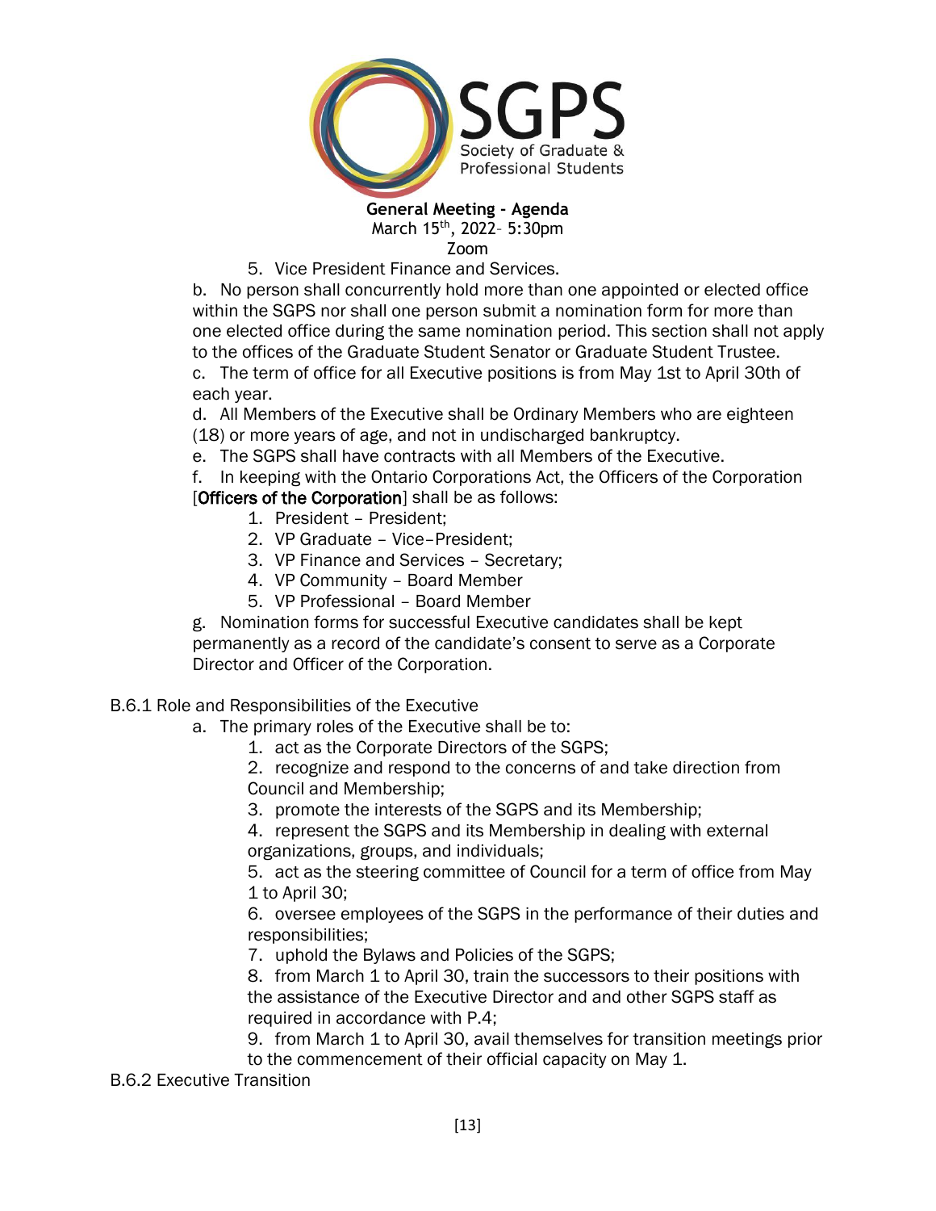5. Vice President Finance and Services.

b. No person shall concurrently hold more than one appointed or elected office within the SGPS nor shall one person submit a nomination form for more than one elected office during the same nomination period. This section shall not apply to the offices of the Graduate Student Senator or Graduate Student Trustee.

c. The term of office for all Executive positions is from May 1st to April 30th of each year.

d. All Members of the Executive shall be Ordinary Members who are eighteen (18) or more years of age, and not in undischarged bankruptcy.

e. The SGPS shall have contracts with all Members of the Executive.

f. In keeping with the Ontario Corporations Act, the Officers of the Corporation [**Officers of the Corporation**] shall be as follows:

1. President – President;
2. VP Graduate – Vice–President;
3. VP Finance and Services – Secretary;
4. VP Community – Board Member
5. VP Professional – Board Member

g. Nomination forms for successful Executive candidates shall be kept permanently as a record of the candidate's consent to serve as a Corporate Director and Officer of the Corporation.

B.6.1 Role and Responsibilities of the Executive

a. The primary roles of the Executive shall be to:

1. act as the Corporate Directors of the SGPS;
2. recognize and respond to the concerns of and take direction from Council and Membership;
3. promote the interests of the SGPS and its Membership;
4. represent the SGPS and its Membership in dealing with external organizations, groups, and individuals;
5. act as the steering committee of Council for a term of office from May 1 to April 30;
6. oversee employees of the SGPS in the performance of their duties and responsibilities;
7. uphold the Bylaws and Policies of the SGPS;
8. from March 1 to April 30, train the successors to their positions with the assistance of the Executive Director and and other SGPS staff as required in accordance with P.4;
9. from March 1 to April 30, avail themselves for transition meetings prior to the commencement of their official capacity on May 1.

B.6.2 Executive Transition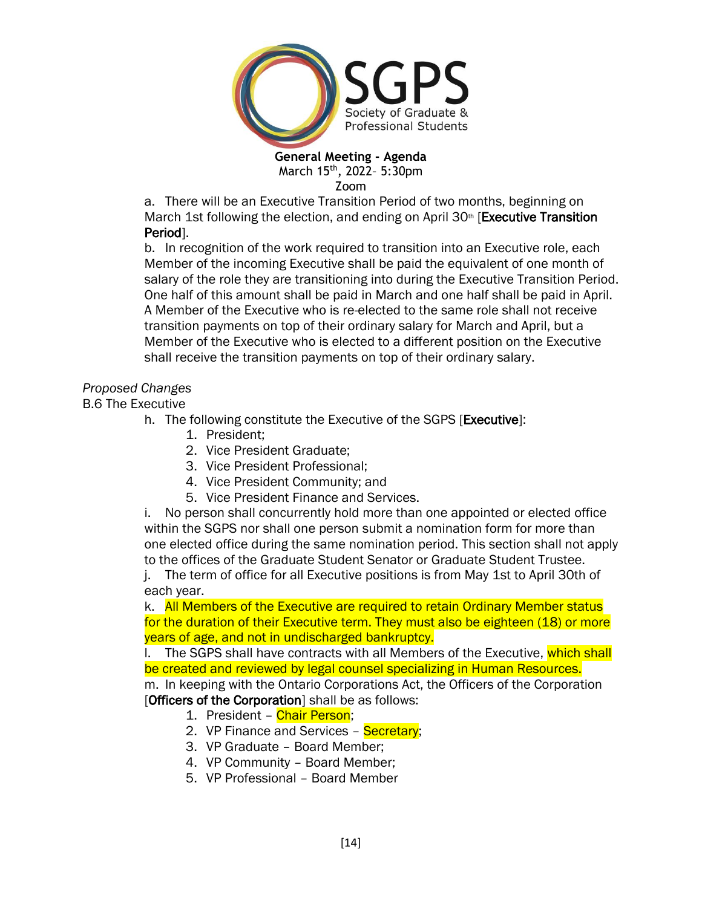**General Meeting - Agenda**
March 15th, 2022– 5:30pm
Zoom

a. There will be an Executive Transition Period of two months, beginning on March 1st following the election, and ending on April 30th [**Executive Transition Period**].

b. In recognition of the work required to transition into an Executive role, each Member of the incoming Executive shall be paid the equivalent of one month of salary of the role they are transitioning into during the Executive Transition Period. One half of this amount shall be paid in March and one half shall be paid in April. A Member of the Executive who is re-elected to the same role shall not receive transition payments on top of their ordinary salary for March and April, but a Member of the Executive who is elected to a different position on the Executive shall receive the transition payments on top of their ordinary salary.

*Proposed Changes*

B.6 The Executive

h. The following constitute the Executive of the SGPS [**Executive**]:

1. President;
2. Vice President Graduate;
3. Vice President Professional;
4. Vice President Community; and
5. Vice President Finance and Services.

i. No person shall concurrently hold more than one appointed or elected office within the SGPS nor shall one person submit a nomination form for more than one elected office during the same nomination period. This section shall not apply to the offices of the Graduate Student Senator or Graduate Student Trustee.

j. The term of office for all Executive positions is from May 1st to April 30th of each year.

k. All Members of the Executive are required to retain Ordinary Member status for the duration of their Executive term. They must also be eighteen (18) or more years of age, and not in undischarged bankruptcy.

l. The SGPS shall have contracts with all Members of the Executive, which shall be created and reviewed by legal counsel specializing in Human Resources.

m. In keeping with the Ontario Corporations Act, the Officers of the Corporation [**Officers of the Corporation**] shall be as follows:

1. President – Chair Person;
2. VP Finance and Services – Secretary;
3. VP Graduate – Board Member;
4. VP Community – Board Member;
5. VP Professional – Board Member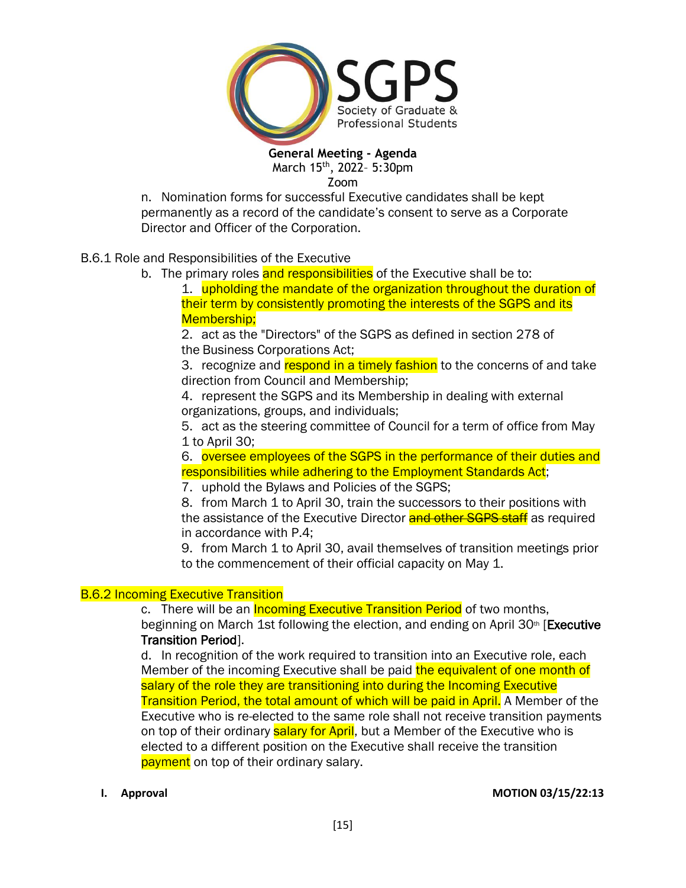n. Nomination forms for successful Executive candidates shall be kept permanently as a record of the candidate's consent to serve as a Corporate Director and Officer of the Corporation.

B.6.1 Role and Responsibilities of the Executive

b. The primary roles and responsibilities of the Executive shall be to:

1. upholding the mandate of the organization throughout the duration of their term by consistently promoting the interests of the SGPS and its Membership;
2. act as the "Directors" of the SGPS as defined in section 278 of the Business Corporations Act;
3. recognize and respond in a timely fashion to the concerns of and take direction from Council and Membership;
4. represent the SGPS and its Membership in dealing with external organizations, groups, and individuals;
5. act as the steering committee of Council for a term of office from May 1 to April 30;
6. oversee employees of the SGPS in the performance of their duties and responsibilities while adhering to the Employment Standards Act;
7. uphold the Bylaws and Policies of the SGPS;
8. from March 1 to April 30, train the successors to their positions with the assistance of the Executive Director ~~and other SGPS staff~~ as required in accordance with P.4;
9. from March 1 to April 30, avail themselves of transition meetings prior to the commencement of their official capacity on May 1.

B.6.2 Incoming Executive Transition

c. There will be an Incoming Executive Transition Period of two months, beginning on March 1st following the election, and ending on April 30th [**Executive Transition Period**].

d. In recognition of the work required to transition into an Executive role, each Member of the incoming Executive shall be paid the equivalent of one month of salary of the role they are transitioning into during the Incoming Executive Transition Period, the total amount of which will be paid in April. A Member of the Executive who is re-elected to the same role shall not receive transition payments on top of their ordinary salary for April, but a Member of the Executive who is elected to a different position on the Executive shall receive the transition payment on top of their ordinary salary.

**I. Approval** **MOTION 03/15/22:13**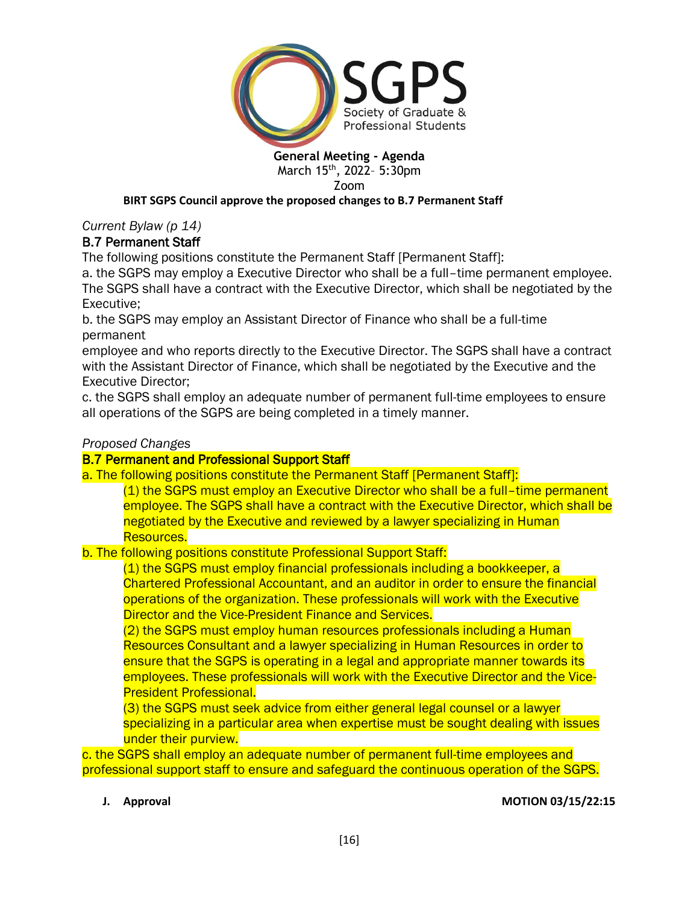**General Meeting - Agenda**
March 15th, 2022– 5:30pm
Zoom

**BIRT SGPS Council approve the proposed changes to B.7 Permanent Staff**

*Current Bylaw (p 14)*

### B.7 Permanent Staff

The following positions constitute the Permanent Staff [Permanent Staff]:

a. the SGPS may employ a Executive Director who shall be a full–time permanent employee. The SGPS shall have a contract with the Executive Director, which shall be negotiated by the Executive;

b. the SGPS may employ an Assistant Director of Finance who shall be a full-time permanent employee and who reports directly to the Executive Director. The SGPS shall have a contract with the Assistant Director of Finance, which shall be negotiated by the Executive and the Executive Director;

c. the SGPS shall employ an adequate number of permanent full-time employees to ensure all operations of the SGPS are being completed in a timely manner.

*Proposed Changes*

### B.7 Permanent and Professional Support Staff

a. The following positions constitute the Permanent Staff [Permanent Staff]:

(1) the SGPS must employ an Executive Director who shall be a full–time permanent employee. The SGPS shall have a contract with the Executive Director, which shall be negotiated by the Executive and reviewed by a lawyer specializing in Human Resources.

b. The following positions constitute Professional Support Staff:

(1) the SGPS must employ financial professionals including a bookkeeper, a Chartered Professional Accountant, and an auditor in order to ensure the financial operations of the organization. These professionals will work with the Executive Director and the Vice-President Finance and Services.

(2) the SGPS must employ human resources professionals including a Human Resources Consultant and a lawyer specializing in Human Resources in order to ensure that the SGPS is operating in a legal and appropriate manner towards its employees. These professionals will work with the Executive Director and the Vice-President Professional.

(3) the SGPS must seek advice from either general legal counsel or a lawyer specializing in a particular area when expertise must be sought dealing with issues under their purview.

c. the SGPS shall employ an adequate number of permanent full-time employees and professional support staff to ensure and safeguard the continuous operation of the SGPS.

**J. Approval** **MOTION 03/15/22:15**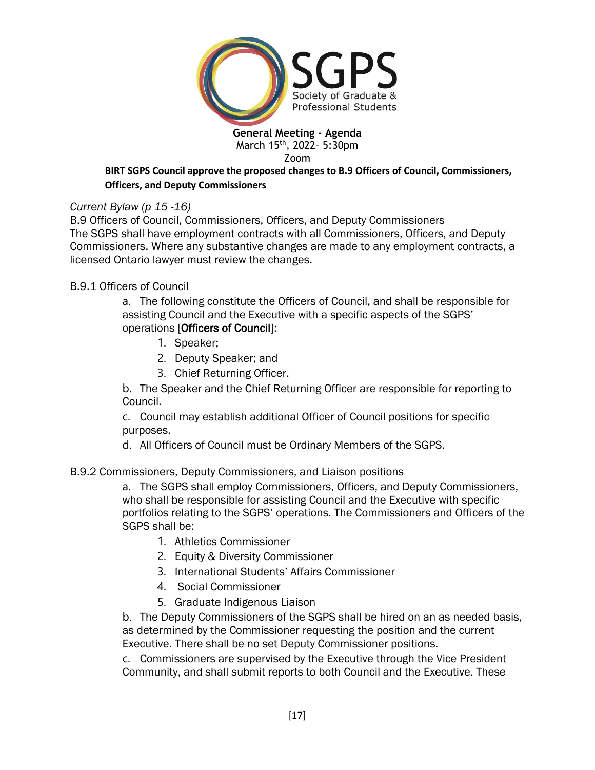**General Meeting - Agenda**
March 15th, 2022– 5:30pm
Zoom

**BIRT SGPS Council approve the proposed changes to B.9 Officers of Council, Commissioners, Officers, and Deputy Commissioners**

*Current Bylaw (p 15 -16)*

B.9 Officers of Council, Commissioners, Officers, and Deputy Commissioners
The SGPS shall have employment contracts with all Commissioners, Officers, and Deputy Commissioners. Where any substantive changes are made to any employment contracts, a licensed Ontario lawyer must review the changes.

B.9.1 Officers of Council

a. The following constitute the Officers of Council, and shall be responsible for assisting Council and the Executive with a specific aspects of the SGPS' operations [**Officers of Council**]:

1. Speaker;
2. Deputy Speaker; and
3. Chief Returning Officer.

b. The Speaker and the Chief Returning Officer are responsible for reporting to Council.

c. Council may establish additional Officer of Council positions for specific purposes.

d. All Officers of Council must be Ordinary Members of the SGPS.

B.9.2 Commissioners, Deputy Commissioners, and Liaison positions

a. The SGPS shall employ Commissioners, Officers, and Deputy Commissioners, who shall be responsible for assisting Council and the Executive with specific portfolios relating to the SGPS' operations. The Commissioners and Officers of the SGPS shall be:

1. Athletics Commissioner
2. Equity & Diversity Commissioner
3. International Students' Affairs Commissioner
4. Social Commissioner
5. Graduate Indigenous Liaison

b. The Deputy Commissioners of the SGPS shall be hired on an as needed basis, as determined by the Commissioner requesting the position and the current Executive. There shall be no set Deputy Commissioner positions.

c. Commissioners are supervised by the Executive through the Vice President Community, and shall submit reports to both Council and the Executive. These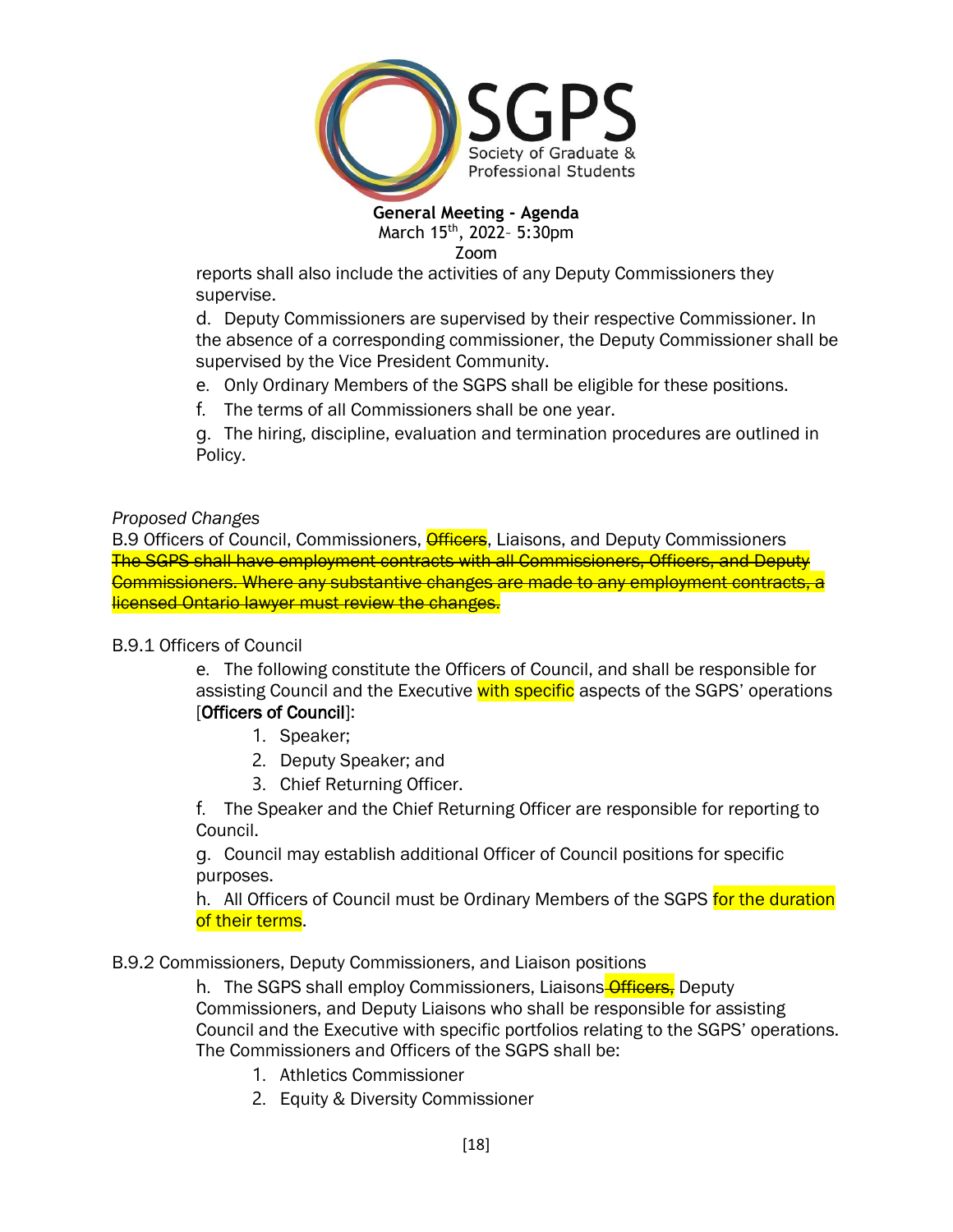reports shall also include the activities of any Deputy Commissioners they supervise.

d. Deputy Commissioners are supervised by their respective Commissioner. In the absence of a corresponding commissioner, the Deputy Commissioner shall be supervised by the Vice President Community.

e. Only Ordinary Members of the SGPS shall be eligible for these positions.

f. The terms of all Commissioners shall be one year.

g. The hiring, discipline, evaluation and termination procedures are outlined in Policy.

*Proposed Changes*

B.9 Officers of Council, Commissioners, ~~Officers~~, Liaisons, and Deputy Commissioners

~~The SGPS shall have employment contracts with all Commissioners, Officers, and Deputy Commissioners. Where any substantive changes are made to any employment contracts, a licensed Ontario lawyer must review the changes.~~

B.9.1 Officers of Council

e. The following constitute the Officers of Council, and shall be responsible for assisting Council and the Executive with specific aspects of the SGPS' operations [**Officers of Council**]:

1. Speaker;
2. Deputy Speaker; and
3. Chief Returning Officer.

f. The Speaker and the Chief Returning Officer are responsible for reporting to Council.

g. Council may establish additional Officer of Council positions for specific purposes.

h. All Officers of Council must be Ordinary Members of the SGPS for the duration of their terms.

B.9.2 Commissioners, Deputy Commissioners, and Liaison positions

h. The SGPS shall employ Commissioners, Liaisons~~-Officers,~~ Deputy Commissioners, and Deputy Liaisons who shall be responsible for assisting Council and the Executive with specific portfolios relating to the SGPS' operations. The Commissioners and Officers of the SGPS shall be:

1. Athletics Commissioner
2. Equity & Diversity Commissioner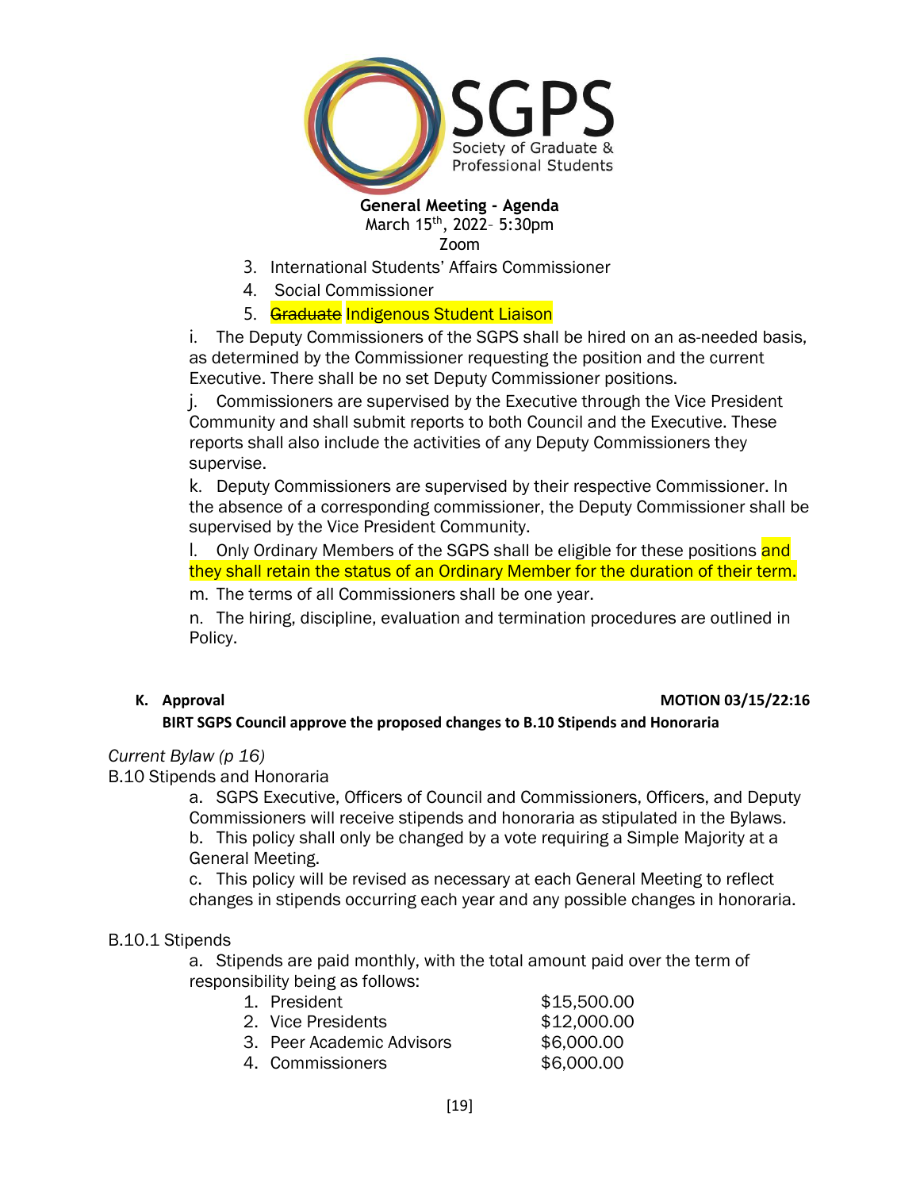3. International Students' Affairs Commissioner
4. Social Commissioner
5. ~~Graduate~~ Indigenous Student Liaison

i. The Deputy Commissioners of the SGPS shall be hired on an as-needed basis, as determined by the Commissioner requesting the position and the current Executive. There shall be no set Deputy Commissioner positions.

j. Commissioners are supervised by the Executive through the Vice President Community and shall submit reports to both Council and the Executive. These reports shall also include the activities of any Deputy Commissioners they supervise.

k. Deputy Commissioners are supervised by their respective Commissioner. In the absence of a corresponding commissioner, the Deputy Commissioner shall be supervised by the Vice President Community.

l. Only Ordinary Members of the SGPS shall be eligible for these positions and they shall retain the status of an Ordinary Member for the duration of their term.

m. The terms of all Commissioners shall be one year.

n. The hiring, discipline, evaluation and termination procedures are outlined in Policy.

**K. Approval** **MOTION 03/15/22:16**

**BIRT SGPS Council approve the proposed changes to B.10 Stipends and Honoraria**

*Current Bylaw (p 16)*

B.10 Stipends and Honoraria

a. SGPS Executive, Officers of Council and Commissioners, Officers, and Deputy Commissioners will receive stipends and honoraria as stipulated in the Bylaws.

b. This policy shall only be changed by a vote requiring a Simple Majority at a General Meeting.

c. This policy will be revised as necessary at each General Meeting to reflect changes in stipends occurring each year and any possible changes in honoraria.

B.10.1 Stipends

a. Stipends are paid monthly, with the total amount paid over the term of responsibility being as follows:

1. President $15,500.00
2. Vice Presidents $12,000.00
3. Peer Academic Advisors $6,000.00
4. Commissioners $6,000.00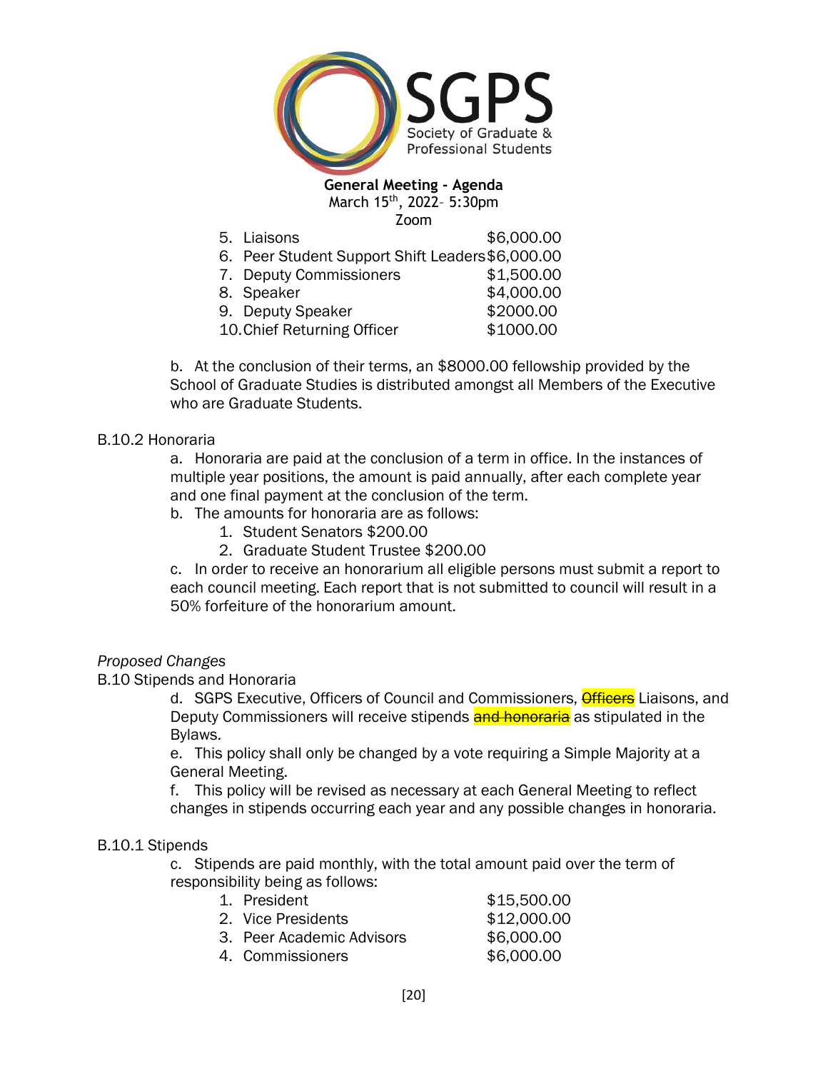5. Liaisons $6,000.00
6. Peer Student Support Shift Leaders $6,000.00
7. Deputy Commissioners $1,500.00
8. Speaker $4,000.00
9. Deputy Speaker $2000.00
10. Chief Returning Officer $1000.00

b. At the conclusion of their terms, an $8000.00 fellowship provided by the School of Graduate Studies is distributed amongst all Members of the Executive who are Graduate Students.

B.10.2 Honoraria

a. Honoraria are paid at the conclusion of a term in office. In the instances of multiple year positions, the amount is paid annually, after each complete year and one final payment at the conclusion of the term.

b. The amounts for honoraria are as follows:

1. Student Senators $200.00
2. Graduate Student Trustee $200.00

c. In order to receive an honorarium all eligible persons must submit a report to each council meeting. Each report that is not submitted to council will result in a 50% forfeiture of the honorarium amount.

*Proposed Changes*

B.10 Stipends and Honoraria

d. SGPS Executive, Officers of Council and Commissioners, ~~Officers~~ Liaisons, and Deputy Commissioners will receive stipends ~~and honoraria~~ as stipulated in the Bylaws.

e. This policy shall only be changed by a vote requiring a Simple Majority at a General Meeting.

f. This policy will be revised as necessary at each General Meeting to reflect changes in stipends occurring each year and any possible changes in honoraria.

B.10.1 Stipends

c. Stipends are paid monthly, with the total amount paid over the term of responsibility being as follows:

1. President $15,500.00
2. Vice Presidents $12,000.00
3. Peer Academic Advisors $6,000.00
4. Commissioners $6,000.00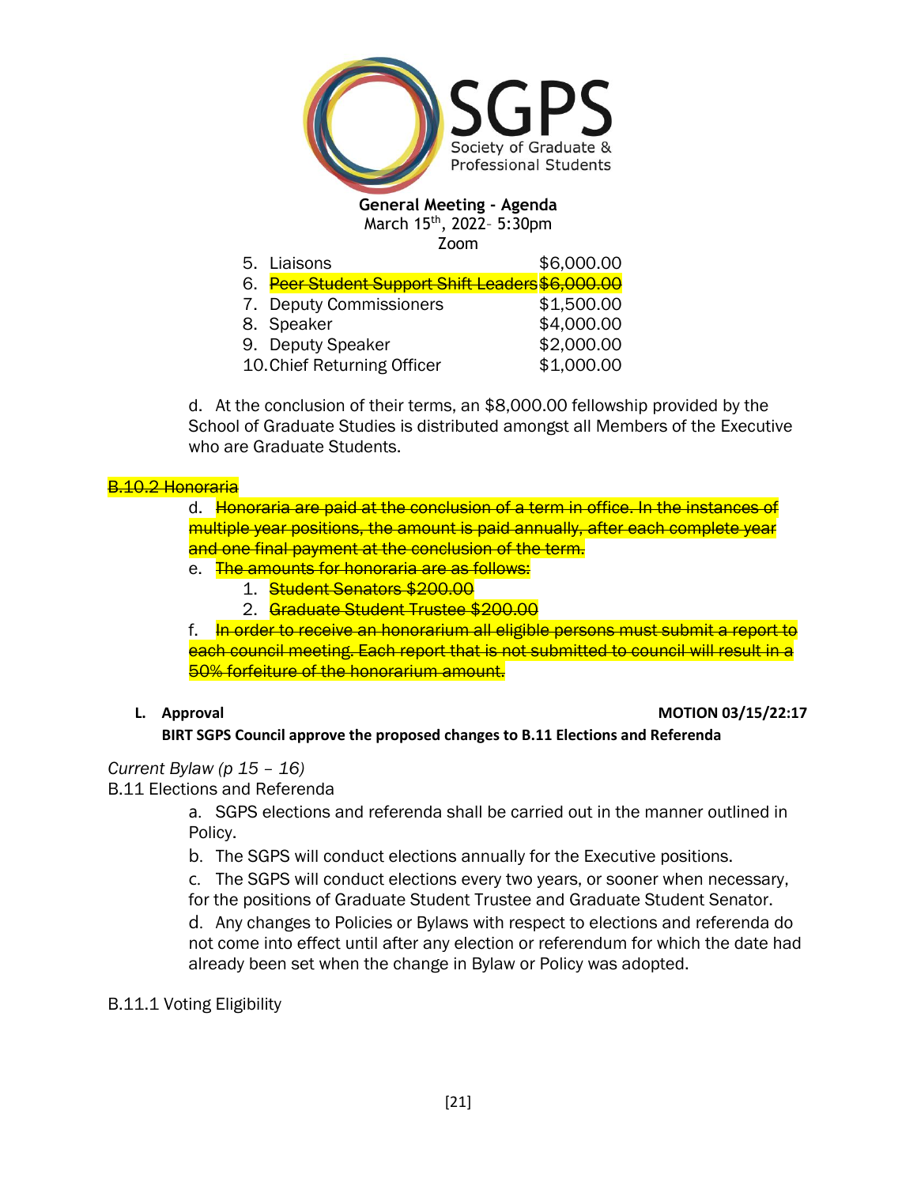**General Meeting - Agenda**
March 15th, 2022– 5:30pm
Zoom

5. Liaisons $6,000.00
6. ~~Peer Student Support Shift Leaders $6,000.00~~
7. Deputy Commissioners $1,500.00
8. Speaker $4,000.00
9. Deputy Speaker $2,000.00
10. Chief Returning Officer $1,000.00

d. At the conclusion of their terms, an $8,000.00 fellowship provided by the School of Graduate Studies is distributed amongst all Members of the Executive who are Graduate Students.

~~B.10.2 Honoraria~~

d. ~~Honoraria are paid at the conclusion of a term in office. In the instances of multiple year positions, the amount is paid annually, after each complete year and one final payment at the conclusion of the term.~~

e. ~~The amounts for honoraria are as follows:~~
   1. ~~Student Senators $200.00~~
   2. ~~Graduate Student Trustee $200.00~~

f. ~~In order to receive an honorarium all eligible persons must submit a report to each council meeting. Each report that is not submitted to council will result in a 50% forfeiture of the honorarium amount.~~

**L. Approval** **MOTION 03/15/22:17**

**BIRT SGPS Council approve the proposed changes to B.11 Elections and Referenda**

*Current Bylaw (p 15 – 16)*

B.11 Elections and Referenda

a. SGPS elections and referenda shall be carried out in the manner outlined in Policy.

b. The SGPS will conduct elections annually for the Executive positions.

c. The SGPS will conduct elections every two years, or sooner when necessary, for the positions of Graduate Student Trustee and Graduate Student Senator.

d. Any changes to Policies or Bylaws with respect to elections and referenda do not come into effect until after any election or referendum for which the date had already been set when the change in Bylaw or Policy was adopted.

B.11.1 Voting Eligibility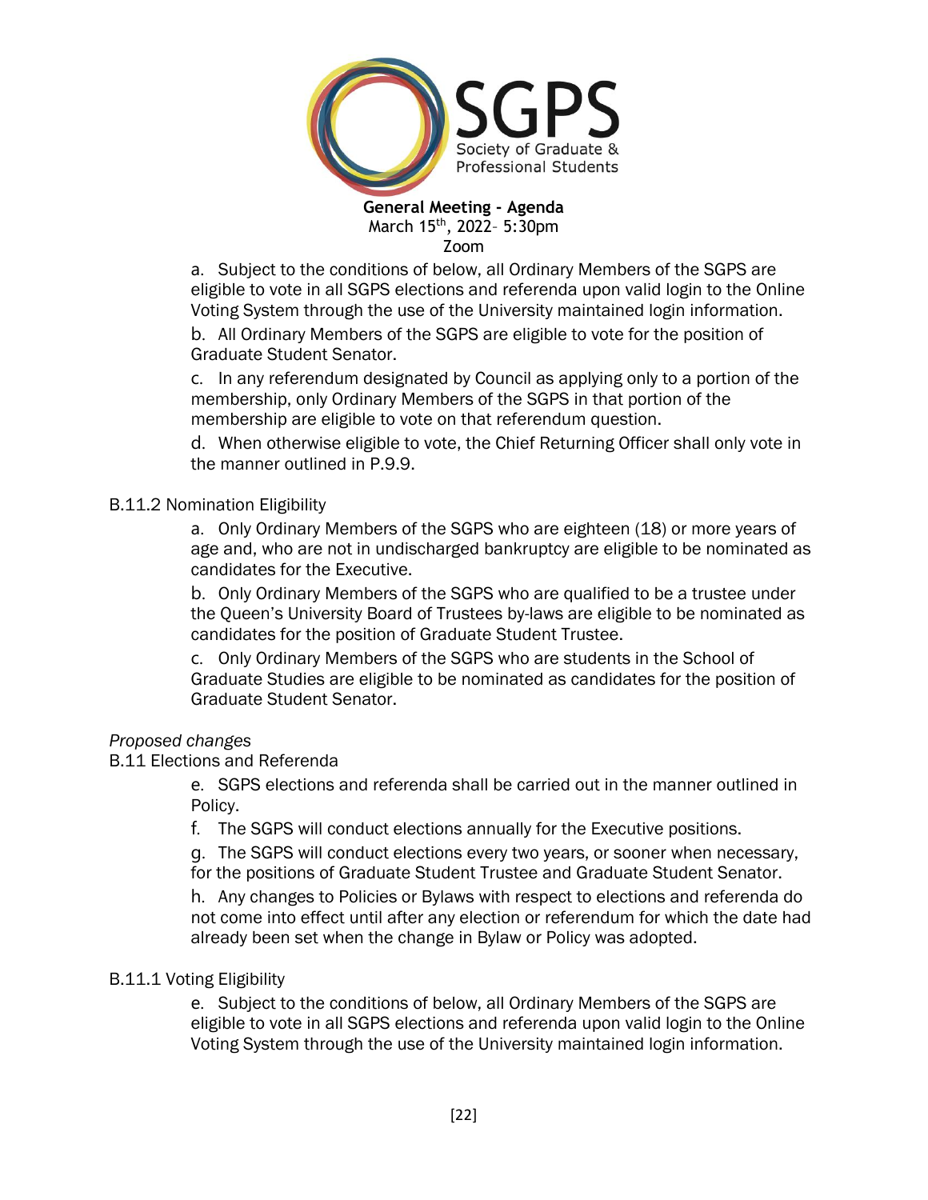a. Subject to the conditions of below, all Ordinary Members of the SGPS are eligible to vote in all SGPS elections and referenda upon valid login to the Online Voting System through the use of the University maintained login information.

b. All Ordinary Members of the SGPS are eligible to vote for the position of Graduate Student Senator.

c. In any referendum designated by Council as applying only to a portion of the membership, only Ordinary Members of the SGPS in that portion of the membership are eligible to vote on that referendum question.

d. When otherwise eligible to vote, the Chief Returning Officer shall only vote in the manner outlined in P.9.9.

B.11.2 Nomination Eligibility

a. Only Ordinary Members of the SGPS who are eighteen (18) or more years of age and, who are not in undischarged bankruptcy are eligible to be nominated as candidates for the Executive.

b. Only Ordinary Members of the SGPS who are qualified to be a trustee under the Queen's University Board of Trustees by-laws are eligible to be nominated as candidates for the position of Graduate Student Trustee.

c. Only Ordinary Members of the SGPS who are students in the School of Graduate Studies are eligible to be nominated as candidates for the position of Graduate Student Senator.

*Proposed changes*

B.11 Elections and Referenda

e. SGPS elections and referenda shall be carried out in the manner outlined in Policy.

f. The SGPS will conduct elections annually for the Executive positions.

g. The SGPS will conduct elections every two years, or sooner when necessary, for the positions of Graduate Student Trustee and Graduate Student Senator.

h. Any changes to Policies or Bylaws with respect to elections and referenda do not come into effect until after any election or referendum for which the date had already been set when the change in Bylaw or Policy was adopted.

B.11.1 Voting Eligibility

e. Subject to the conditions of below, all Ordinary Members of the SGPS are eligible to vote in all SGPS elections and referenda upon valid login to the Online Voting System through the use of the University maintained login information.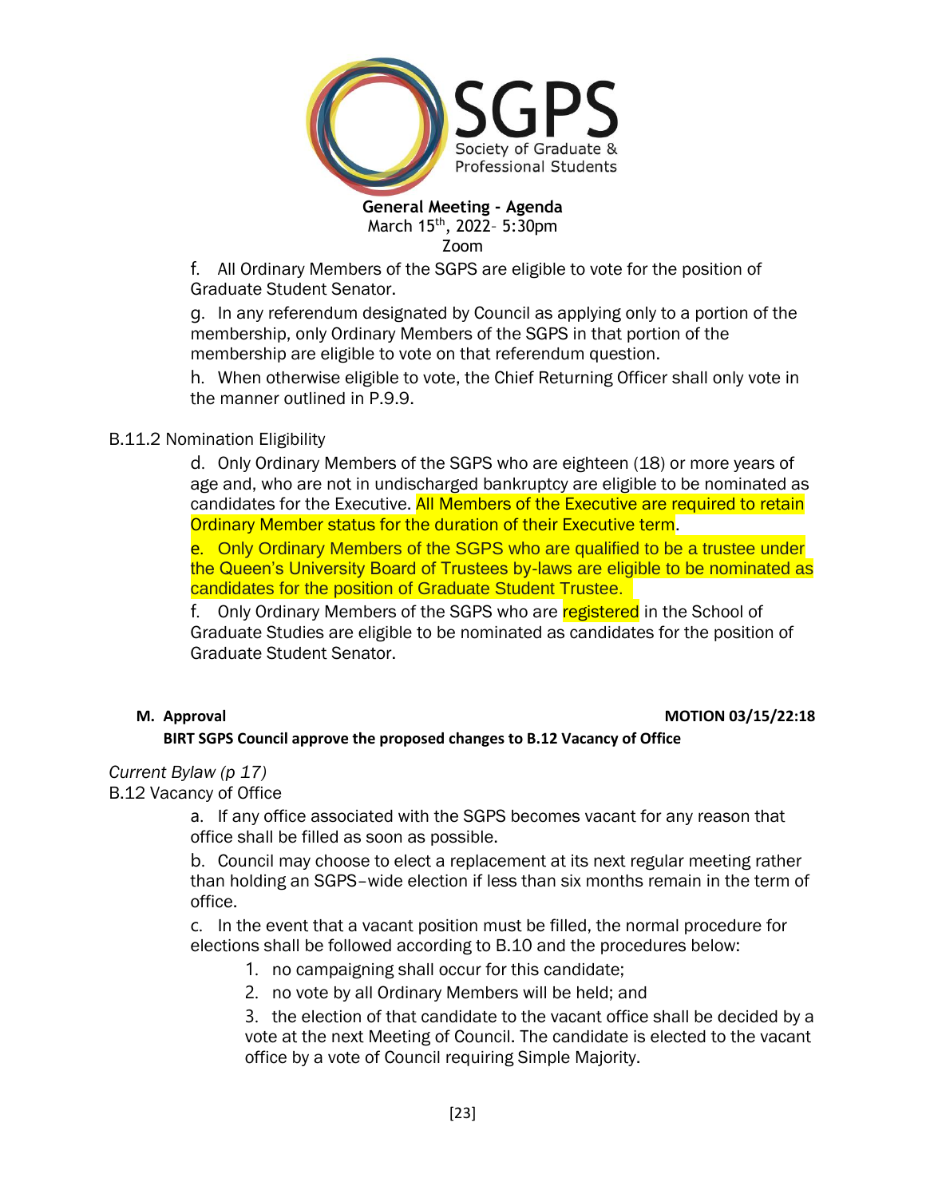f. All Ordinary Members of the SGPS are eligible to vote for the position of Graduate Student Senator.

g. In any referendum designated by Council as applying only to a portion of the membership, only Ordinary Members of the SGPS in that portion of the membership are eligible to vote on that referendum question.

h. When otherwise eligible to vote, the Chief Returning Officer shall only vote in the manner outlined in P.9.9.

B.11.2 Nomination Eligibility

d. Only Ordinary Members of the SGPS who are eighteen (18) or more years of age and, who are not in undischarged bankruptcy are eligible to be nominated as candidates for the Executive. All Members of the Executive are required to retain Ordinary Member status for the duration of their Executive term.

e. Only Ordinary Members of the SGPS who are qualified to be a trustee under the Queen's University Board of Trustees by-laws are eligible to be nominated as candidates for the position of Graduate Student Trustee.

f. Only Ordinary Members of the SGPS who are registered in the School of Graduate Studies are eligible to be nominated as candidates for the position of Graduate Student Senator.

**M. Approval** **MOTION 03/15/22:18**

**BIRT SGPS Council approve the proposed changes to B.12 Vacancy of Office**

*Current Bylaw (p 17)*

B.12 Vacancy of Office

a. If any office associated with the SGPS becomes vacant for any reason that office shall be filled as soon as possible.

b. Council may choose to elect a replacement at its next regular meeting rather than holding an SGPS–wide election if less than six months remain in the term of office.

c. In the event that a vacant position must be filled, the normal procedure for elections shall be followed according to B.10 and the procedures below:

1. no campaigning shall occur for this candidate;
2. no vote by all Ordinary Members will be held; and
3. the election of that candidate to the vacant office shall be decided by a vote at the next Meeting of Council. The candidate is elected to the vacant office by a vote of Council requiring Simple Majority.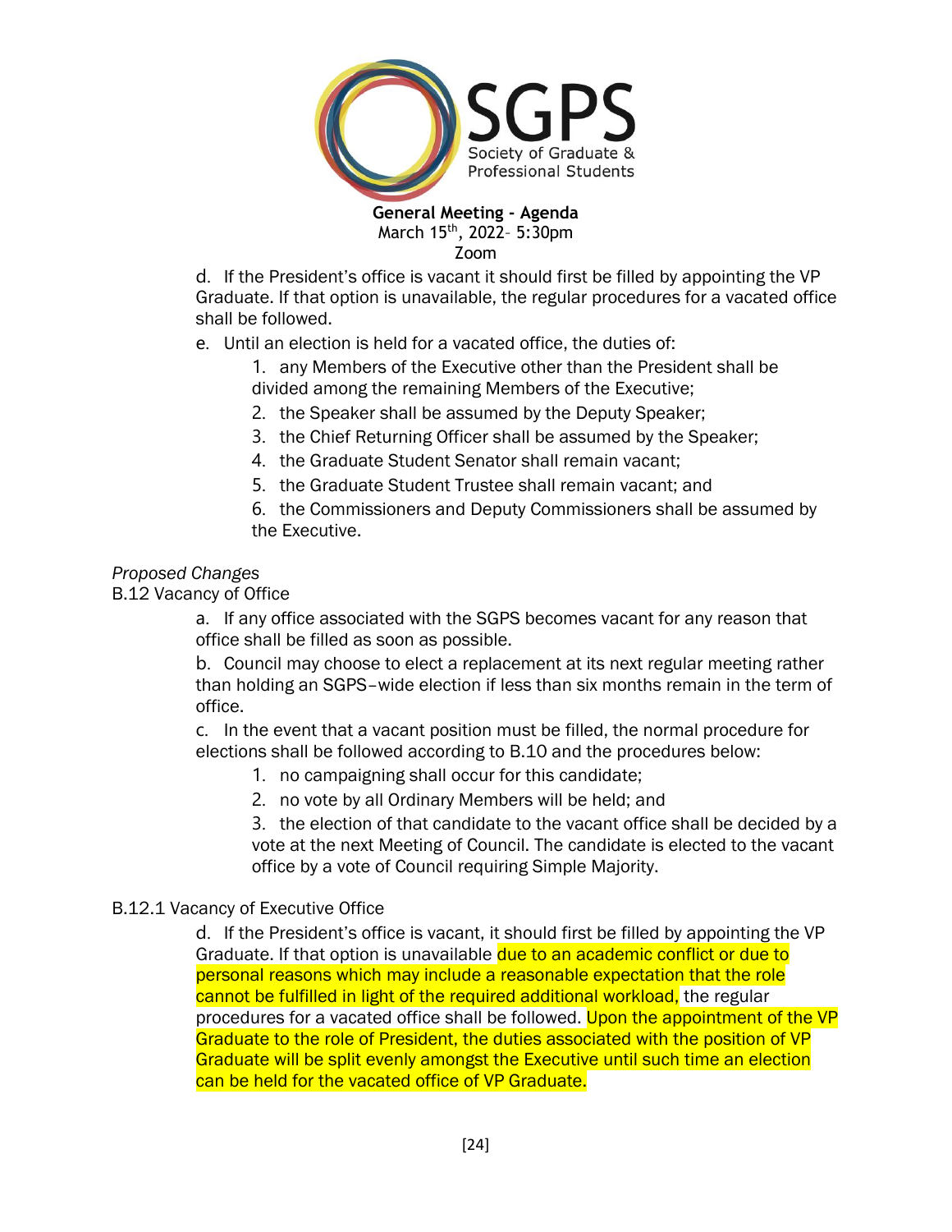d. If the President's office is vacant it should first be filled by appointing the VP Graduate. If that option is unavailable, the regular procedures for a vacated office shall be followed.

e. Until an election is held for a vacated office, the duties of:

1. any Members of the Executive other than the President shall be divided among the remaining Members of the Executive;
2. the Speaker shall be assumed by the Deputy Speaker;
3. the Chief Returning Officer shall be assumed by the Speaker;
4. the Graduate Student Senator shall remain vacant;
5. the Graduate Student Trustee shall remain vacant; and
6. the Commissioners and Deputy Commissioners shall be assumed by the Executive.

*Proposed Changes*

B.12 Vacancy of Office

a. If any office associated with the SGPS becomes vacant for any reason that office shall be filled as soon as possible.

b. Council may choose to elect a replacement at its next regular meeting rather than holding an SGPS–wide election if less than six months remain in the term of office.

c. In the event that a vacant position must be filled, the normal procedure for elections shall be followed according to B.10 and the procedures below:

1. no campaigning shall occur for this candidate;
2. no vote by all Ordinary Members will be held; and
3. the election of that candidate to the vacant office shall be decided by a vote at the next Meeting of Council. The candidate is elected to the vacant office by a vote of Council requiring Simple Majority.

B.12.1 Vacancy of Executive Office

d. If the President's office is vacant, it should first be filled by appointing the VP Graduate. If that option is unavailable due to an academic conflict or due to personal reasons which may include a reasonable expectation that the role cannot be fulfilled in light of the required additional workload, the regular procedures for a vacated office shall be followed. Upon the appointment of the VP Graduate to the role of President, the duties associated with the position of VP Graduate will be split evenly amongst the Executive until such time an election can be held for the vacated office of VP Graduate.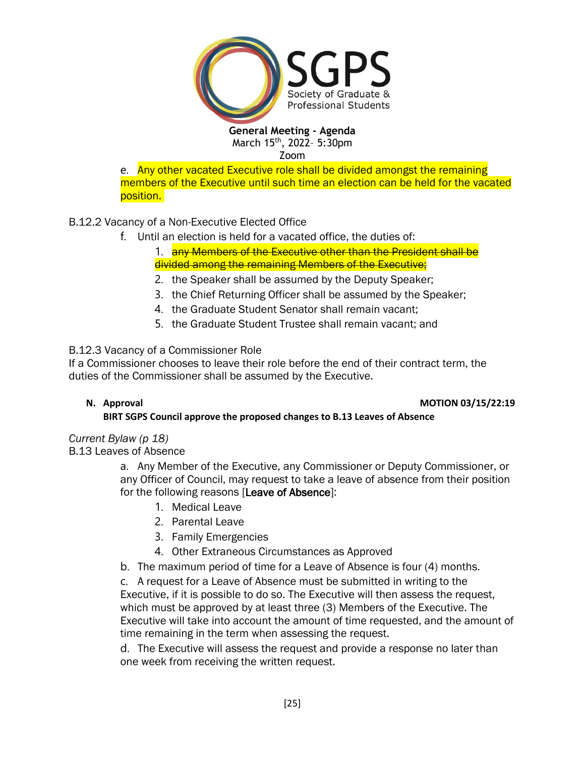e. Any other vacated Executive role shall be divided amongst the remaining members of the Executive until such time an election can be held for the vacated position.

B.12.2 Vacancy of a Non-Executive Elected Office

f. Until an election is held for a vacated office, the duties of:

1. ~~any Members of the Executive other than the President shall be divided among the remaining Members of the Executive;~~
2. the Speaker shall be assumed by the Deputy Speaker;
3. the Chief Returning Officer shall be assumed by the Speaker;
4. the Graduate Student Senator shall remain vacant;
5. the Graduate Student Trustee shall remain vacant; and

B.12.3 Vacancy of a Commissioner Role

If a Commissioner chooses to leave their role before the end of their contract term, the duties of the Commissioner shall be assumed by the Executive.

**N. Approval** **MOTION 03/15/22:19**

**BIRT SGPS Council approve the proposed changes to B.13 Leaves of Absence**

*Current Bylaw (p 18)*

B.13 Leaves of Absence

a. Any Member of the Executive, any Commissioner or Deputy Commissioner, or any Officer of Council, may request to take a leave of absence from their position for the following reasons [Leave of Absence]:

1. Medical Leave
2. Parental Leave
3. Family Emergencies
4. Other Extraneous Circumstances as Approved

b. The maximum period of time for a Leave of Absence is four (4) months.

c. A request for a Leave of Absence must be submitted in writing to the Executive, if it is possible to do so. The Executive will then assess the request, which must be approved by at least three (3) Members of the Executive. The Executive will take into account the amount of time requested, and the amount of time remaining in the term when assessing the request.

d. The Executive will assess the request and provide a response no later than one week from receiving the written request.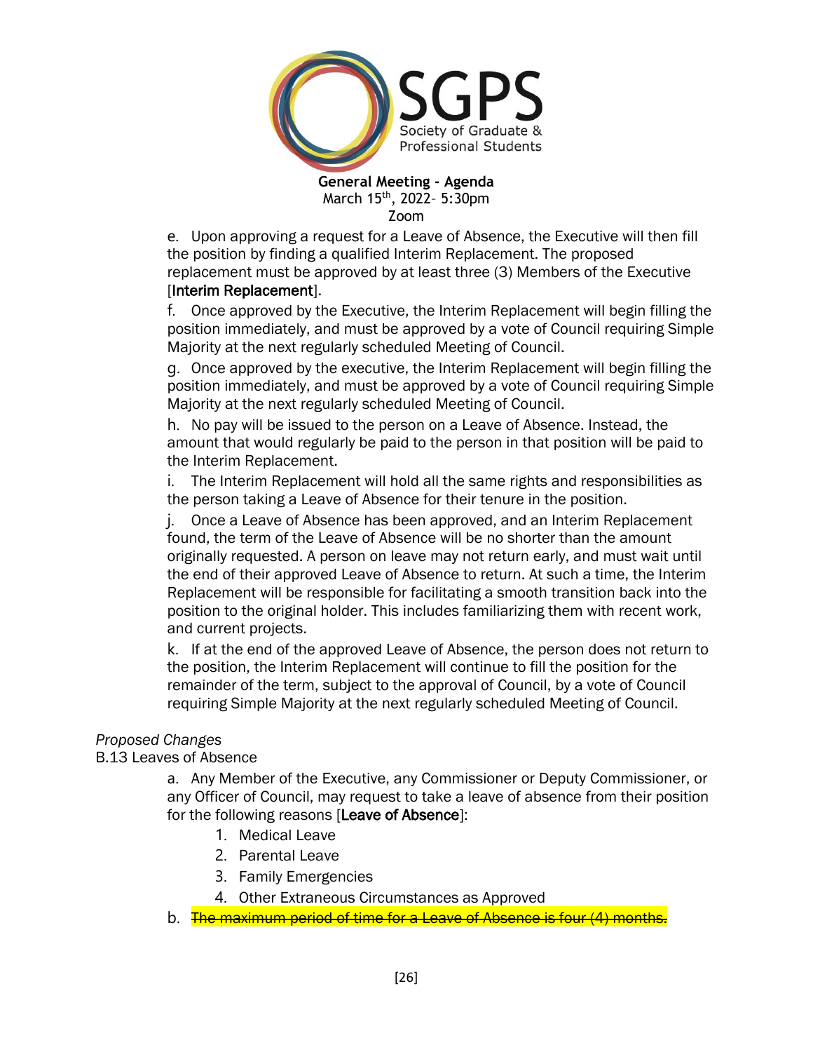e. Upon approving a request for a Leave of Absence, the Executive will then fill the position by finding a qualified Interim Replacement. The proposed replacement must be approved by at least three (3) Members of the Executive [**Interim Replacement**].

f. Once approved by the Executive, the Interim Replacement will begin filling the position immediately, and must be approved by a vote of Council requiring Simple Majority at the next regularly scheduled Meeting of Council.

g. Once approved by the executive, the Interim Replacement will begin filling the position immediately, and must be approved by a vote of Council requiring Simple Majority at the next regularly scheduled Meeting of Council.

h. No pay will be issued to the person on a Leave of Absence. Instead, the amount that would regularly be paid to the person in that position will be paid to the Interim Replacement.

i. The Interim Replacement will hold all the same rights and responsibilities as the person taking a Leave of Absence for their tenure in the position.

j. Once a Leave of Absence has been approved, and an Interim Replacement found, the term of the Leave of Absence will be no shorter than the amount originally requested. A person on leave may not return early, and must wait until the end of their approved Leave of Absence to return. At such a time, the Interim Replacement will be responsible for facilitating a smooth transition back into the position to the original holder. This includes familiarizing them with recent work, and current projects.

k. If at the end of the approved Leave of Absence, the person does not return to the position, the Interim Replacement will continue to fill the position for the remainder of the term, subject to the approval of Council, by a vote of Council requiring Simple Majority at the next regularly scheduled Meeting of Council.

*Proposed Changes*

B.13 Leaves of Absence

a. Any Member of the Executive, any Commissioner or Deputy Commissioner, or any Officer of Council, may request to take a leave of absence from their position for the following reasons [**Leave of Absence**]:

1. Medical Leave
2. Parental Leave
3. Family Emergencies
4. Other Extraneous Circumstances as Approved

b. ~~The maximum period of time for a Leave of Absence is four (4) months.~~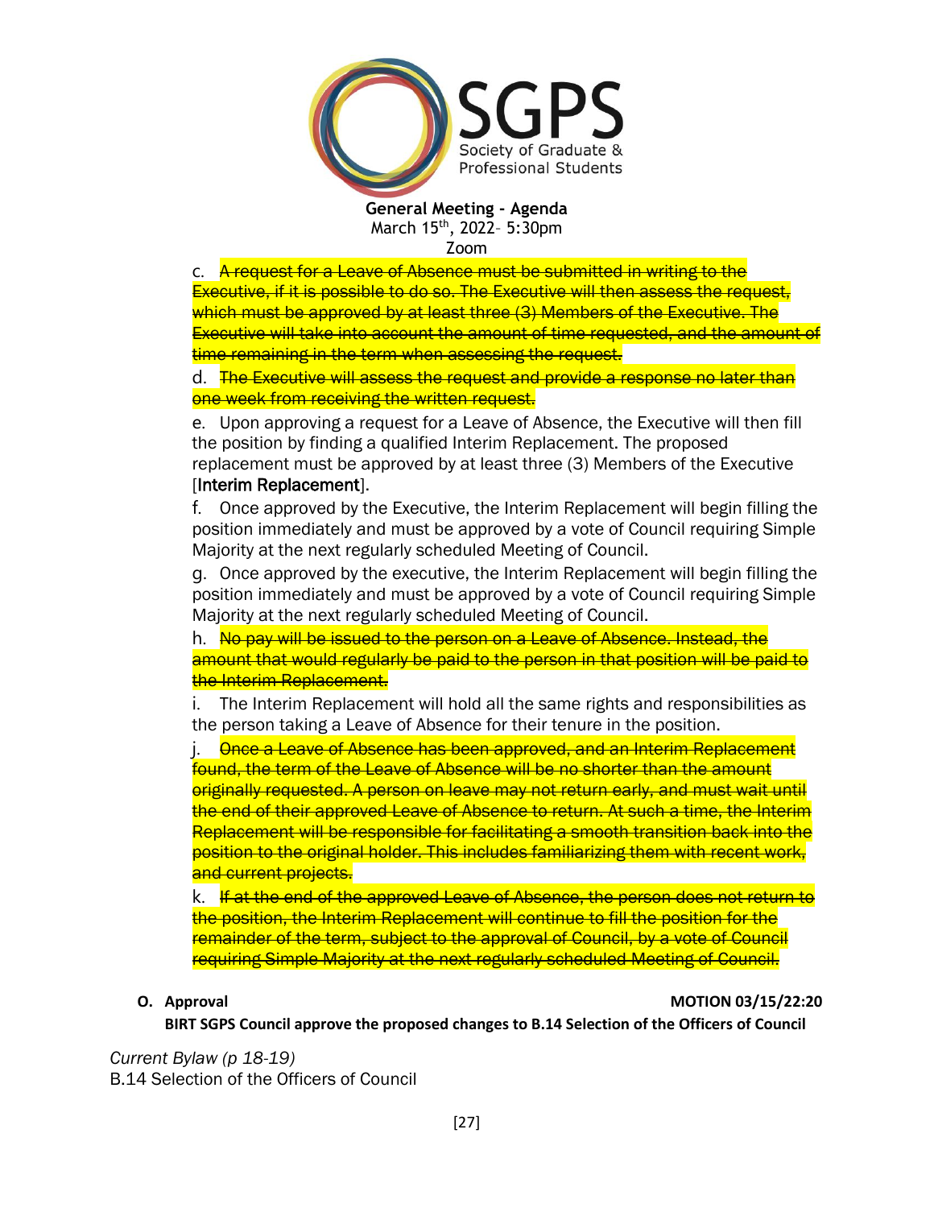c. ~~A request for a Leave of Absence must be submitted in writing to the Executive, if it is possible to do so. The Executive will then assess the request, which must be approved by at least three (3) Members of the Executive. The Executive will take into account the amount of time requested, and the amount of time remaining in the term when assessing the request.~~

d. ~~The Executive will assess the request and provide a response no later than one week from receiving the written request.~~

e. Upon approving a request for a Leave of Absence, the Executive will then fill the position by finding a qualified Interim Replacement. The proposed replacement must be approved by at least three (3) Members of the Executive [Interim Replacement].

f. Once approved by the Executive, the Interim Replacement will begin filling the position immediately and must be approved by a vote of Council requiring Simple Majority at the next regularly scheduled Meeting of Council.

g. Once approved by the executive, the Interim Replacement will begin filling the position immediately and must be approved by a vote of Council requiring Simple Majority at the next regularly scheduled Meeting of Council.

h. ~~No pay will be issued to the person on a Leave of Absence. Instead, the amount that would regularly be paid to the person in that position will be paid to the Interim Replacement.~~

i. The Interim Replacement will hold all the same rights and responsibilities as the person taking a Leave of Absence for their tenure in the position.

j. ~~Once a Leave of Absence has been approved, and an Interim Replacement found, the term of the Leave of Absence will be no shorter than the amount originally requested. A person on leave may not return early, and must wait until the end of their approved Leave of Absence to return. At such a time, the Interim Replacement will be responsible for facilitating a smooth transition back into the position to the original holder. This includes familiarizing them with recent work, and current projects.~~

k. ~~If at the end of the approved Leave of Absence, the person does not return to the position, the Interim Replacement will continue to fill the position for the remainder of the term, subject to the approval of Council, by a vote of Council requiring Simple Majority at the next regularly scheduled Meeting of Council.~~

**O. Approval** **MOTION 03/15/22:20**

**BIRT SGPS Council approve the proposed changes to B.14 Selection of the Officers of Council**

*Current Bylaw (p 18-19)*

B.14 Selection of the Officers of Council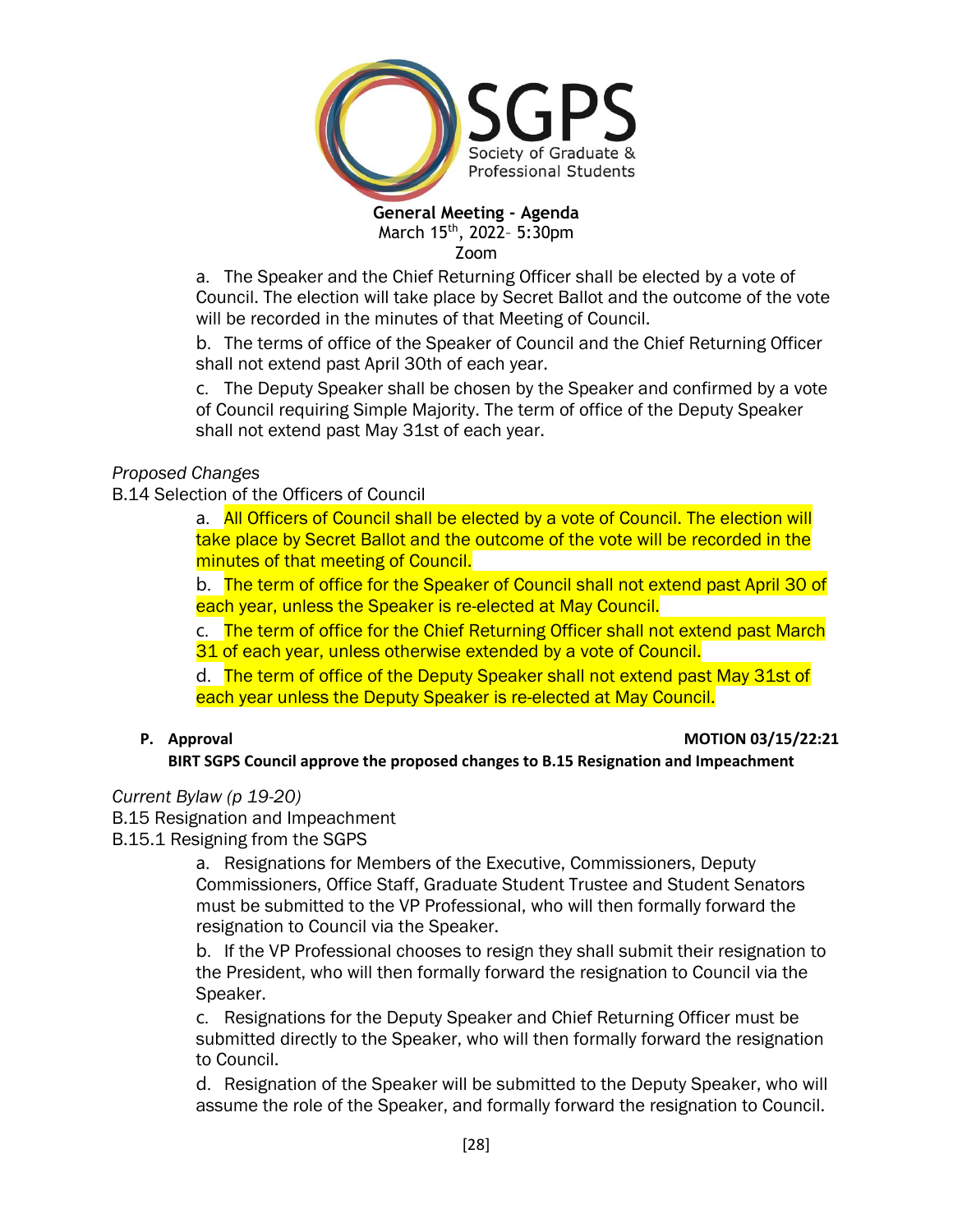a. The Speaker and the Chief Returning Officer shall be elected by a vote of Council. The election will take place by Secret Ballot and the outcome of the vote will be recorded in the minutes of that Meeting of Council.

b. The terms of office of the Speaker of Council and the Chief Returning Officer shall not extend past April 30th of each year.

c. The Deputy Speaker shall be chosen by the Speaker and confirmed by a vote of Council requiring Simple Majority. The term of office of the Deputy Speaker shall not extend past May 31st of each year.

*Proposed Changes*

B.14 Selection of the Officers of Council

a. All Officers of Council shall be elected by a vote of Council. The election will take place by Secret Ballot and the outcome of the vote will be recorded in the minutes of that meeting of Council.

b. The term of office for the Speaker of Council shall not extend past April 30 of each year, unless the Speaker is re-elected at May Council.

c. The term of office for the Chief Returning Officer shall not extend past March 31 of each year, unless otherwise extended by a vote of Council.

d. The term of office of the Deputy Speaker shall not extend past May 31st of each year unless the Deputy Speaker is re-elected at May Council.

**P. Approval** **MOTION 03/15/22:21**

**BIRT SGPS Council approve the proposed changes to B.15 Resignation and Impeachment**

*Current Bylaw (p 19-20)*

B.15 Resignation and Impeachment

B.15.1 Resigning from the SGPS

a. Resignations for Members of the Executive, Commissioners, Deputy Commissioners, Office Staff, Graduate Student Trustee and Student Senators must be submitted to the VP Professional, who will then formally forward the resignation to Council via the Speaker.

b. If the VP Professional chooses to resign they shall submit their resignation to the President, who will then formally forward the resignation to Council via the Speaker.

c. Resignations for the Deputy Speaker and Chief Returning Officer must be submitted directly to the Speaker, who will then formally forward the resignation to Council.

d. Resignation of the Speaker will be submitted to the Deputy Speaker, who will assume the role of the Speaker, and formally forward the resignation to Council.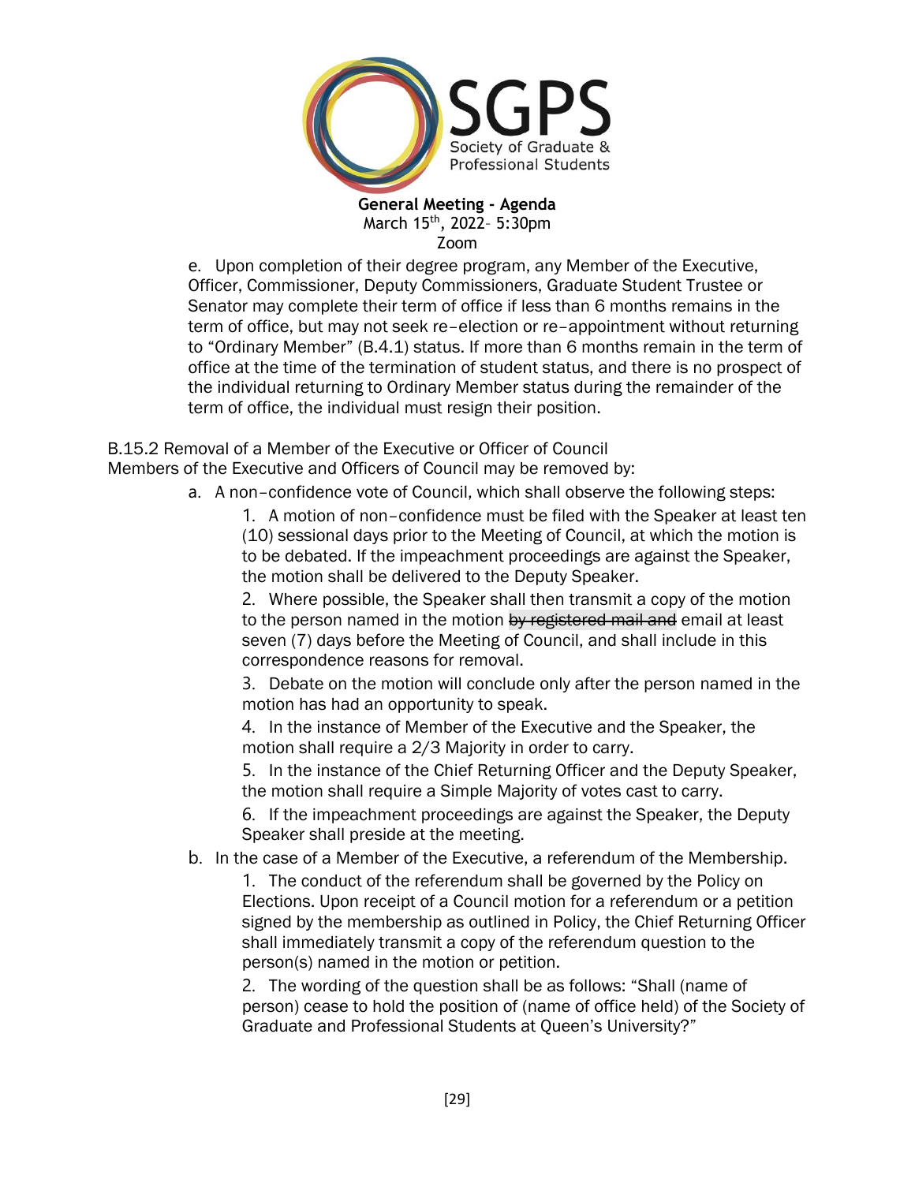e. Upon completion of their degree program, any Member of the Executive, Officer, Commissioner, Deputy Commissioners, Graduate Student Trustee or Senator may complete their term of office if less than 6 months remains in the term of office, but may not seek re–election or re–appointment without returning to "Ordinary Member" (B.4.1) status. If more than 6 months remain in the term of office at the time of the termination of student status, and there is no prospect of the individual returning to Ordinary Member status during the remainder of the term of office, the individual must resign their position.

B.15.2 Removal of a Member of the Executive or Officer of Council

Members of the Executive and Officers of Council may be removed by:

a. A non–confidence vote of Council, which shall observe the following steps:

1. A motion of non–confidence must be filed with the Speaker at least ten (10) sessional days prior to the Meeting of Council, at which the motion is to be debated. If the impeachment proceedings are against the Speaker, the motion shall be delivered to the Deputy Speaker.

2. Where possible, the Speaker shall then transmit a copy of the motion to the person named in the motion ~~by registered mail and~~ email at least seven (7) days before the Meeting of Council, and shall include in this correspondence reasons for removal.

3. Debate on the motion will conclude only after the person named in the motion has had an opportunity to speak.

4. In the instance of Member of the Executive and the Speaker, the motion shall require a 2/3 Majority in order to carry.

5. In the instance of the Chief Returning Officer and the Deputy Speaker, the motion shall require a Simple Majority of votes cast to carry.

6. If the impeachment proceedings are against the Speaker, the Deputy Speaker shall preside at the meeting.

b. In the case of a Member of the Executive, a referendum of the Membership.

1. The conduct of the referendum shall be governed by the Policy on Elections. Upon receipt of a Council motion for a referendum or a petition signed by the membership as outlined in Policy, the Chief Returning Officer shall immediately transmit a copy of the referendum question to the person(s) named in the motion or petition.

2. The wording of the question shall be as follows: "Shall (name of person) cease to hold the position of (name of office held) of the Society of Graduate and Professional Students at Queen's University?"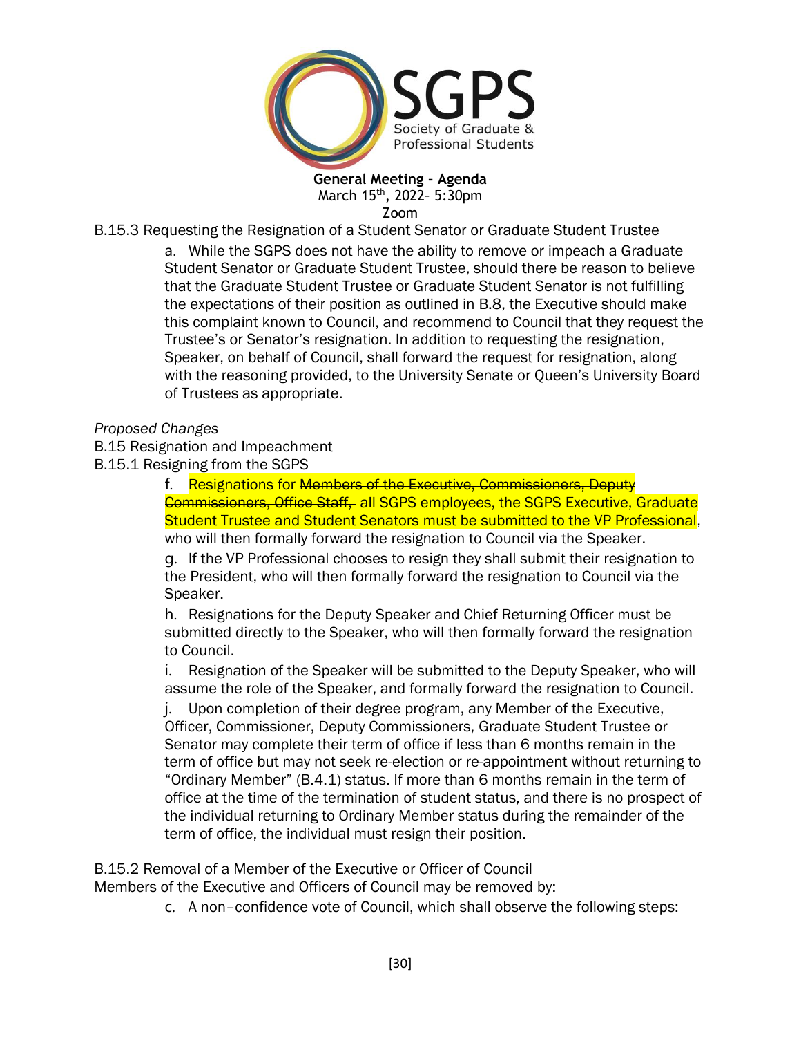B.15.3 Requesting the Resignation of a Student Senator or Graduate Student Trustee

a. While the SGPS does not have the ability to remove or impeach a Graduate Student Senator or Graduate Student Trustee, should there be reason to believe that the Graduate Student Trustee or Graduate Student Senator is not fulfilling the expectations of their position as outlined in B.8, the Executive should make this complaint known to Council, and recommend to Council that they request the Trustee's or Senator's resignation. In addition to requesting the resignation, Speaker, on behalf of Council, shall forward the request for resignation, along with the reasoning provided, to the University Senate or Queen's University Board of Trustees as appropriate.

*Proposed Changes*

B.15 Resignation and Impeachment

B.15.1 Resigning from the SGPS

f. Resignations for ~~Members of the Executive, Commissioners, Deputy Commissioners, Office Staff,~~ all SGPS employees, the SGPS Executive, Graduate Student Trustee and Student Senators must be submitted to the VP Professional, who will then formally forward the resignation to Council via the Speaker.

g. If the VP Professional chooses to resign they shall submit their resignation to the President, who will then formally forward the resignation to Council via the Speaker.

h. Resignations for the Deputy Speaker and Chief Returning Officer must be submitted directly to the Speaker, who will then formally forward the resignation to Council.

i. Resignation of the Speaker will be submitted to the Deputy Speaker, who will assume the role of the Speaker, and formally forward the resignation to Council.

j. Upon completion of their degree program, any Member of the Executive, Officer, Commissioner, Deputy Commissioners, Graduate Student Trustee or Senator may complete their term of office if less than 6 months remain in the term of office but may not seek re-election or re-appointment without returning to "Ordinary Member" (B.4.1) status. If more than 6 months remain in the term of office at the time of the termination of student status, and there is no prospect of the individual returning to Ordinary Member status during the remainder of the term of office, the individual must resign their position.

B.15.2 Removal of a Member of the Executive or Officer of Council

Members of the Executive and Officers of Council may be removed by:

c. A non–confidence vote of Council, which shall observe the following steps: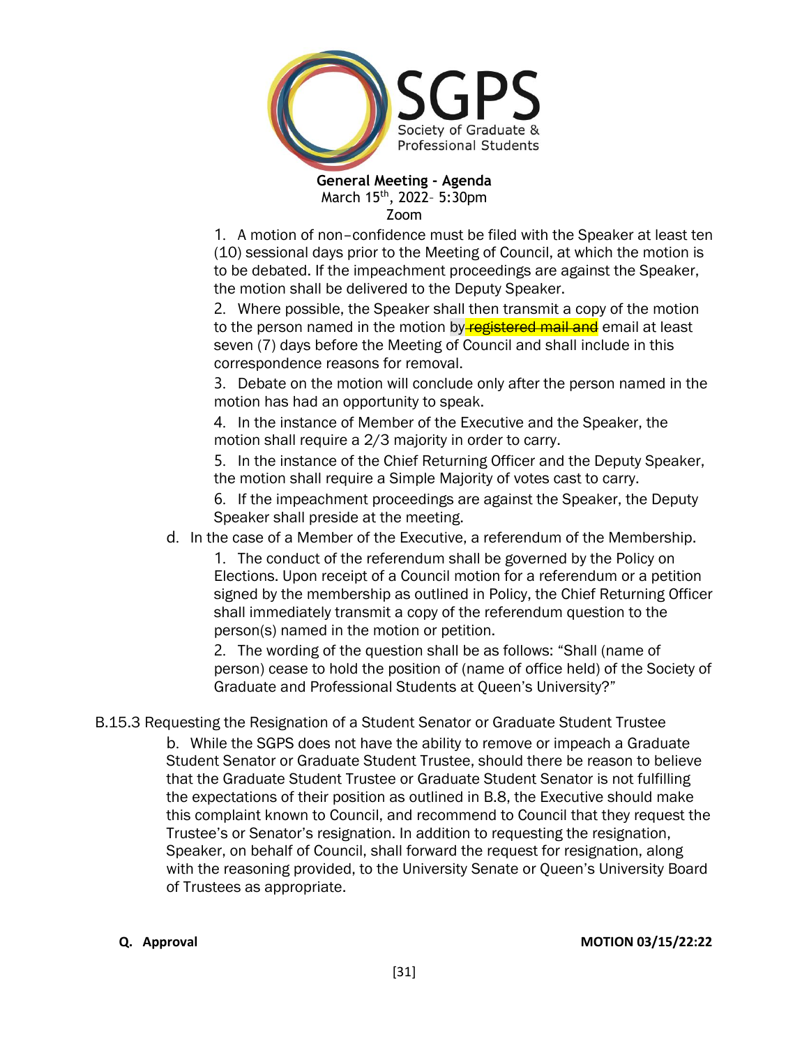1. A motion of non–confidence must be filed with the Speaker at least ten (10) sessional days prior to the Meeting of Council, at which the motion is to be debated. If the impeachment proceedings are against the Speaker, the motion shall be delivered to the Deputy Speaker.

2. Where possible, the Speaker shall then transmit a copy of the motion to the person named in the motion by ~~registered mail and~~ email at least seven (7) days before the Meeting of Council and shall include in this correspondence reasons for removal.

3. Debate on the motion will conclude only after the person named in the motion has had an opportunity to speak.

4. In the instance of Member of the Executive and the Speaker, the motion shall require a 2/3 majority in order to carry.

5. In the instance of the Chief Returning Officer and the Deputy Speaker, the motion shall require a Simple Majority of votes cast to carry.

6. If the impeachment proceedings are against the Speaker, the Deputy Speaker shall preside at the meeting.

d. In the case of a Member of the Executive, a referendum of the Membership.

1. The conduct of the referendum shall be governed by the Policy on Elections. Upon receipt of a Council motion for a referendum or a petition signed by the membership as outlined in Policy, the Chief Returning Officer shall immediately transmit a copy of the referendum question to the person(s) named in the motion or petition.

2. The wording of the question shall be as follows: "Shall (name of person) cease to hold the position of (name of office held) of the Society of Graduate and Professional Students at Queen's University?"

B.15.3 Requesting the Resignation of a Student Senator or Graduate Student Trustee

b. While the SGPS does not have the ability to remove or impeach a Graduate Student Senator or Graduate Student Trustee, should there be reason to believe that the Graduate Student Trustee or Graduate Student Senator is not fulfilling the expectations of their position as outlined in B.8, the Executive should make this complaint known to Council, and recommend to Council that they request the Trustee's or Senator's resignation. In addition to requesting the resignation, Speaker, on behalf of Council, shall forward the request for resignation, along with the reasoning provided, to the University Senate or Queen's University Board of Trustees as appropriate.

**Q. Approval** **MOTION 03/15/22:22**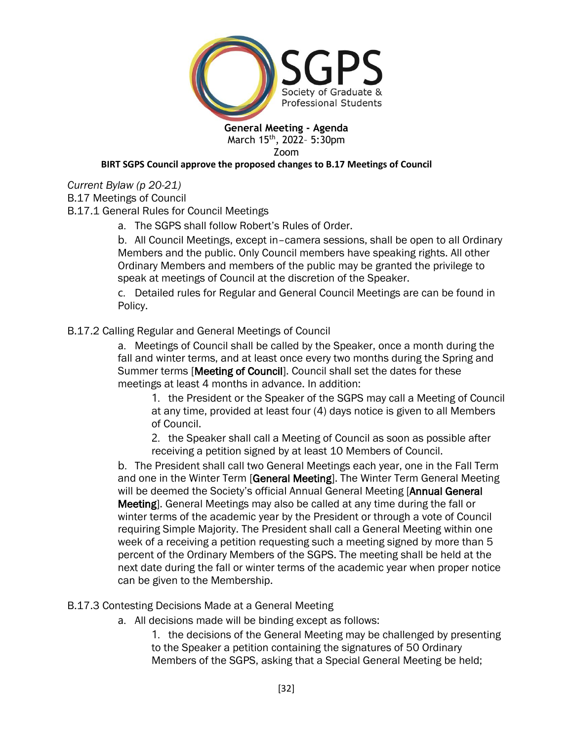**General Meeting - Agenda**
March 15th, 2022– 5:30pm
Zoom

**BIRT SGPS Council approve the proposed changes to B.17 Meetings of Council**

*Current Bylaw (p 20-21)*

B.17 Meetings of Council

B.17.1 General Rules for Council Meetings

a. The SGPS shall follow Robert's Rules of Order.

b. All Council Meetings, except in–camera sessions, shall be open to all Ordinary Members and the public. Only Council members have speaking rights. All other Ordinary Members and members of the public may be granted the privilege to speak at meetings of Council at the discretion of the Speaker.

c. Detailed rules for Regular and General Council Meetings are can be found in Policy.

B.17.2 Calling Regular and General Meetings of Council

a. Meetings of Council shall be called by the Speaker, once a month during the fall and winter terms, and at least once every two months during the Spring and Summer terms [**Meeting of Council**]. Council shall set the dates for these meetings at least 4 months in advance. In addition:

1. the President or the Speaker of the SGPS may call a Meeting of Council at any time, provided at least four (4) days notice is given to all Members of Council.
2. the Speaker shall call a Meeting of Council as soon as possible after receiving a petition signed by at least 10 Members of Council.

b. The President shall call two General Meetings each year, one in the Fall Term and one in the Winter Term [**General Meeting**]. The Winter Term General Meeting will be deemed the Society's official Annual General Meeting [**Annual General Meeting**]. General Meetings may also be called at any time during the fall or winter terms of the academic year by the President or through a vote of Council requiring Simple Majority. The President shall call a General Meeting within one week of a receiving a petition requesting such a meeting signed by more than 5 percent of the Ordinary Members of the SGPS. The meeting shall be held at the next date during the fall or winter terms of the academic year when proper notice can be given to the Membership.

B.17.3 Contesting Decisions Made at a General Meeting

a. All decisions made will be binding except as follows:

1. the decisions of the General Meeting may be challenged by presenting to the Speaker a petition containing the signatures of 50 Ordinary Members of the SGPS, asking that a Special General Meeting be held;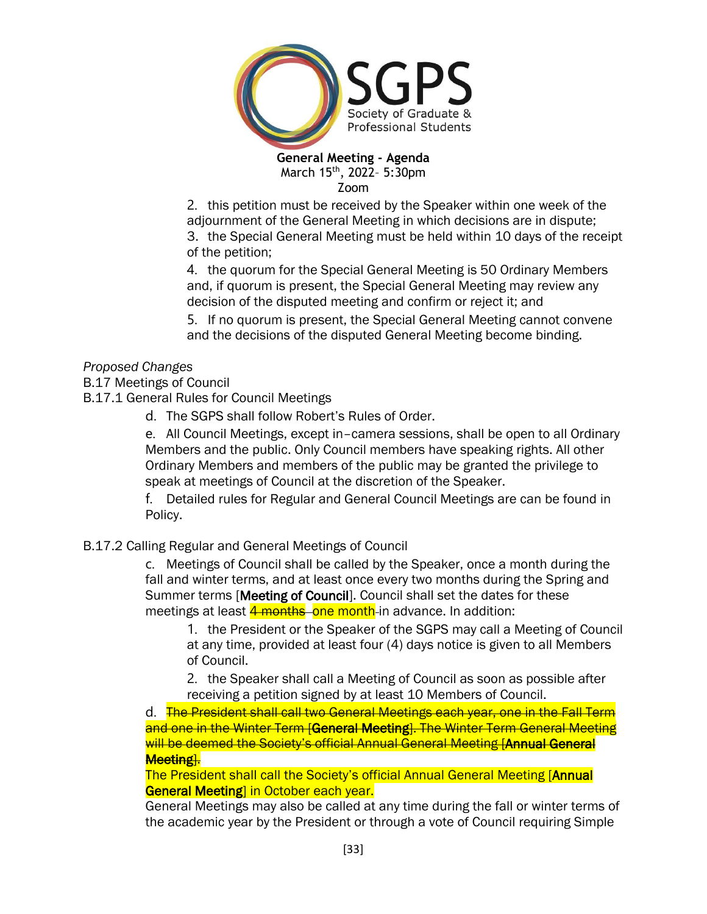2. this petition must be received by the Speaker within one week of the adjournment of the General Meeting in which decisions are in dispute;

3. the Special General Meeting must be held within 10 days of the receipt of the petition;

4. the quorum for the Special General Meeting is 50 Ordinary Members and, if quorum is present, the Special General Meeting may review any decision of the disputed meeting and confirm or reject it; and

5. If no quorum is present, the Special General Meeting cannot convene and the decisions of the disputed General Meeting become binding.

*Proposed Changes*

B.17 Meetings of Council

B.17.1 General Rules for Council Meetings

d. The SGPS shall follow Robert's Rules of Order.

e. All Council Meetings, except in–camera sessions, shall be open to all Ordinary Members and the public. Only Council members have speaking rights. All other Ordinary Members and members of the public may be granted the privilege to speak at meetings of Council at the discretion of the Speaker.

f. Detailed rules for Regular and General Council Meetings are can be found in Policy.

B.17.2 Calling Regular and General Meetings of Council

c. Meetings of Council shall be called by the Speaker, once a month during the fall and winter terms, and at least once every two months during the Spring and Summer terms [**Meeting of Council**]. Council shall set the dates for these meetings at least ~~4 months~~ one month in advance. In addition:

1. the President or the Speaker of the SGPS may call a Meeting of Council at any time, provided at least four (4) days notice is given to all Members of Council.

2. the Speaker shall call a Meeting of Council as soon as possible after receiving a petition signed by at least 10 Members of Council.

d. ~~The President shall call two General Meetings each year, one in the Fall Term and one in the Winter Term [**General Meeting**]. The Winter Term General Meeting will be deemed the Society's official Annual General Meeting [**Annual General Meeting**].~~

The President shall call the Society's official Annual General Meeting [**Annual General Meeting**] in October each year.

General Meetings may also be called at any time during the fall or winter terms of the academic year by the President or through a vote of Council requiring Simple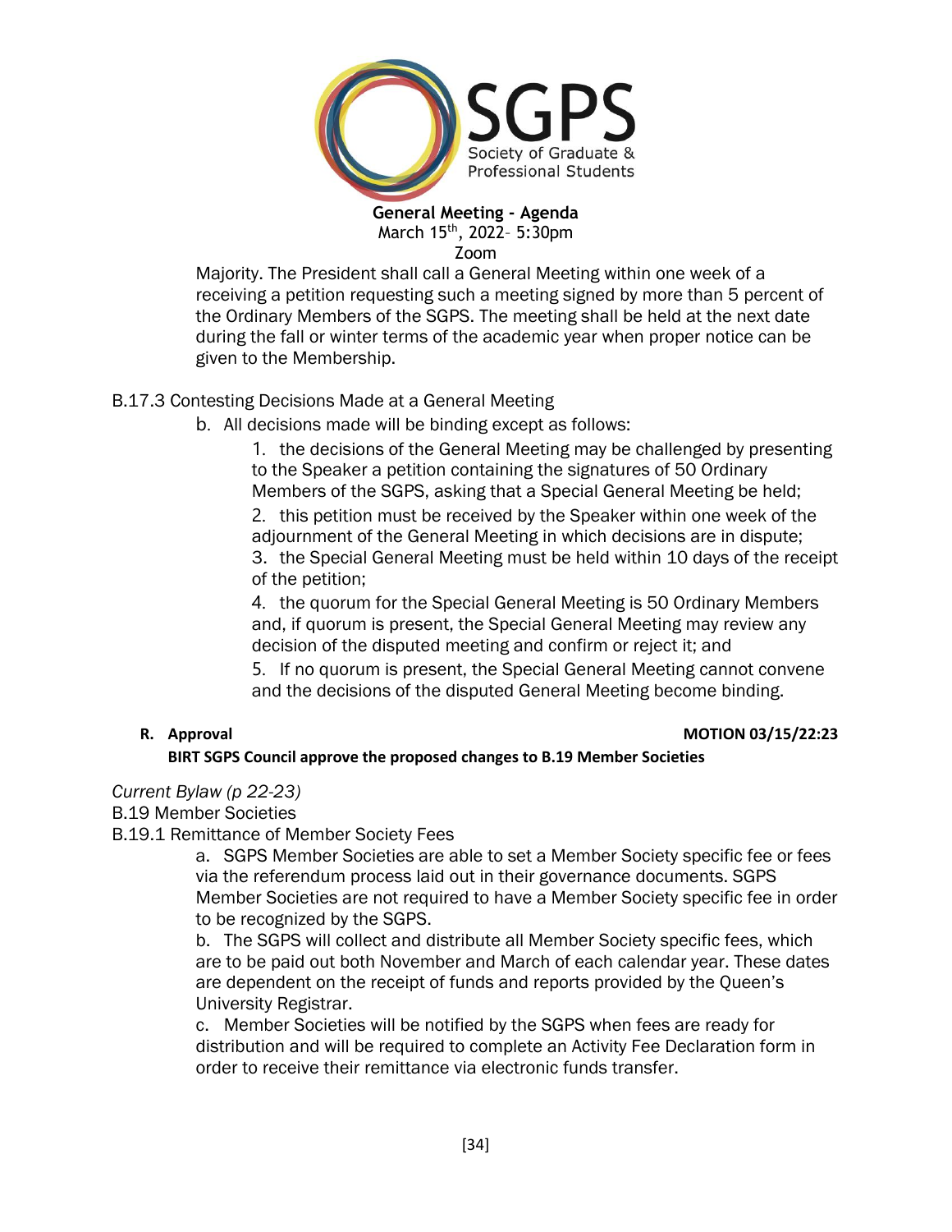Majority. The President shall call a General Meeting within one week of a receiving a petition requesting such a meeting signed by more than 5 percent of the Ordinary Members of the SGPS. The meeting shall be held at the next date during the fall or winter terms of the academic year when proper notice can be given to the Membership.

B.17.3 Contesting Decisions Made at a General Meeting

b. All decisions made will be binding except as follows:

1. the decisions of the General Meeting may be challenged by presenting to the Speaker a petition containing the signatures of 50 Ordinary Members of the SGPS, asking that a Special General Meeting be held;
2. this petition must be received by the Speaker within one week of the adjournment of the General Meeting in which decisions are in dispute;
3. the Special General Meeting must be held within 10 days of the receipt of the petition;
4. the quorum for the Special General Meeting is 50 Ordinary Members and, if quorum is present, the Special General Meeting may review any decision of the disputed meeting and confirm or reject it; and
5. If no quorum is present, the Special General Meeting cannot convene and the decisions of the disputed General Meeting become binding.

**R. Approval** **MOTION 03/15/22:23**

**BIRT SGPS Council approve the proposed changes to B.19 Member Societies**

*Current Bylaw (p 22-23)*

B.19 Member Societies

B.19.1 Remittance of Member Society Fees

a. SGPS Member Societies are able to set a Member Society specific fee or fees via the referendum process laid out in their governance documents. SGPS Member Societies are not required to have a Member Society specific fee in order to be recognized by the SGPS.

b. The SGPS will collect and distribute all Member Society specific fees, which are to be paid out both November and March of each calendar year. These dates are dependent on the receipt of funds and reports provided by the Queen's University Registrar.

c. Member Societies will be notified by the SGPS when fees are ready for distribution and will be required to complete an Activity Fee Declaration form in order to receive their remittance via electronic funds transfer.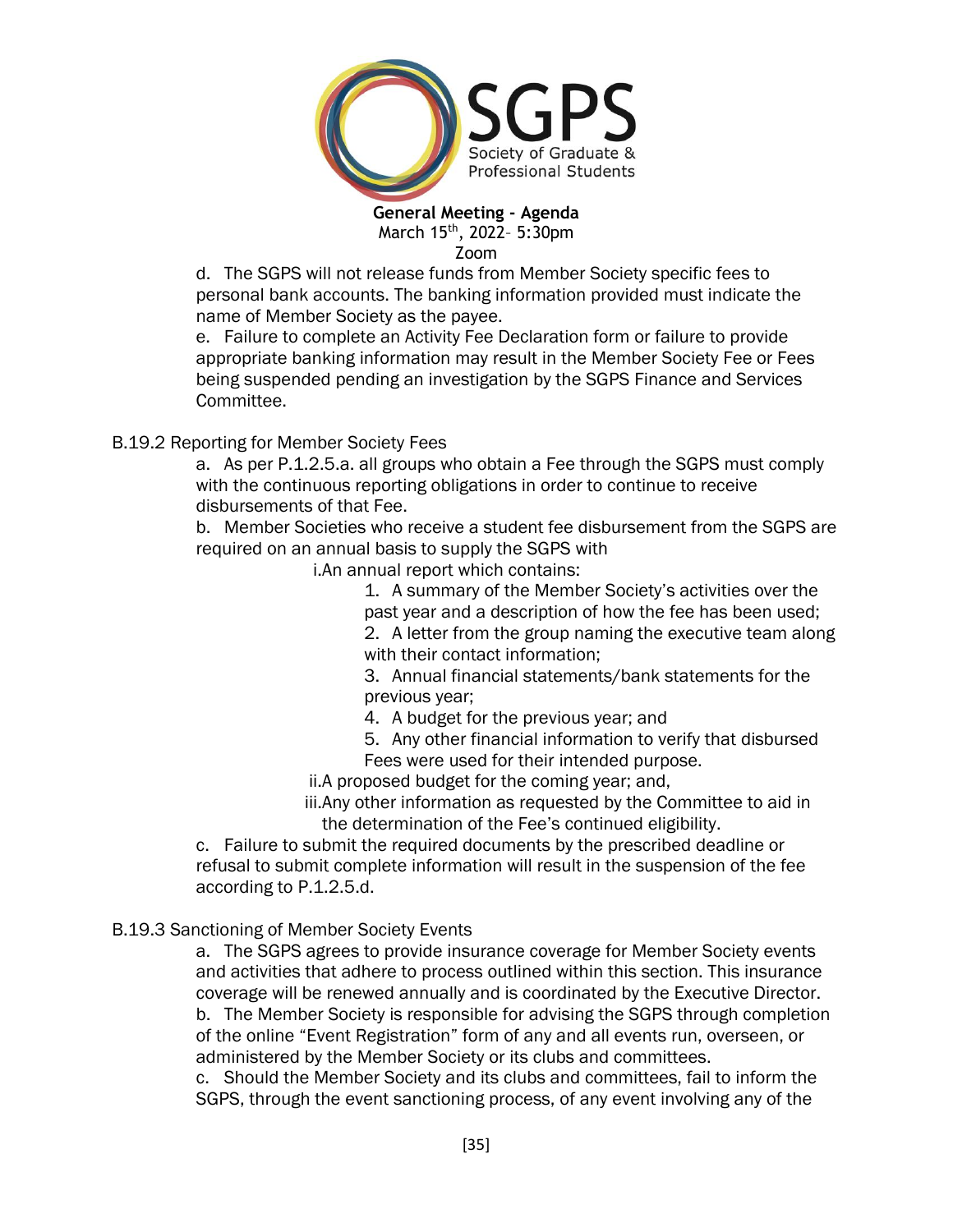d. The SGPS will not release funds from Member Society specific fees to personal bank accounts. The banking information provided must indicate the name of Member Society as the payee.

e. Failure to complete an Activity Fee Declaration form or failure to provide appropriate banking information may result in the Member Society Fee or Fees being suspended pending an investigation by the SGPS Finance and Services Committee.

B.19.2 Reporting for Member Society Fees

a. As per P.1.2.5.a. all groups who obtain a Fee through the SGPS must comply with the continuous reporting obligations in order to continue to receive disbursements of that Fee.

b. Member Societies who receive a student fee disbursement from the SGPS are required on an annual basis to supply the SGPS with

i. An annual report which contains:

1. A summary of the Member Society's activities over the past year and a description of how the fee has been used;
2. A letter from the group naming the executive team along with their contact information;
3. Annual financial statements/bank statements for the previous year;
4. A budget for the previous year; and
5. Any other financial information to verify that disbursed Fees were used for their intended purpose.

ii. A proposed budget for the coming year; and,

iii. Any other information as requested by the Committee to aid in the determination of the Fee's continued eligibility.

c. Failure to submit the required documents by the prescribed deadline or refusal to submit complete information will result in the suspension of the fee according to P.1.2.5.d.

B.19.3 Sanctioning of Member Society Events

a. The SGPS agrees to provide insurance coverage for Member Society events and activities that adhere to process outlined within this section. This insurance coverage will be renewed annually and is coordinated by the Executive Director.

b. The Member Society is responsible for advising the SGPS through completion of the online "Event Registration" form of any and all events run, overseen, or administered by the Member Society or its clubs and committees.

c. Should the Member Society and its clubs and committees, fail to inform the SGPS, through the event sanctioning process, of any event involving any of the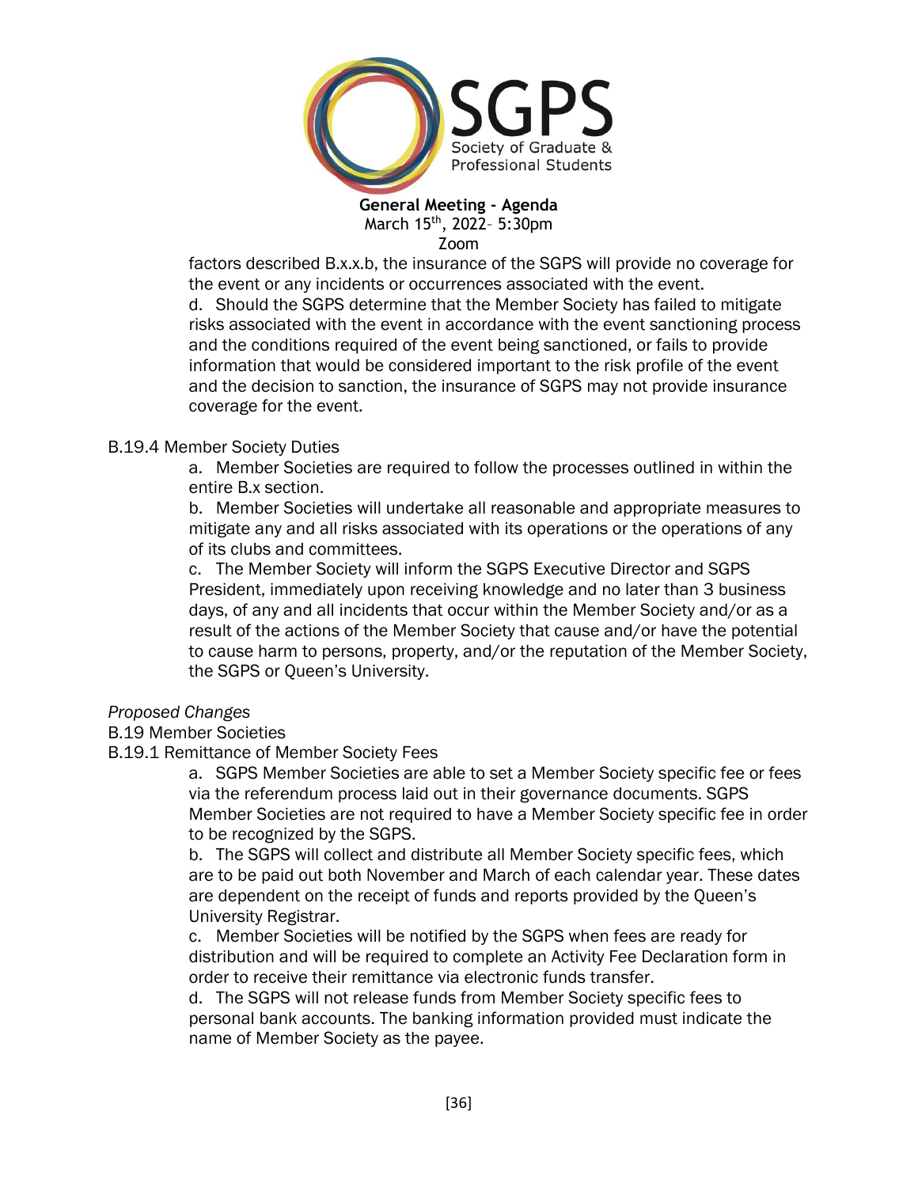factors described B.x.x.b, the insurance of the SGPS will provide no coverage for the event or any incidents or occurrences associated with the event.

d. Should the SGPS determine that the Member Society has failed to mitigate risks associated with the event in accordance with the event sanctioning process and the conditions required of the event being sanctioned, or fails to provide information that would be considered important to the risk profile of the event and the decision to sanction, the insurance of SGPS may not provide insurance coverage for the event.

B.19.4 Member Society Duties

a. Member Societies are required to follow the processes outlined in within the entire B.x section.

b. Member Societies will undertake all reasonable and appropriate measures to mitigate any and all risks associated with its operations or the operations of any of its clubs and committees.

c. The Member Society will inform the SGPS Executive Director and SGPS President, immediately upon receiving knowledge and no later than 3 business days, of any and all incidents that occur within the Member Society and/or as a result of the actions of the Member Society that cause and/or have the potential to cause harm to persons, property, and/or the reputation of the Member Society, the SGPS or Queen's University.

*Proposed Changes*

B.19 Member Societies

B.19.1 Remittance of Member Society Fees

a. SGPS Member Societies are able to set a Member Society specific fee or fees via the referendum process laid out in their governance documents. SGPS Member Societies are not required to have a Member Society specific fee in order to be recognized by the SGPS.

b. The SGPS will collect and distribute all Member Society specific fees, which are to be paid out both November and March of each calendar year. These dates are dependent on the receipt of funds and reports provided by the Queen's University Registrar.

c. Member Societies will be notified by the SGPS when fees are ready for distribution and will be required to complete an Activity Fee Declaration form in order to receive their remittance via electronic funds transfer.

d. The SGPS will not release funds from Member Society specific fees to personal bank accounts. The banking information provided must indicate the name of Member Society as the payee.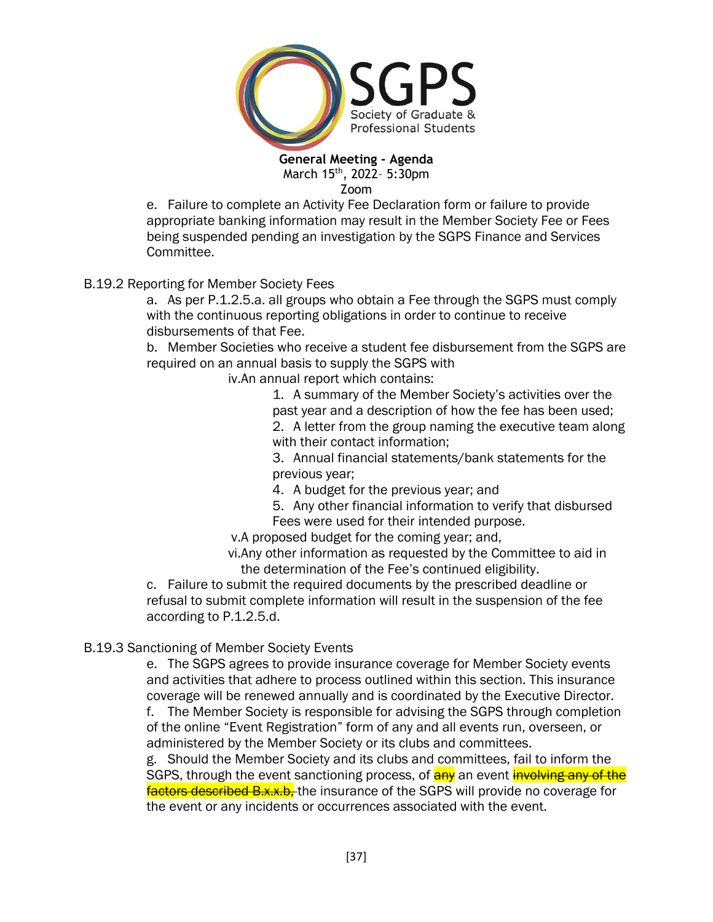e. Failure to complete an Activity Fee Declaration form or failure to provide appropriate banking information may result in the Member Society Fee or Fees being suspended pending an investigation by the SGPS Finance and Services Committee.

B.19.2 Reporting for Member Society Fees

a. As per P.1.2.5.a. all groups who obtain a Fee through the SGPS must comply with the continuous reporting obligations in order to continue to receive disbursements of that Fee.

b. Member Societies who receive a student fee disbursement from the SGPS are required on an annual basis to supply the SGPS with

iv. An annual report which contains:

1. A summary of the Member Society's activities over the past year and a description of how the fee has been used;
2. A letter from the group naming the executive team along with their contact information;
3. Annual financial statements/bank statements for the previous year;
4. A budget for the previous year; and
5. Any other financial information to verify that disbursed Fees were used for their intended purpose.

v. A proposed budget for the coming year; and,

vi. Any other information as requested by the Committee to aid in the determination of the Fee's continued eligibility.

c. Failure to submit the required documents by the prescribed deadline or refusal to submit complete information will result in the suspension of the fee according to P.1.2.5.d.

B.19.3 Sanctioning of Member Society Events

e. The SGPS agrees to provide insurance coverage for Member Society events and activities that adhere to process outlined within this section. This insurance coverage will be renewed annually and is coordinated by the Executive Director.

f. The Member Society is responsible for advising the SGPS through completion of the online "Event Registration" form of any and all events run, overseen, or administered by the Member Society or its clubs and committees.

g. Should the Member Society and its clubs and committees, fail to inform the SGPS, through the event sanctioning process, of any an event ~~involving any of the factors described B.x.x.b,~~ the insurance of the SGPS will provide no coverage for the event or any incidents or occurrences associated with the event.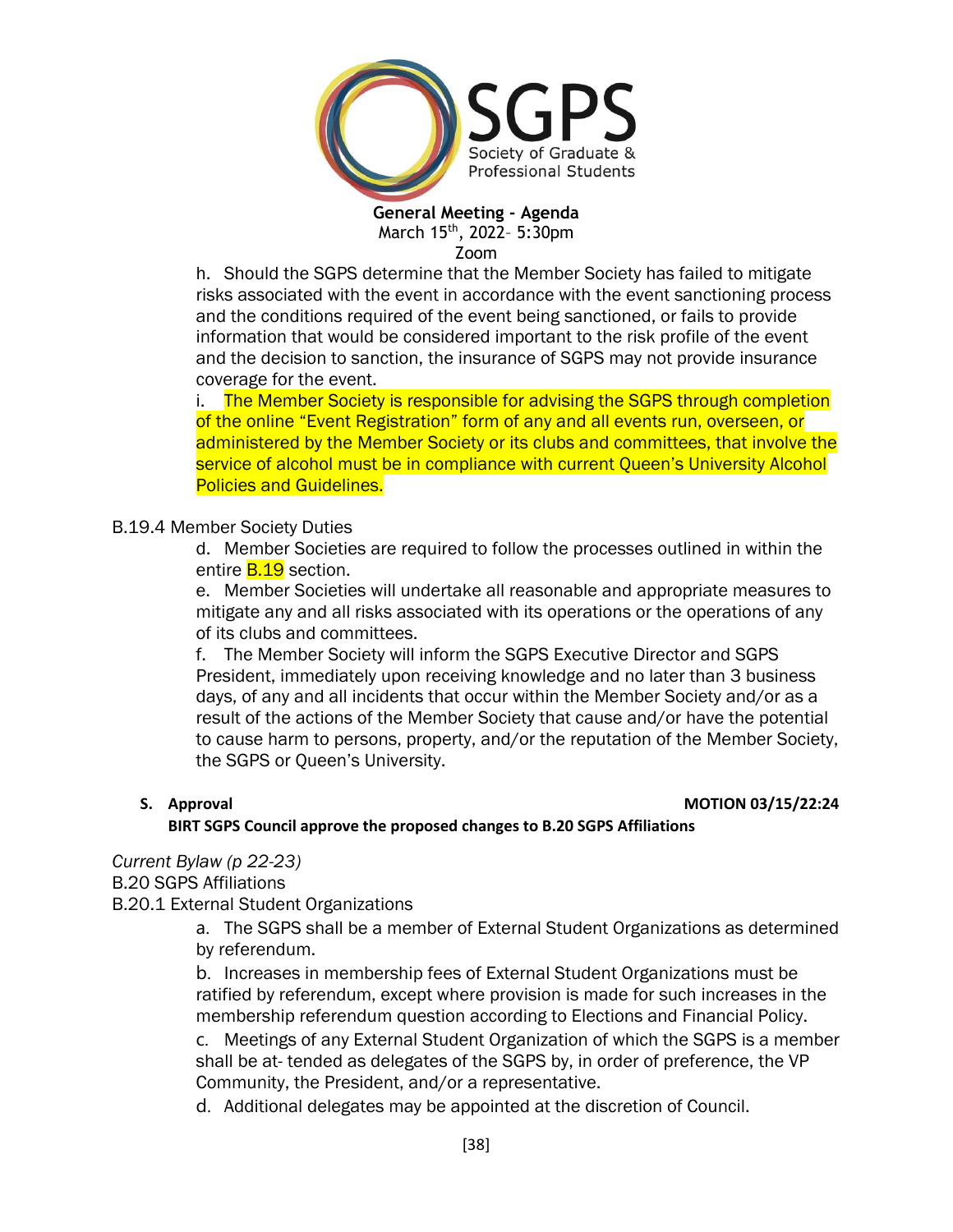h. Should the SGPS determine that the Member Society has failed to mitigate risks associated with the event in accordance with the event sanctioning process and the conditions required of the event being sanctioned, or fails to provide information that would be considered important to the risk profile of the event and the decision to sanction, the insurance of SGPS may not provide insurance coverage for the event.

i. The Member Society is responsible for advising the SGPS through completion of the online "Event Registration" form of any and all events run, overseen, or administered by the Member Society or its clubs and committees, that involve the service of alcohol must be in compliance with current Queen's University Alcohol Policies and Guidelines.

B.19.4 Member Society Duties

d. Member Societies are required to follow the processes outlined in within the entire B.19 section.

e. Member Societies will undertake all reasonable and appropriate measures to mitigate any and all risks associated with its operations or the operations of any of its clubs and committees.

f. The Member Society will inform the SGPS Executive Director and SGPS President, immediately upon receiving knowledge and no later than 3 business days, of any and all incidents that occur within the Member Society and/or as a result of the actions of the Member Society that cause and/or have the potential to cause harm to persons, property, and/or the reputation of the Member Society, the SGPS or Queen's University.

**S. Approval** **MOTION 03/15/22:24**

**BIRT SGPS Council approve the proposed changes to B.20 SGPS Affiliations**

*Current Bylaw (p 22-23)*

B.20 SGPS Affiliations

B.20.1 External Student Organizations

a. The SGPS shall be a member of External Student Organizations as determined by referendum.

b. Increases in membership fees of External Student Organizations must be ratified by referendum, except where provision is made for such increases in the membership referendum question according to Elections and Financial Policy.

c. Meetings of any External Student Organization of which the SGPS is a member shall be at- tended as delegates of the SGPS by, in order of preference, the VP Community, the President, and/or a representative.

d. Additional delegates may be appointed at the discretion of Council.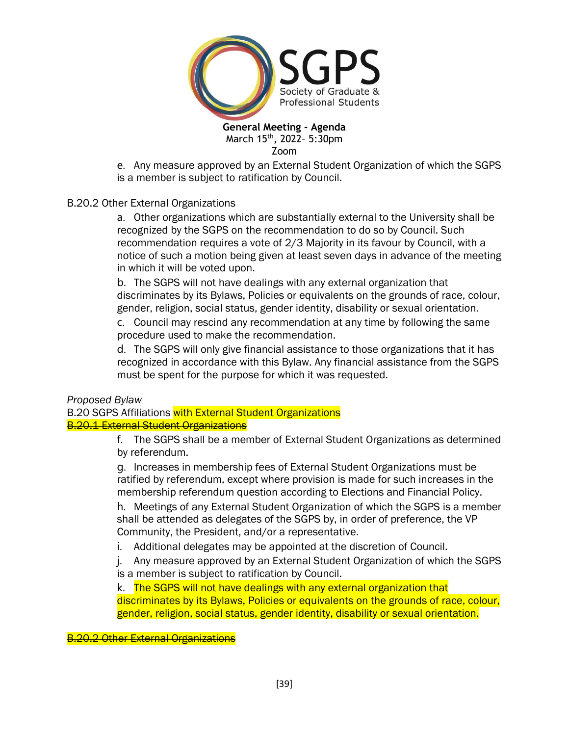e. Any measure approved by an External Student Organization of which the SGPS is a member is subject to ratification by Council.

B.20.2 Other External Organizations

a. Other organizations which are substantially external to the University shall be recognized by the SGPS on the recommendation to do so by Council. Such recommendation requires a vote of 2/3 Majority in its favour by Council, with a notice of such a motion being given at least seven days in advance of the meeting in which it will be voted upon.

b. The SGPS will not have dealings with any external organization that discriminates by its Bylaws, Policies or equivalents on the grounds of race, colour, gender, religion, social status, gender identity, disability or sexual orientation.

c. Council may rescind any recommendation at any time by following the same procedure used to make the recommendation.

d. The SGPS will only give financial assistance to those organizations that it has recognized in accordance with this Bylaw. Any financial assistance from the SGPS must be spent for the purpose for which it was requested.

*Proposed Bylaw*

B.20 SGPS Affiliations with External Student Organizations

~~B.20.1 External Student Organizations~~

f. The SGPS shall be a member of External Student Organizations as determined by referendum.

g. Increases in membership fees of External Student Organizations must be ratified by referendum, except where provision is made for such increases in the membership referendum question according to Elections and Financial Policy.

h. Meetings of any External Student Organization of which the SGPS is a member shall be attended as delegates of the SGPS by, in order of preference, the VP Community, the President, and/or a representative.

i. Additional delegates may be appointed at the discretion of Council.

j. Any measure approved by an External Student Organization of which the SGPS is a member is subject to ratification by Council.

k. The SGPS will not have dealings with any external organization that discriminates by its Bylaws, Policies or equivalents on the grounds of race, colour, gender, religion, social status, gender identity, disability or sexual orientation.

~~B.20.2 Other External Organizations~~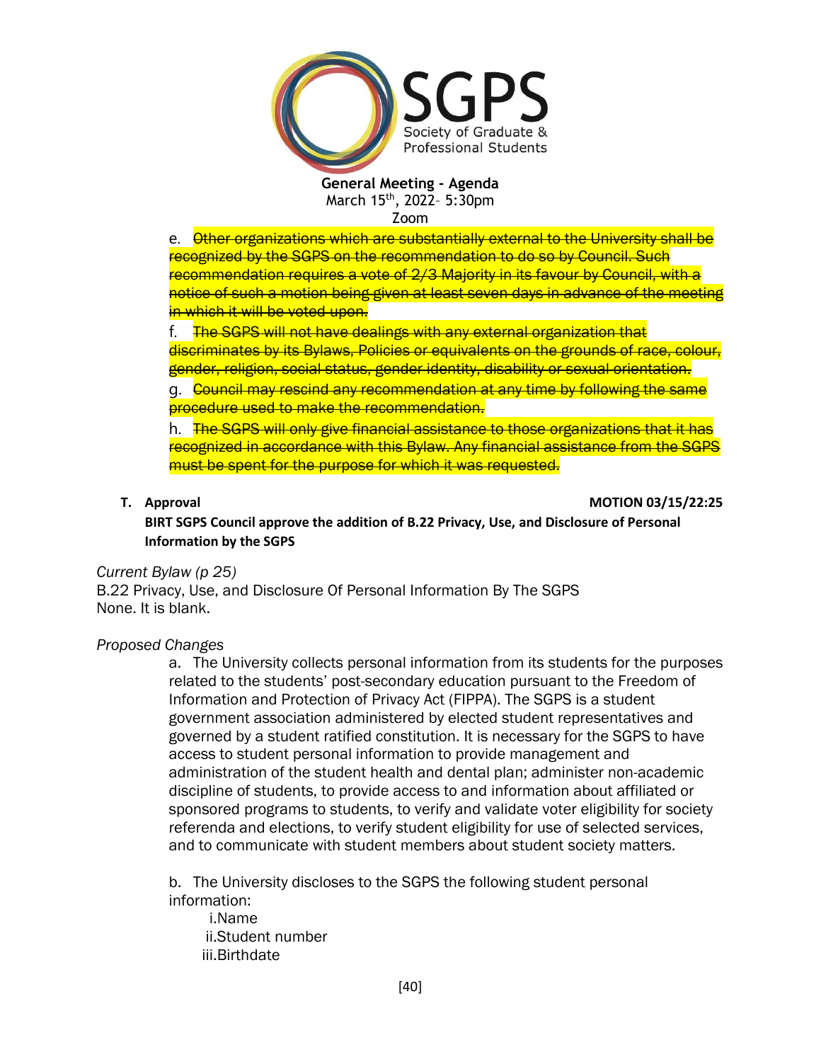e. ~~Other organizations which are substantially external to the University shall be recognized by the SGPS on the recommendation to do so by Council. Such recommendation requires a vote of 2/3 Majority in its favour by Council, with a notice of such a motion being given at least seven days in advance of the meeting in which it will be voted upon.~~

f. ~~The SGPS will not have dealings with any external organization that discriminates by its Bylaws, Policies or equivalents on the grounds of race, colour, gender, religion, social status, gender identity, disability or sexual orientation.~~

g. ~~Council may rescind any recommendation at any time by following the same procedure used to make the recommendation.~~

h. ~~The SGPS will only give financial assistance to those organizations that it has recognized in accordance with this Bylaw. Any financial assistance from the SGPS must be spent for the purpose for which it was requested.~~

**T. Approval** **MOTION 03/15/22:25**

**BIRT SGPS Council approve the addition of B.22 Privacy, Use, and Disclosure of Personal Information by the SGPS**

*Current Bylaw (p 25)*

B.22 Privacy, Use, and Disclosure Of Personal Information By The SGPS
None. It is blank.

*Proposed Changes*

a. The University collects personal information from its students for the purposes related to the students' post-secondary education pursuant to the Freedom of Information and Protection of Privacy Act (FIPPA). The SGPS is a student government association administered by elected student representatives and governed by a student ratified constitution. It is necessary for the SGPS to have access to student personal information to provide management and administration of the student health and dental plan; administer non-academic discipline of students, to provide access to and information about affiliated or sponsored programs to students, to verify and validate voter eligibility for society referenda and elections, to verify student eligibility for use of selected services, and to communicate with student members about student society matters.

b. The University discloses to the SGPS the following student personal information:

i. Name
ii. Student number
iii. Birthdate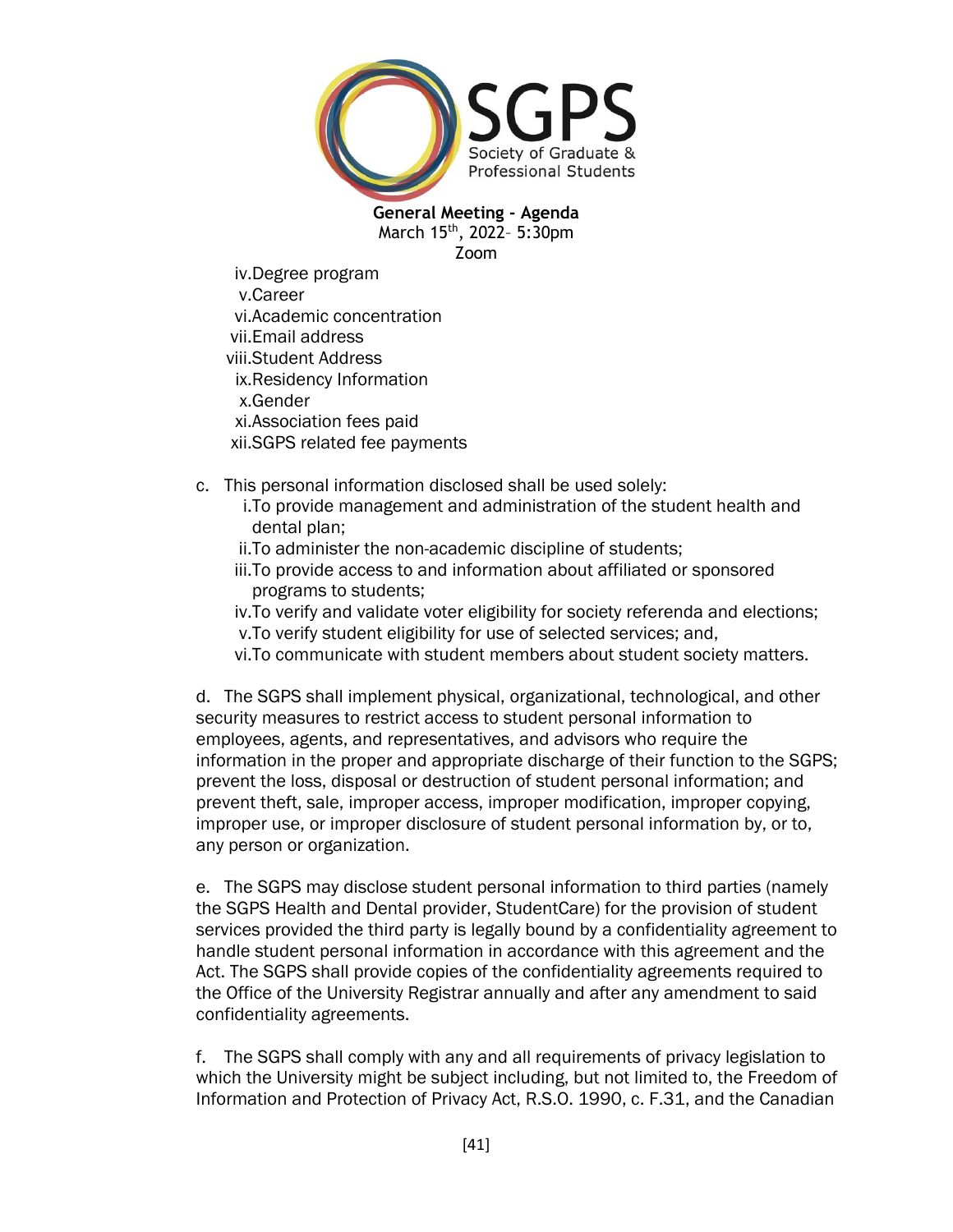iv. Degree program
v. Career
vi. Academic concentration
vii. Email address
viii. Student Address
ix. Residency Information
x. Gender
xi. Association fees paid
xii. SGPS related fee payments

c. This personal information disclosed shall be used solely:
   i. To provide management and administration of the student health and dental plan;
   ii. To administer the non-academic discipline of students;
   iii. To provide access to and information about affiliated or sponsored programs to students;
   iv. To verify and validate voter eligibility for society referenda and elections;
   v. To verify student eligibility for use of selected services; and,
   vi. To communicate with student members about student society matters.

d. The SGPS shall implement physical, organizational, technological, and other security measures to restrict access to student personal information to employees, agents, and representatives, and advisors who require the information in the proper and appropriate discharge of their function to the SGPS; prevent the loss, disposal or destruction of student personal information; and prevent theft, sale, improper access, improper modification, improper copying, improper use, or improper disclosure of student personal information by, or to, any person or organization.

e. The SGPS may disclose student personal information to third parties (namely the SGPS Health and Dental provider, StudentCare) for the provision of student services provided the third party is legally bound by a confidentiality agreement to handle student personal information in accordance with this agreement and the Act. The SGPS shall provide copies of the confidentiality agreements required to the Office of the University Registrar annually and after any amendment to said confidentiality agreements.

f. The SGPS shall comply with any and all requirements of privacy legislation to which the University might be subject including, but not limited to, the Freedom of Information and Protection of Privacy Act, R.S.O. 1990, c. F.31, and the Canadian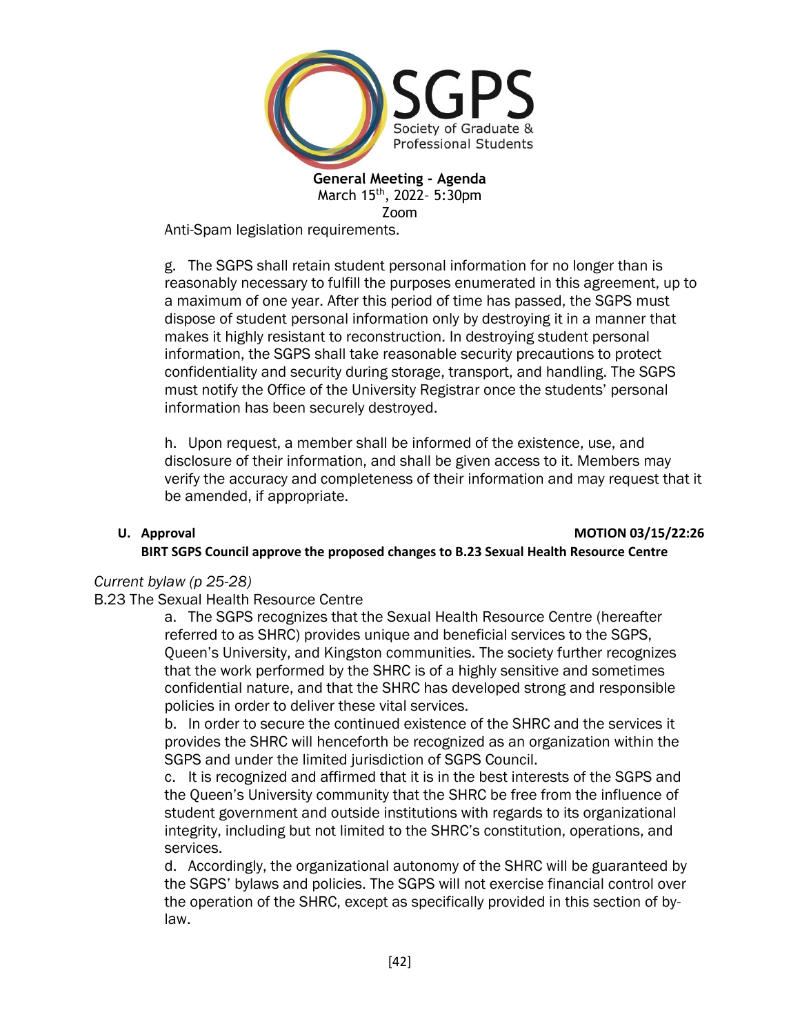Anti-Spam legislation requirements.

g. The SGPS shall retain student personal information for no longer than is reasonably necessary to fulfill the purposes enumerated in this agreement, up to a maximum of one year. After this period of time has passed, the SGPS must dispose of student personal information only by destroying it in a manner that makes it highly resistant to reconstruction. In destroying student personal information, the SGPS shall take reasonable security precautions to protect confidentiality and security during storage, transport, and handling. The SGPS must notify the Office of the University Registrar once the students' personal information has been securely destroyed.

h. Upon request, a member shall be informed of the existence, use, and disclosure of their information, and shall be given access to it. Members may verify the accuracy and completeness of their information and may request that it be amended, if appropriate.

**U. Approval** **MOTION 03/15/22:26**

**BIRT SGPS Council approve the proposed changes to B.23 Sexual Health Resource Centre**

*Current bylaw (p 25-28)*

B.23 The Sexual Health Resource Centre

a. The SGPS recognizes that the Sexual Health Resource Centre (hereafter referred to as SHRC) provides unique and beneficial services to the SGPS, Queen's University, and Kingston communities. The society further recognizes that the work performed by the SHRC is of a highly sensitive and sometimes confidential nature, and that the SHRC has developed strong and responsible policies in order to deliver these vital services.

b. In order to secure the continued existence of the SHRC and the services it provides the SHRC will henceforth be recognized as an organization within the SGPS and under the limited jurisdiction of SGPS Council.

c. It is recognized and affirmed that it is in the best interests of the SGPS and the Queen's University community that the SHRC be free from the influence of student government and outside institutions with regards to its organizational integrity, including but not limited to the SHRC's constitution, operations, and services.

d. Accordingly, the organizational autonomy of the SHRC will be guaranteed by the SGPS' bylaws and policies. The SGPS will not exercise financial control over the operation of the SHRC, except as specifically provided in this section of by-law.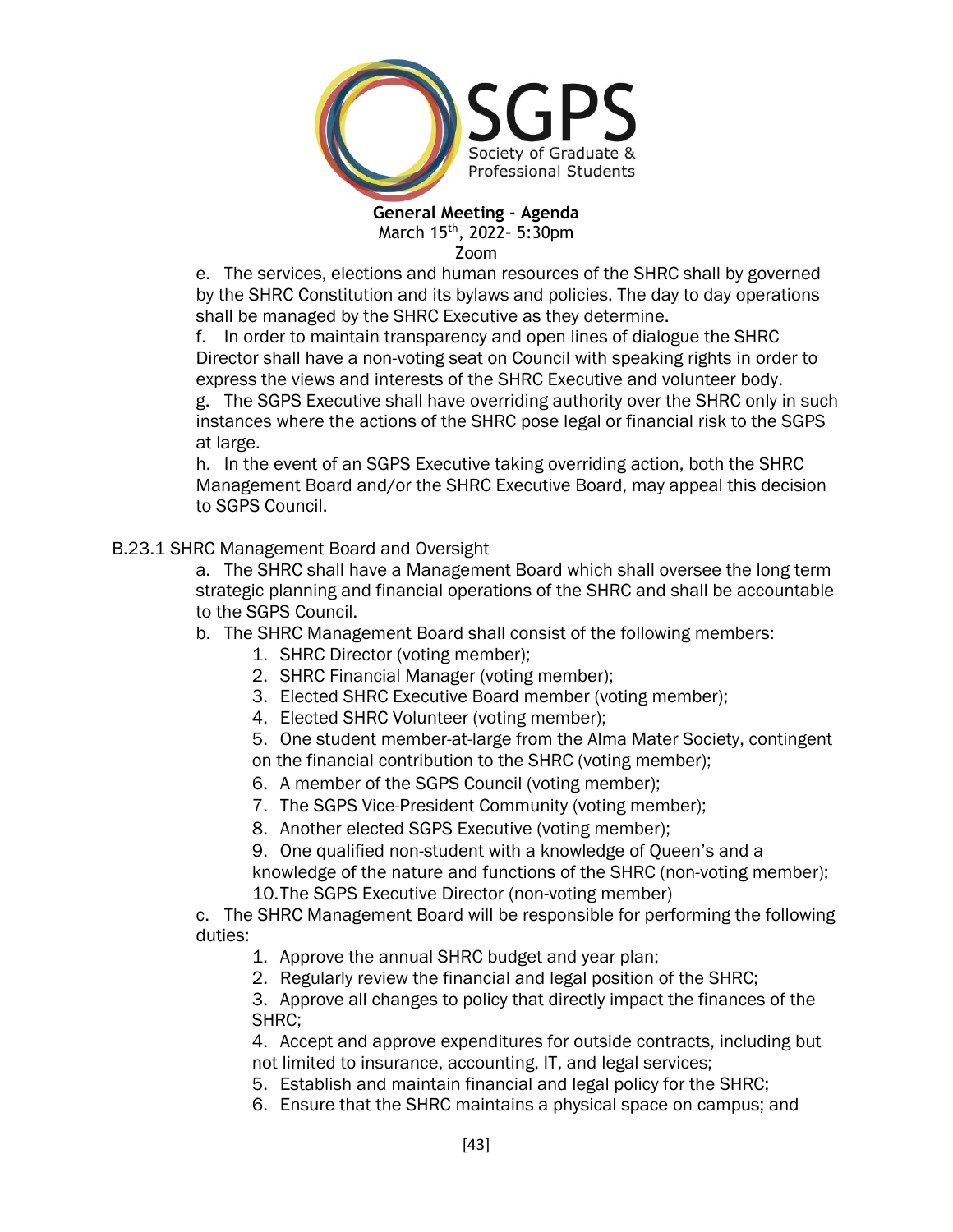e. The services, elections and human resources of the SHRC shall by governed by the SHRC Constitution and its bylaws and policies. The day to day operations shall be managed by the SHRC Executive as they determine.

f. In order to maintain transparency and open lines of dialogue the SHRC Director shall have a non-voting seat on Council with speaking rights in order to express the views and interests of the SHRC Executive and volunteer body.

g. The SGPS Executive shall have overriding authority over the SHRC only in such instances where the actions of the SHRC pose legal or financial risk to the SGPS at large.

h. In the event of an SGPS Executive taking overriding action, both the SHRC Management Board and/or the SHRC Executive Board, may appeal this decision to SGPS Council.

B.23.1 SHRC Management Board and Oversight

a. The SHRC shall have a Management Board which shall oversee the long term strategic planning and financial operations of the SHRC and shall be accountable to the SGPS Council.

b. The SHRC Management Board shall consist of the following members:

1. SHRC Director (voting member);
2. SHRC Financial Manager (voting member);
3. Elected SHRC Executive Board member (voting member);
4. Elected SHRC Volunteer (voting member);
5. One student member-at-large from the Alma Mater Society, contingent on the financial contribution to the SHRC (voting member);
6. A member of the SGPS Council (voting member);
7. The SGPS Vice-President Community (voting member);
8. Another elected SGPS Executive (voting member);
9. One qualified non-student with a knowledge of Queen's and a knowledge of the nature and functions of the SHRC (non-voting member);
10. The SGPS Executive Director (non-voting member)

c. The SHRC Management Board will be responsible for performing the following duties:

1. Approve the annual SHRC budget and year plan;
2. Regularly review the financial and legal position of the SHRC;
3. Approve all changes to policy that directly impact the finances of the SHRC;
4. Accept and approve expenditures for outside contracts, including but not limited to insurance, accounting, IT, and legal services;
5. Establish and maintain financial and legal policy for the SHRC;
6. Ensure that the SHRC maintains a physical space on campus; and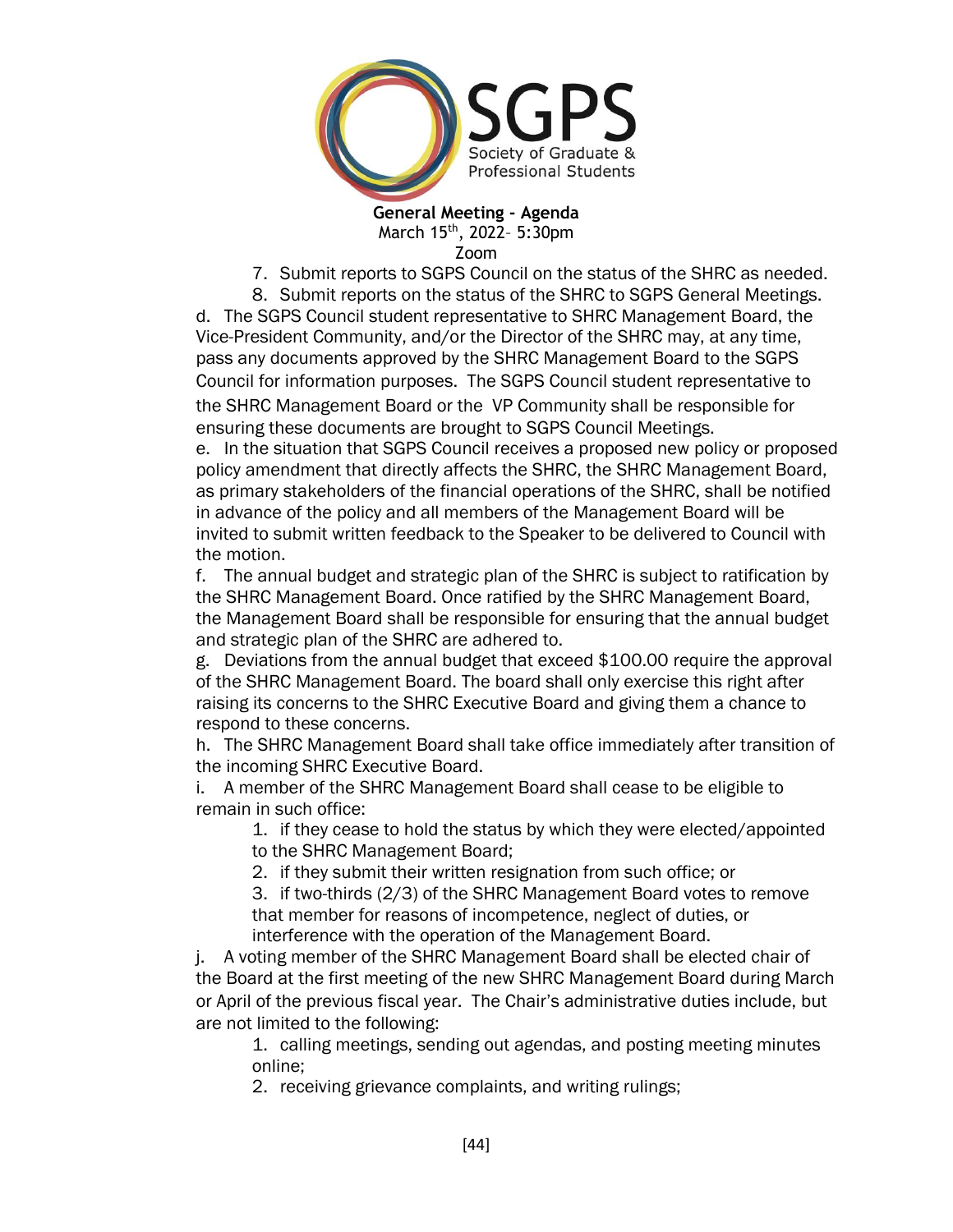7. Submit reports to SGPS Council on the status of the SHRC as needed.
8. Submit reports on the status of the SHRC to SGPS General Meetings.

d. The SGPS Council student representative to SHRC Management Board, the Vice-President Community, and/or the Director of the SHRC may, at any time, pass any documents approved by the SHRC Management Board to the SGPS Council for information purposes. The SGPS Council student representative to the SHRC Management Board or the VP Community shall be responsible for ensuring these documents are brought to SGPS Council Meetings.

e. In the situation that SGPS Council receives a proposed new policy or proposed policy amendment that directly affects the SHRC, the SHRC Management Board, as primary stakeholders of the financial operations of the SHRC, shall be notified in advance of the policy and all members of the Management Board will be invited to submit written feedback to the Speaker to be delivered to Council with the motion.

f. The annual budget and strategic plan of the SHRC is subject to ratification by the SHRC Management Board. Once ratified by the SHRC Management Board, the Management Board shall be responsible for ensuring that the annual budget and strategic plan of the SHRC are adhered to.

g. Deviations from the annual budget that exceed $100.00 require the approval of the SHRC Management Board. The board shall only exercise this right after raising its concerns to the SHRC Executive Board and giving them a chance to respond to these concerns.

h. The SHRC Management Board shall take office immediately after transition of the incoming SHRC Executive Board.

i. A member of the SHRC Management Board shall cease to be eligible to remain in such office:

1. if they cease to hold the status by which they were elected/appointed to the SHRC Management Board;
2. if they submit their written resignation from such office; or
3. if two-thirds (2/3) of the SHRC Management Board votes to remove that member for reasons of incompetence, neglect of duties, or interference with the operation of the Management Board.

j. A voting member of the SHRC Management Board shall be elected chair of the Board at the first meeting of the new SHRC Management Board during March or April of the previous fiscal year. The Chair's administrative duties include, but are not limited to the following:

1. calling meetings, sending out agendas, and posting meeting minutes online;
2. receiving grievance complaints, and writing rulings;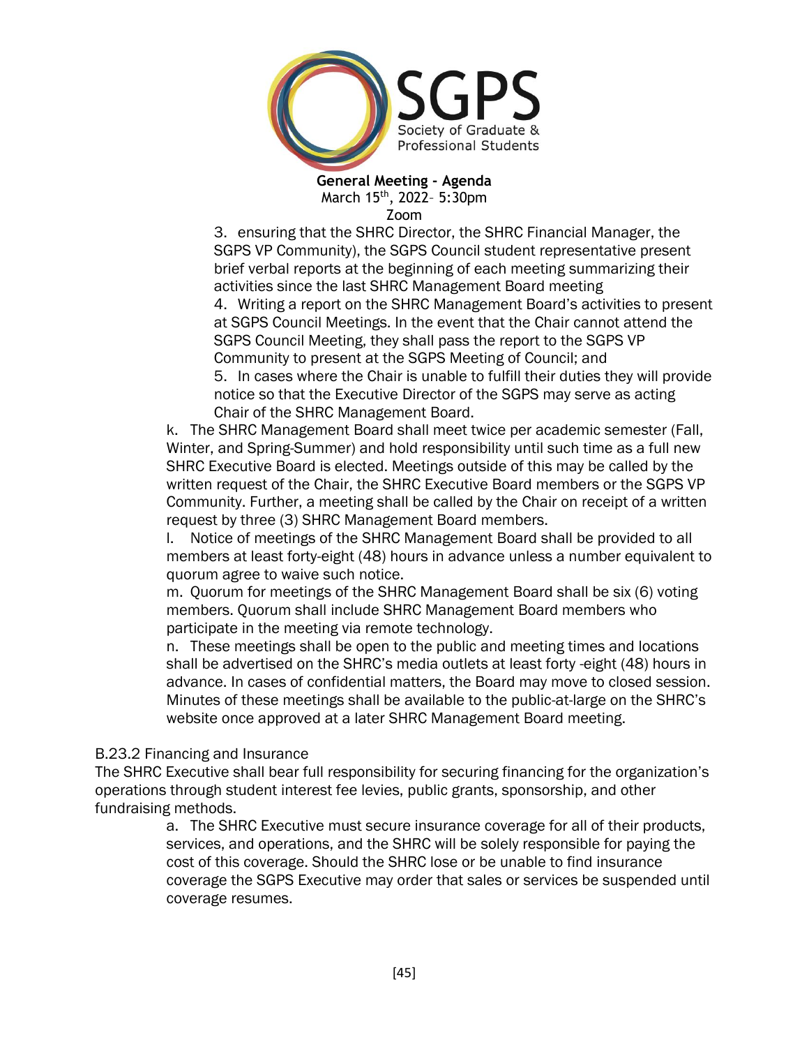3. ensuring that the SHRC Director, the SHRC Financial Manager, the SGPS VP Community), the SGPS Council student representative present brief verbal reports at the beginning of each meeting summarizing their activities since the last SHRC Management Board meeting

4. Writing a report on the SHRC Management Board's activities to present at SGPS Council Meetings. In the event that the Chair cannot attend the SGPS Council Meeting, they shall pass the report to the SGPS VP Community to present at the SGPS Meeting of Council; and

5. In cases where the Chair is unable to fulfill their duties they will provide notice so that the Executive Director of the SGPS may serve as acting Chair of the SHRC Management Board.

k. The SHRC Management Board shall meet twice per academic semester (Fall, Winter, and Spring-Summer) and hold responsibility until such time as a full new SHRC Executive Board is elected. Meetings outside of this may be called by the written request of the Chair, the SHRC Executive Board members or the SGPS VP Community. Further, a meeting shall be called by the Chair on receipt of a written request by three (3) SHRC Management Board members.

l. Notice of meetings of the SHRC Management Board shall be provided to all members at least forty-eight (48) hours in advance unless a number equivalent to quorum agree to waive such notice.

m. Quorum for meetings of the SHRC Management Board shall be six (6) voting members. Quorum shall include SHRC Management Board members who participate in the meeting via remote technology.

n. These meetings shall be open to the public and meeting times and locations shall be advertised on the SHRC's media outlets at least forty -eight (48) hours in advance. In cases of confidential matters, the Board may move to closed session. Minutes of these meetings shall be available to the public-at-large on the SHRC's website once approved at a later SHRC Management Board meeting.

B.23.2 Financing and Insurance

The SHRC Executive shall bear full responsibility for securing financing for the organization's operations through student interest fee levies, public grants, sponsorship, and other fundraising methods.

a. The SHRC Executive must secure insurance coverage for all of their products, services, and operations, and the SHRC will be solely responsible for paying the cost of this coverage. Should the SHRC lose or be unable to find insurance coverage the SGPS Executive may order that sales or services be suspended until coverage resumes.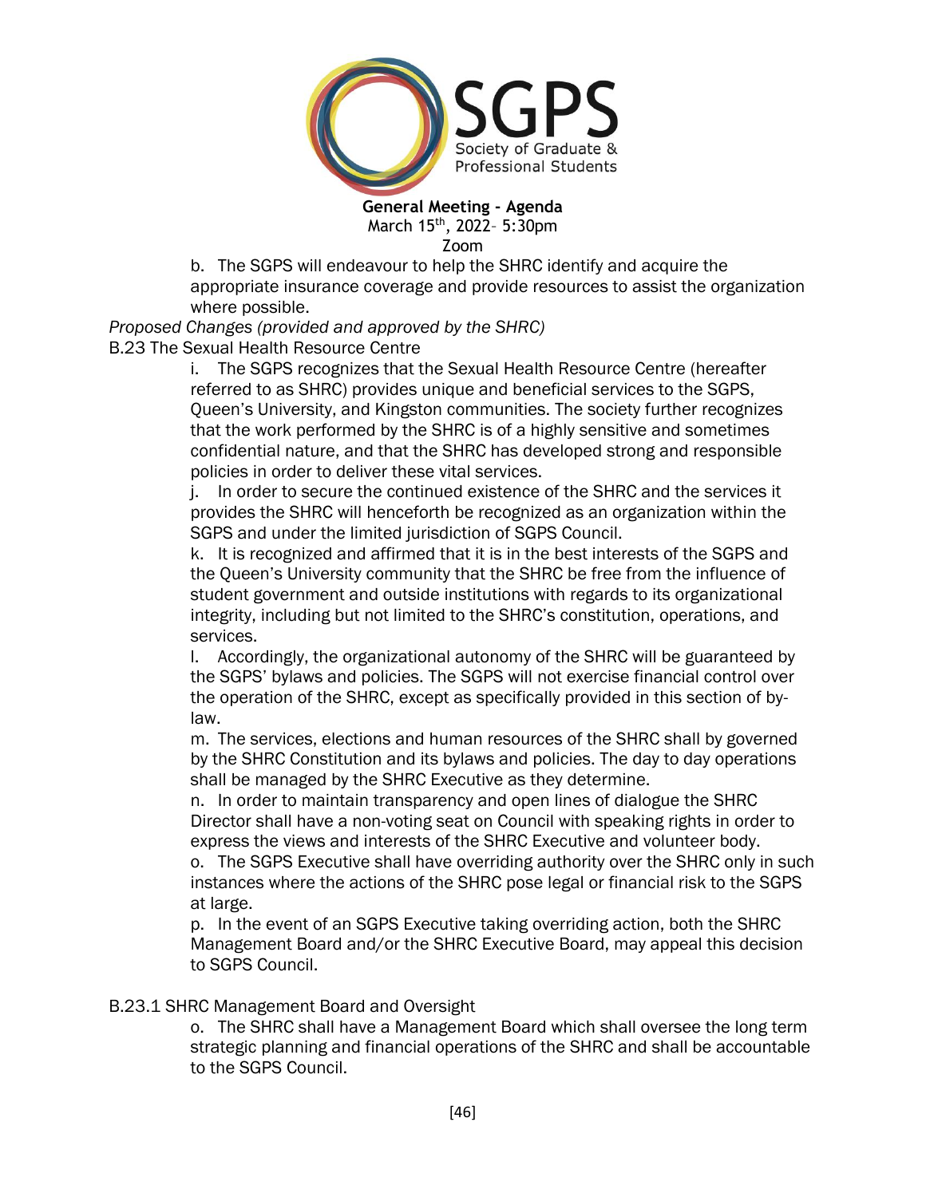b. The SGPS will endeavour to help the SHRC identify and acquire the appropriate insurance coverage and provide resources to assist the organization where possible.

*Proposed Changes (provided and approved by the SHRC)*

B.23 The Sexual Health Resource Centre

i. The SGPS recognizes that the Sexual Health Resource Centre (hereafter referred to as SHRC) provides unique and beneficial services to the SGPS, Queen's University, and Kingston communities. The society further recognizes that the work performed by the SHRC is of a highly sensitive and sometimes confidential nature, and that the SHRC has developed strong and responsible policies in order to deliver these vital services.

j. In order to secure the continued existence of the SHRC and the services it provides the SHRC will henceforth be recognized as an organization within the SGPS and under the limited jurisdiction of SGPS Council.

k. It is recognized and affirmed that it is in the best interests of the SGPS and the Queen's University community that the SHRC be free from the influence of student government and outside institutions with regards to its organizational integrity, including but not limited to the SHRC's constitution, operations, and services.

l. Accordingly, the organizational autonomy of the SHRC will be guaranteed by the SGPS' bylaws and policies. The SGPS will not exercise financial control over the operation of the SHRC, except as specifically provided in this section of by-law.

m. The services, elections and human resources of the SHRC shall by governed by the SHRC Constitution and its bylaws and policies. The day to day operations shall be managed by the SHRC Executive as they determine.

n. In order to maintain transparency and open lines of dialogue the SHRC Director shall have a non-voting seat on Council with speaking rights in order to express the views and interests of the SHRC Executive and volunteer body.

o. The SGPS Executive shall have overriding authority over the SHRC only in such instances where the actions of the SHRC pose legal or financial risk to the SGPS at large.

p. In the event of an SGPS Executive taking overriding action, both the SHRC Management Board and/or the SHRC Executive Board, may appeal this decision to SGPS Council.

B.23.1 SHRC Management Board and Oversight

o. The SHRC shall have a Management Board which shall oversee the long term strategic planning and financial operations of the SHRC and shall be accountable to the SGPS Council.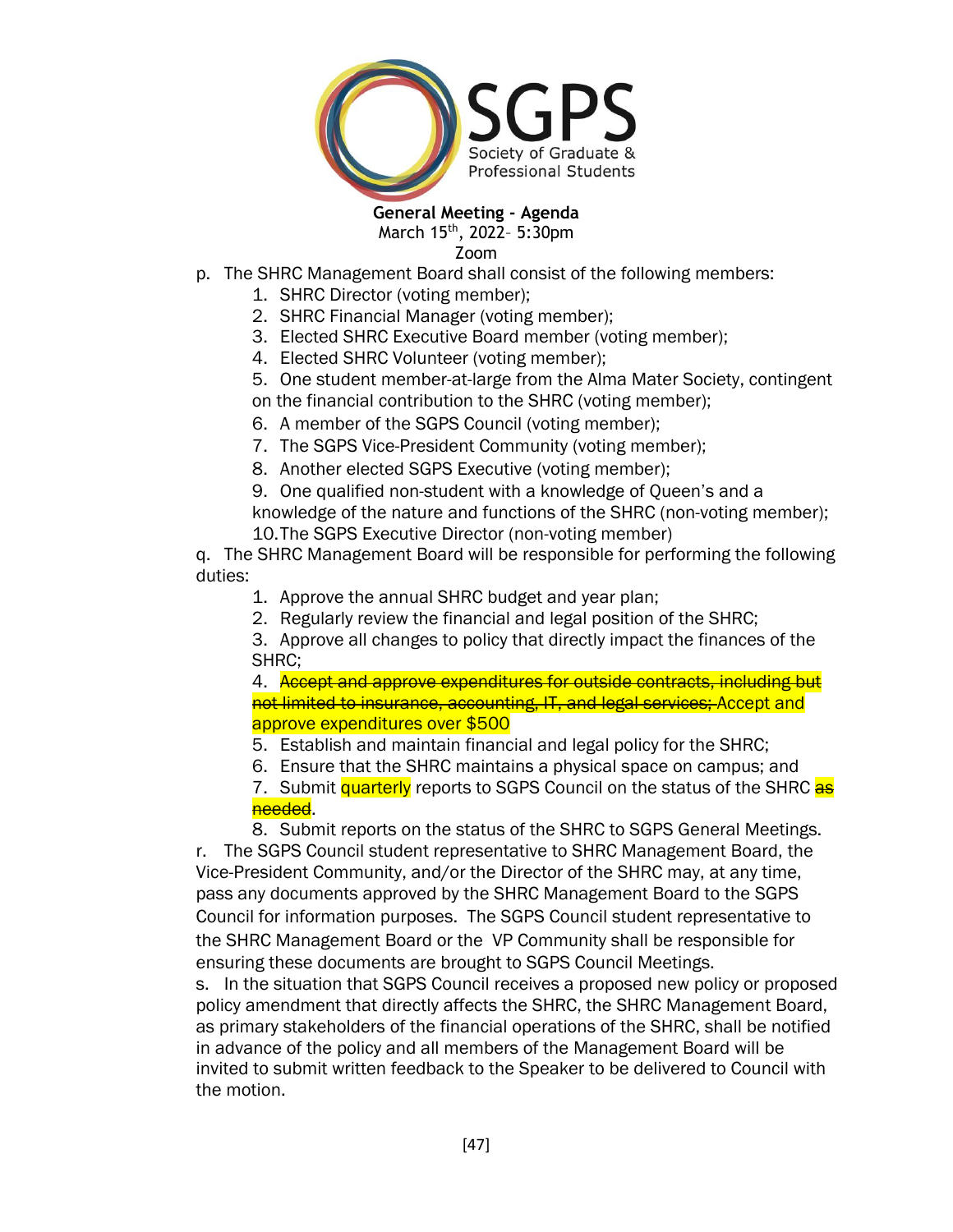p. The SHRC Management Board shall consist of the following members:

1. SHRC Director (voting member);
2. SHRC Financial Manager (voting member);
3. Elected SHRC Executive Board member (voting member);
4. Elected SHRC Volunteer (voting member);
5. One student member-at-large from the Alma Mater Society, contingent on the financial contribution to the SHRC (voting member);
6. A member of the SGPS Council (voting member);
7. The SGPS Vice-President Community (voting member);
8. Another elected SGPS Executive (voting member);
9. One qualified non-student with a knowledge of Queen's and a knowledge of the nature and functions of the SHRC (non-voting member);
10. The SGPS Executive Director (non-voting member)

q. The SHRC Management Board will be responsible for performing the following duties:

1. Approve the annual SHRC budget and year plan;
2. Regularly review the financial and legal position of the SHRC;
3. Approve all changes to policy that directly impact the finances of the SHRC;
4. ~~Accept and approve expenditures for outside contracts, including but not limited to insurance, accounting, IT, and legal services;~~ Accept and approve expenditures over $500
5. Establish and maintain financial and legal policy for the SHRC;
6. Ensure that the SHRC maintains a physical space on campus; and
7. Submit quarterly reports to SGPS Council on the status of the SHRC ~~as needed~~.
8. Submit reports on the status of the SHRC to SGPS General Meetings.

r. The SGPS Council student representative to SHRC Management Board, the Vice-President Community, and/or the Director of the SHRC may, at any time, pass any documents approved by the SHRC Management Board to the SGPS Council for information purposes. The SGPS Council student representative to the SHRC Management Board or the VP Community shall be responsible for ensuring these documents are brought to SGPS Council Meetings.

s. In the situation that SGPS Council receives a proposed new policy or proposed policy amendment that directly affects the SHRC, the SHRC Management Board, as primary stakeholders of the financial operations of the SHRC, shall be notified in advance of the policy and all members of the Management Board will be invited to submit written feedback to the Speaker to be delivered to Council with the motion.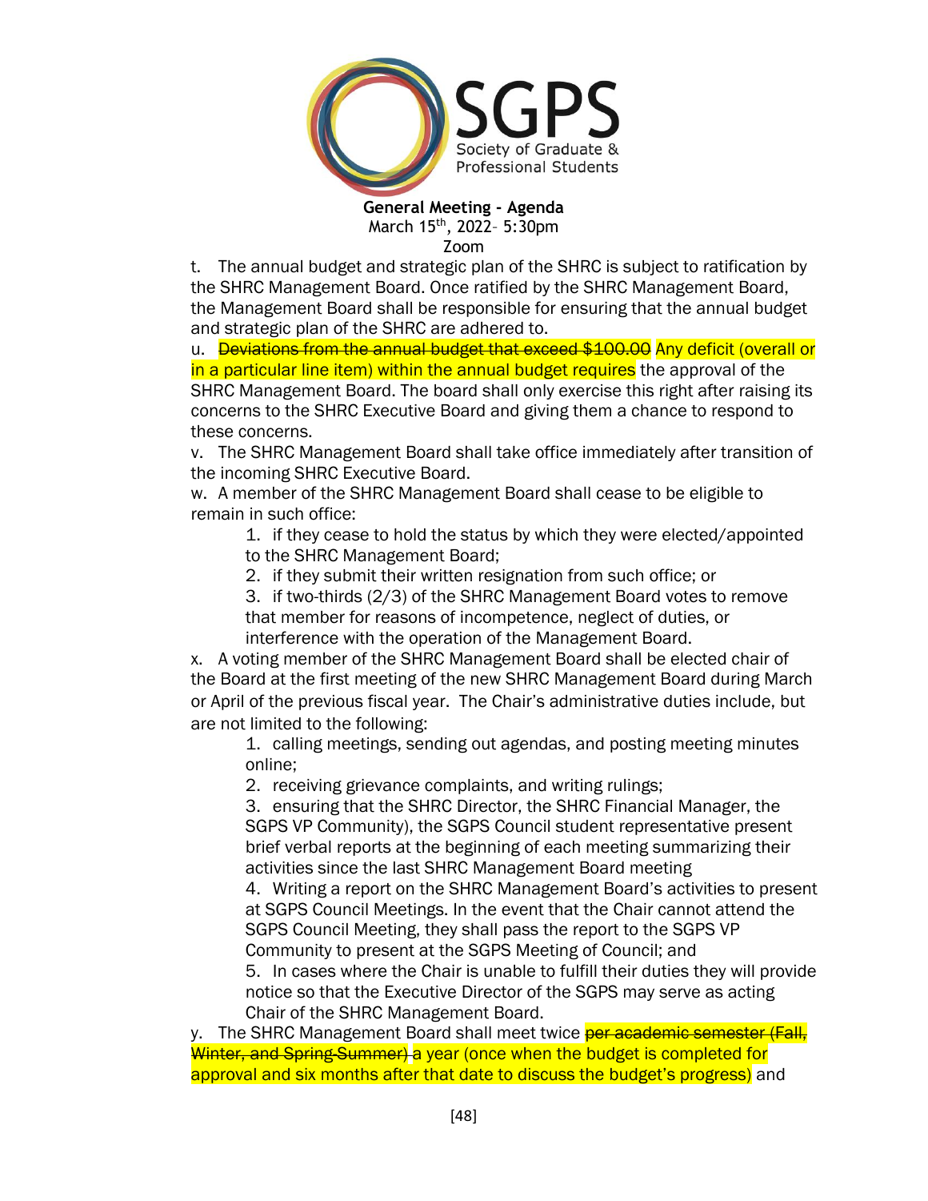t. The annual budget and strategic plan of the SHRC is subject to ratification by the SHRC Management Board. Once ratified by the SHRC Management Board, the Management Board shall be responsible for ensuring that the annual budget and strategic plan of the SHRC are adhered to.

u. ~~Deviations from the annual budget that exceed $100.00~~ Any deficit (overall or in a particular line item) within the annual budget requires the approval of the SHRC Management Board. The board shall only exercise this right after raising its concerns to the SHRC Executive Board and giving them a chance to respond to these concerns.

v. The SHRC Management Board shall take office immediately after transition of the incoming SHRC Executive Board.

w. A member of the SHRC Management Board shall cease to be eligible to remain in such office:

1. if they cease to hold the status by which they were elected/appointed to the SHRC Management Board;
2. if they submit their written resignation from such office; or
3. if two-thirds (2/3) of the SHRC Management Board votes to remove that member for reasons of incompetence, neglect of duties, or interference with the operation of the Management Board.

x. A voting member of the SHRC Management Board shall be elected chair of the Board at the first meeting of the new SHRC Management Board during March or April of the previous fiscal year. The Chair's administrative duties include, but are not limited to the following:

1. calling meetings, sending out agendas, and posting meeting minutes online;
2. receiving grievance complaints, and writing rulings;
3. ensuring that the SHRC Director, the SHRC Financial Manager, the SGPS VP Community), the SGPS Council student representative present brief verbal reports at the beginning of each meeting summarizing their activities since the last SHRC Management Board meeting
4. Writing a report on the SHRC Management Board's activities to present at SGPS Council Meetings. In the event that the Chair cannot attend the SGPS Council Meeting, they shall pass the report to the SGPS VP Community to present at the SGPS Meeting of Council; and
5. In cases where the Chair is unable to fulfill their duties they will provide notice so that the Executive Director of the SGPS may serve as acting Chair of the SHRC Management Board.

y. The SHRC Management Board shall meet twice ~~per academic semester (Fall, Winter, and Spring-Summer)~~ a year (once when the budget is completed for approval and six months after that date to discuss the budget's progress) and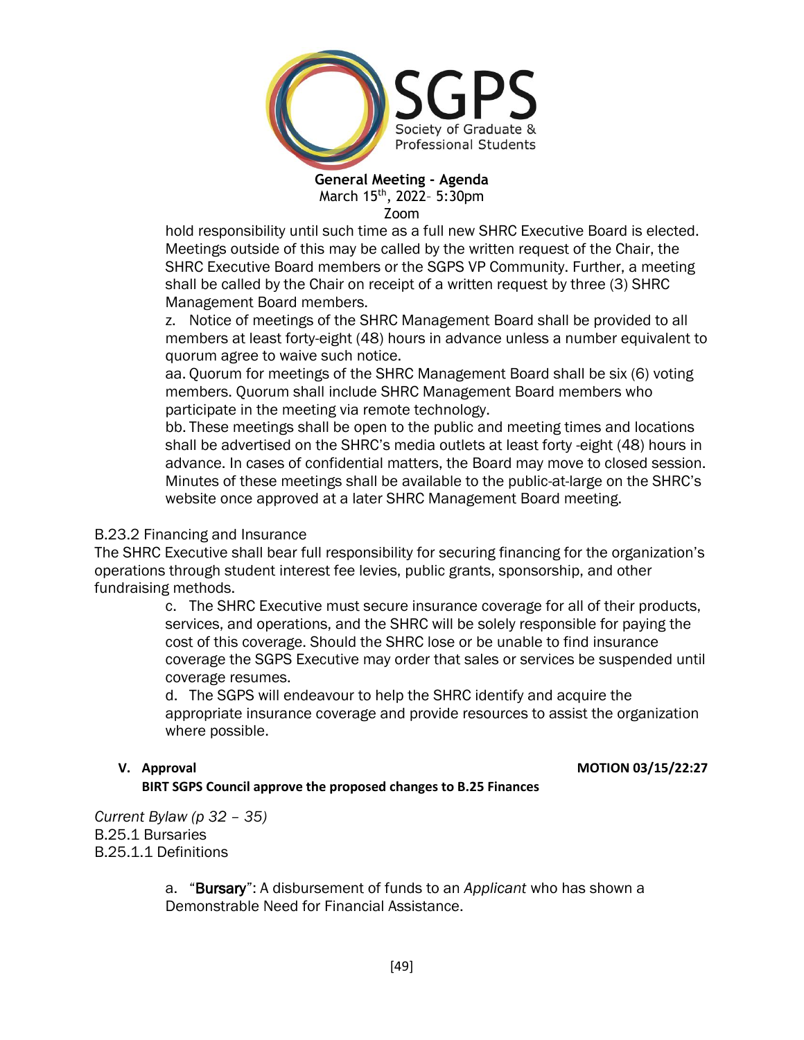hold responsibility until such time as a full new SHRC Executive Board is elected. Meetings outside of this may be called by the written request of the Chair, the SHRC Executive Board members or the SGPS VP Community. Further, a meeting shall be called by the Chair on receipt of a written request by three (3) SHRC Management Board members.

z. Notice of meetings of the SHRC Management Board shall be provided to all members at least forty-eight (48) hours in advance unless a number equivalent to quorum agree to waive such notice.

aa. Quorum for meetings of the SHRC Management Board shall be six (6) voting members. Quorum shall include SHRC Management Board members who participate in the meeting via remote technology.

bb. These meetings shall be open to the public and meeting times and locations shall be advertised on the SHRC's media outlets at least forty -eight (48) hours in advance. In cases of confidential matters, the Board may move to closed session. Minutes of these meetings shall be available to the public-at-large on the SHRC's website once approved at a later SHRC Management Board meeting.

B.23.2 Financing and Insurance

The SHRC Executive shall bear full responsibility for securing financing for the organization's operations through student interest fee levies, public grants, sponsorship, and other fundraising methods.

c. The SHRC Executive must secure insurance coverage for all of their products, services, and operations, and the SHRC will be solely responsible for paying the cost of this coverage. Should the SHRC lose or be unable to find insurance coverage the SGPS Executive may order that sales or services be suspended until coverage resumes.

d. The SGPS will endeavour to help the SHRC identify and acquire the appropriate insurance coverage and provide resources to assist the organization where possible.

**V. Approval** **MOTION 03/15/22:27**

**BIRT SGPS Council approve the proposed changes to B.25 Finances**

*Current Bylaw (p 32 – 35)*

B.25.1 Bursaries

B.25.1.1 Definitions

a. "**Bursary**": A disbursement of funds to an *Applicant* who has shown a Demonstrable Need for Financial Assistance.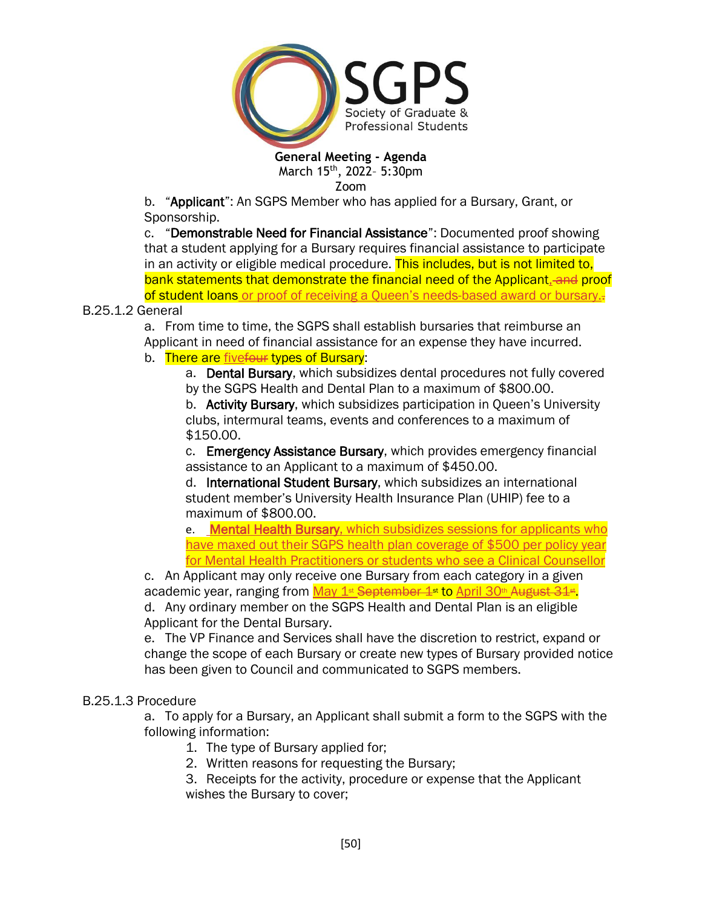b. "**Applicant**": An SGPS Member who has applied for a Bursary, Grant, or Sponsorship.

c. "**Demonstrable Need for Financial Assistance**": Documented proof showing that a student applying for a Bursary requires financial assistance to participate in an activity or eligible medical procedure. This includes, but is not limited to, bank statements that demonstrate the financial need of the Applicant, ~~and~~ proof of student loans or proof of receiving a Queen's needs-based award or bursary.~~.~~

B.25.1.2 General

a. From time to time, the SGPS shall establish bursaries that reimburse an Applicant in need of financial assistance for an expense they have incurred.

b. There are five~~four~~ types of Bursary:

a. **Dental Bursary**, which subsidizes dental procedures not fully covered by the SGPS Health and Dental Plan to a maximum of $800.00.

b. **Activity Bursary**, which subsidizes participation in Queen's University clubs, intermural teams, events and conferences to a maximum of $150.00.

c. **Emergency Assistance Bursary**, which provides emergency financial assistance to an Applicant to a maximum of $450.00.

d. **International Student Bursary**, which subsidizes an international student member's University Health Insurance Plan (UHIP) fee to a maximum of $800.00.

e. **Mental Health Bursary**, which subsidizes sessions for applicants who have maxed out their SGPS health plan coverage of $500 per policy year for Mental Health Practitioners or students who see a Clinical Counsellor

c. An Applicant may only receive one Bursary from each category in a given academic year, ranging from May 1st ~~September 1st~~ to April 30th ~~August 31st~~.

d. Any ordinary member on the SGPS Health and Dental Plan is an eligible Applicant for the Dental Bursary.

e. The VP Finance and Services shall have the discretion to restrict, expand or change the scope of each Bursary or create new types of Bursary provided notice has been given to Council and communicated to SGPS members.

B.25.1.3 Procedure

a. To apply for a Bursary, an Applicant shall submit a form to the SGPS with the following information:

1. The type of Bursary applied for;
2. Written reasons for requesting the Bursary;
3. Receipts for the activity, procedure or expense that the Applicant wishes the Bursary to cover;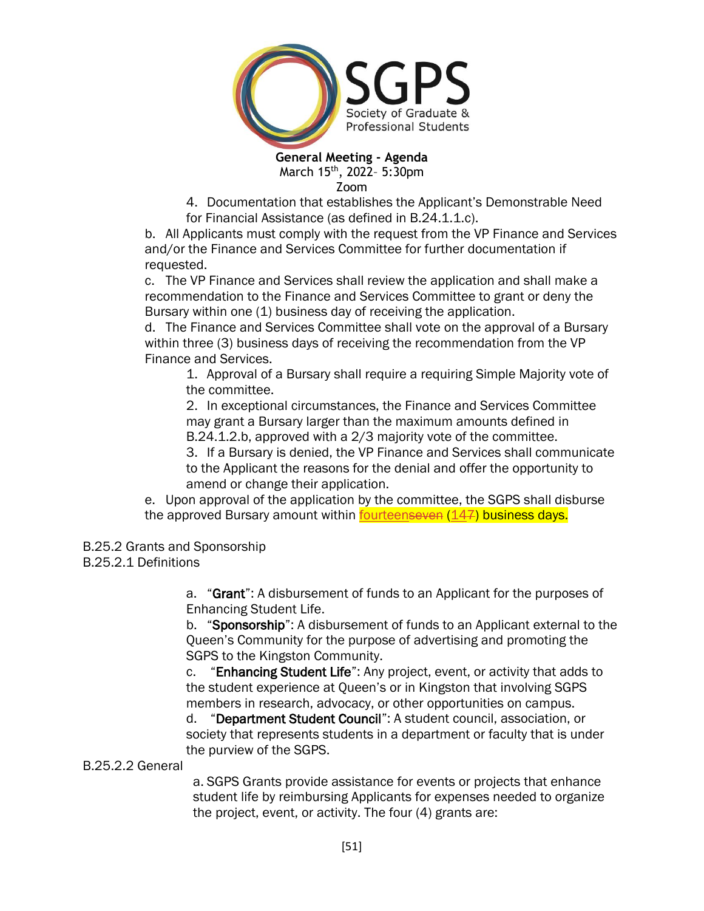4. Documentation that establishes the Applicant's Demonstrable Need for Financial Assistance (as defined in B.24.1.1.c).

b. All Applicants must comply with the request from the VP Finance and Services and/or the Finance and Services Committee for further documentation if requested.

c. The VP Finance and Services shall review the application and shall make a recommendation to the Finance and Services Committee to grant or deny the Bursary within one (1) business day of receiving the application.

d. The Finance and Services Committee shall vote on the approval of a Bursary within three (3) business days of receiving the recommendation from the VP Finance and Services.

1. Approval of a Bursary shall require a requiring Simple Majority vote of the committee.
2. In exceptional circumstances, the Finance and Services Committee may grant a Bursary larger than the maximum amounts defined in B.24.1.2.b, approved with a 2/3 majority vote of the committee.
3. If a Bursary is denied, the VP Finance and Services shall communicate to the Applicant the reasons for the denial and offer the opportunity to amend or change their application.

e. Upon approval of the application by the committee, the SGPS shall disburse the approved Bursary amount within fourteen~~seven~~ (14~~7~~) business days.

B.25.2 Grants and Sponsorship

B.25.2.1 Definitions

a. "**Grant**": A disbursement of funds to an Applicant for the purposes of Enhancing Student Life.

b. "**Sponsorship**": A disbursement of funds to an Applicant external to the Queen's Community for the purpose of advertising and promoting the SGPS to the Kingston Community.

c. "**Enhancing Student Life**": Any project, event, or activity that adds to the student experience at Queen's or in Kingston that involving SGPS members in research, advocacy, or other opportunities on campus.

d. "**Department Student Council**": A student council, association, or society that represents students in a department or faculty that is under the purview of the SGPS.

B.25.2.2 General

a. SGPS Grants provide assistance for events or projects that enhance student life by reimbursing Applicants for expenses needed to organize the project, event, or activity. The four (4) grants are: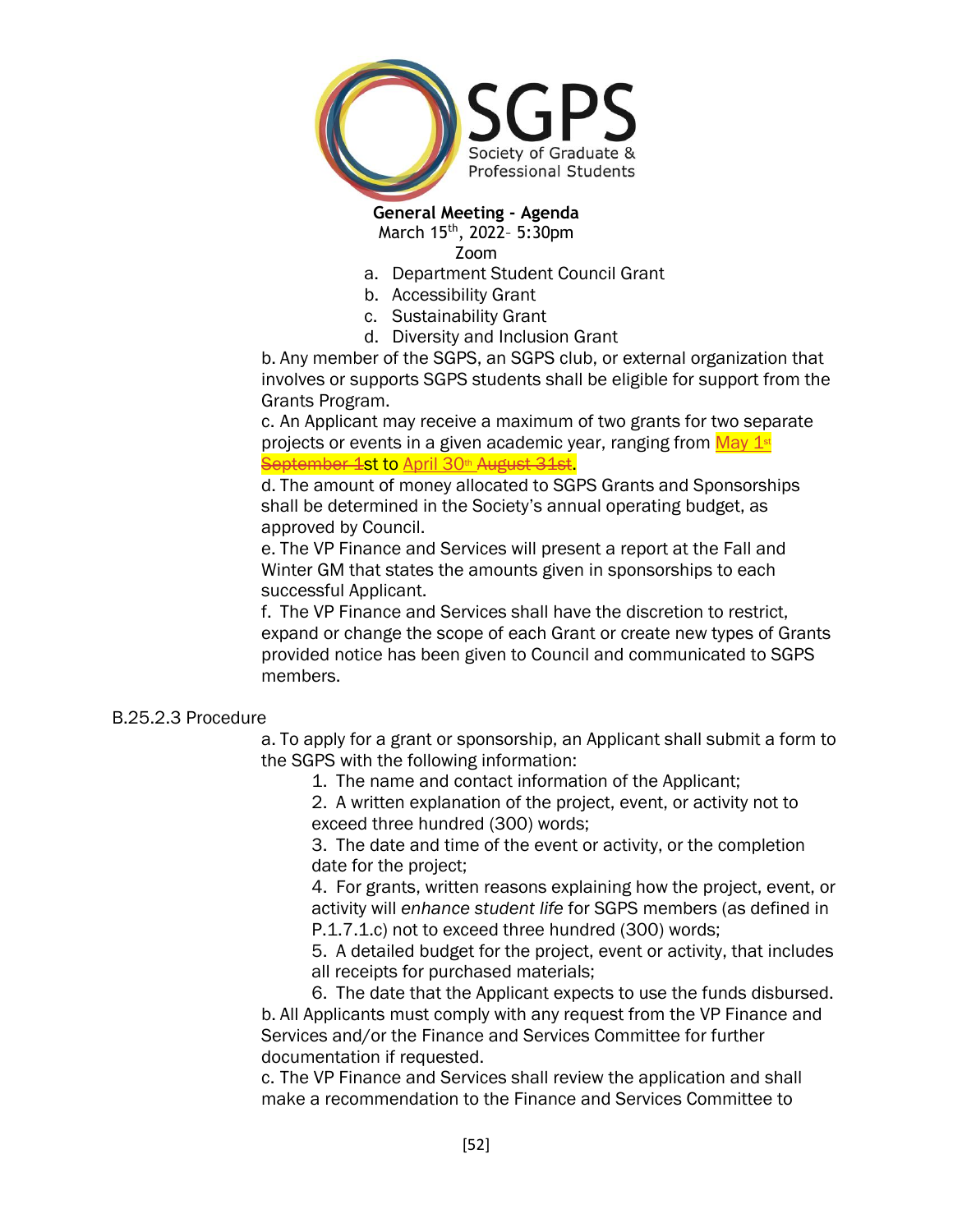**General Meeting - Agenda**
March 15th, 2022– 5:30pm
Zoom

a. Department Student Council Grant
b. Accessibility Grant
c. Sustainability Grant
d. Diversity and Inclusion Grant

b. Any member of the SGPS, an SGPS club, or external organization that involves or supports SGPS students shall be eligible for support from the Grants Program.

c. An Applicant may receive a maximum of two grants for two separate projects or events in a given academic year, ranging from May 1st ~~September 1~~st to April 30th ~~August 31st~~.

d. The amount of money allocated to SGPS Grants and Sponsorships shall be determined in the Society's annual operating budget, as approved by Council.

e. The VP Finance and Services will present a report at the Fall and Winter GM that states the amounts given in sponsorships to each successful Applicant.

f. The VP Finance and Services shall have the discretion to restrict, expand or change the scope of each Grant or create new types of Grants provided notice has been given to Council and communicated to SGPS members.

B.25.2.3 Procedure

a. To apply for a grant or sponsorship, an Applicant shall submit a form to the SGPS with the following information:

1. The name and contact information of the Applicant;
2. A written explanation of the project, event, or activity not to exceed three hundred (300) words;
3. The date and time of the event or activity, or the completion date for the project;
4. For grants, written reasons explaining how the project, event, or activity will *enhance student life* for SGPS members (as defined in P.1.7.1.c) not to exceed three hundred (300) words;
5. A detailed budget for the project, event or activity, that includes all receipts for purchased materials;
6. The date that the Applicant expects to use the funds disbursed.

b. All Applicants must comply with any request from the VP Finance and Services and/or the Finance and Services Committee for further documentation if requested.

c. The VP Finance and Services shall review the application and shall make a recommendation to the Finance and Services Committee to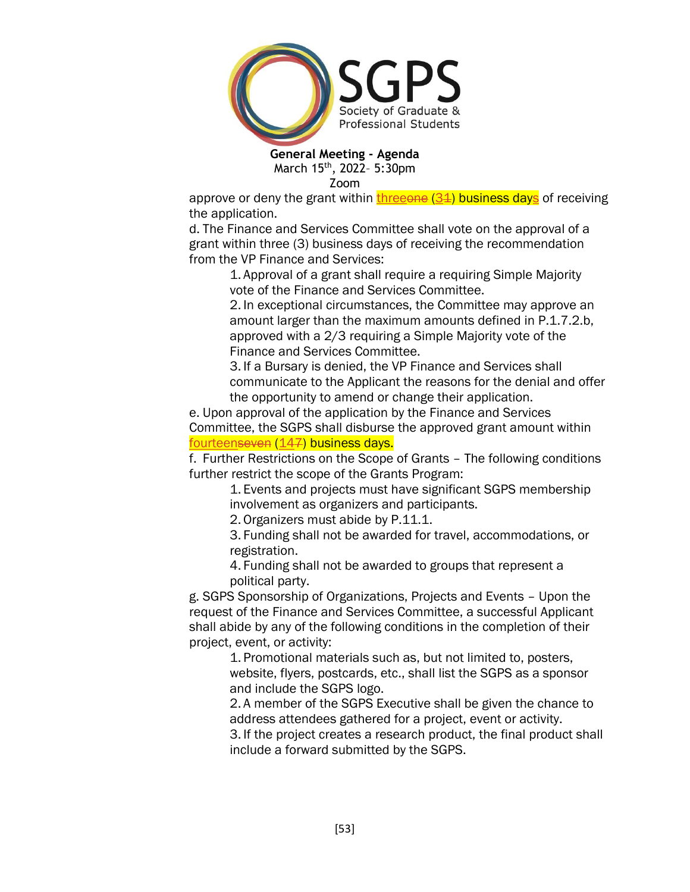approve or deny the grant within threeone (31) business days of receiving the application.

d. The Finance and Services Committee shall vote on the approval of a grant within three (3) business days of receiving the recommendation from the VP Finance and Services:

1. Approval of a grant shall require a requiring Simple Majority vote of the Finance and Services Committee.
2. In exceptional circumstances, the Committee may approve an amount larger than the maximum amounts defined in P.1.7.2.b, approved with a 2/3 requiring a Simple Majority vote of the Finance and Services Committee.
3. If a Bursary is denied, the VP Finance and Services shall communicate to the Applicant the reasons for the denial and offer the opportunity to amend or change their application.

e. Upon approval of the application by the Finance and Services Committee, the SGPS shall disburse the approved grant amount within fourteenseven (147) business days.

f. Further Restrictions on the Scope of Grants – The following conditions further restrict the scope of the Grants Program:

1. Events and projects must have significant SGPS membership involvement as organizers and participants.
2. Organizers must abide by P.11.1.
3. Funding shall not be awarded for travel, accommodations, or registration.
4. Funding shall not be awarded to groups that represent a political party.

g. SGPS Sponsorship of Organizations, Projects and Events – Upon the request of the Finance and Services Committee, a successful Applicant shall abide by any of the following conditions in the completion of their project, event, or activity:

1. Promotional materials such as, but not limited to, posters, website, flyers, postcards, etc., shall list the SGPS as a sponsor and include the SGPS logo.
2. A member of the SGPS Executive shall be given the chance to address attendees gathered for a project, event or activity.
3. If the project creates a research product, the final product shall include a forward submitted by the SGPS.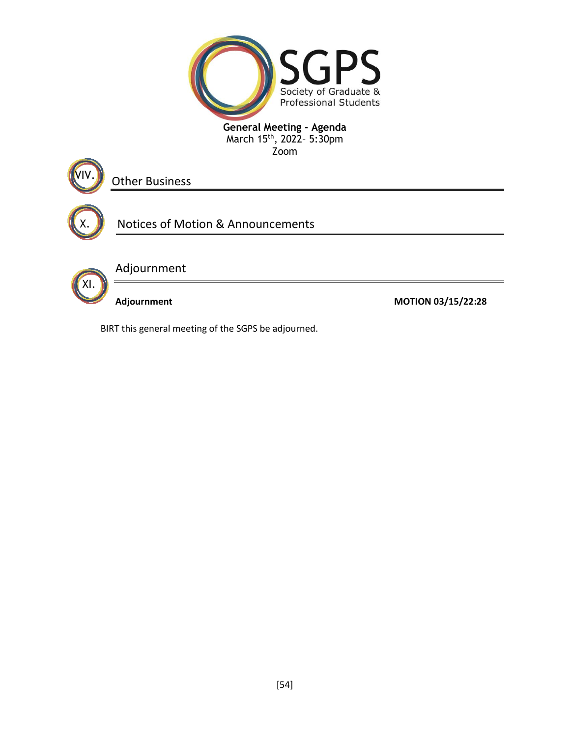SGPS
Society of Graduate & Professional Students

**General Meeting - Agenda**
March 15th, 2022– 5:30pm
Zoom

## VIV. Other Business

## X. Notices of Motion & Announcements

## XI. Adjournment

**Adjournment** **MOTION 03/15/22:28**

BIRT this general meeting of the SGPS be adjourned.